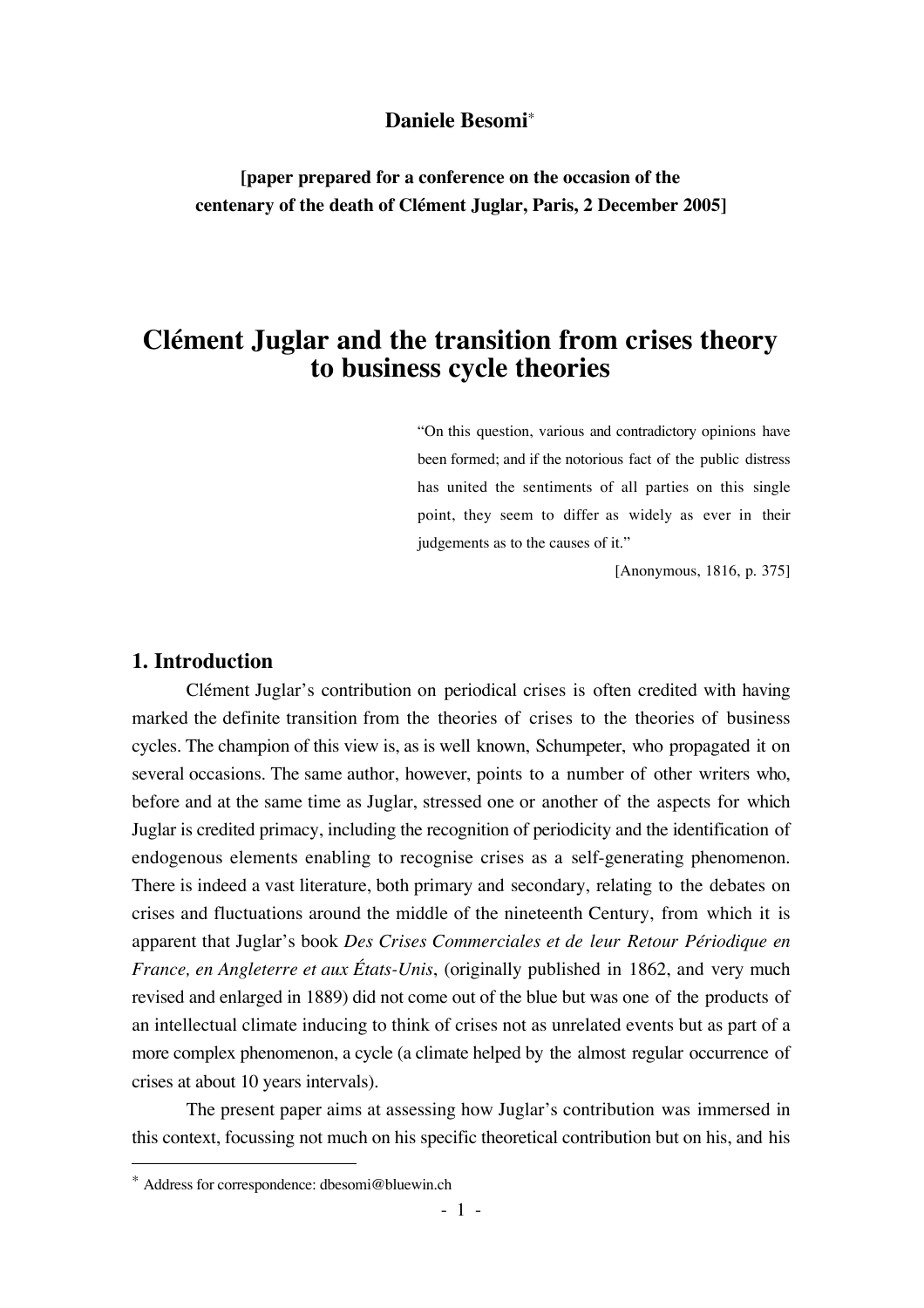**Daniele Besomi***

**[paper prepared for a conference on the occasion of the centenary of the death of Clément Juglar, Paris, 2 December 2005]**

# Clément Juglar and the transition from crises theory to business cycle theories

> "On this question, various and contradictory opinions have been formed; and if the notorious fact of the public distress has united the sentiments of all parties on this single point, they seem to differ as widely as ever in their judgements as to the causes of it."
>
> [Anonymous, 1816, p. 375]

## 1. Introduction

Clément Juglar's contribution on periodical crises is often credited with having marked the definite transition from the theories of crises to the theories of business cycles. The champion of this view is, as is well known, Schumpeter, who propagated it on several occasions. The same author, however, points to a number of other writers who, before and at the same time as Juglar, stressed one or another of the aspects for which Juglar is credited primacy, including the recognition of periodicity and the identification of endogenous elements enabling to recognise crises as a self-generating phenomenon. There is indeed a vast literature, both primary and secondary, relating to the debates on crises and fluctuations around the middle of the nineteenth Century, from which it is apparent that Juglar's book *Des Crises Commerciales et de leur Retour Périodique en France, en Angleterre et aux États-Unis*, (originally published in 1862, and very much revised and enlarged in 1889) did not come out of the blue but was one of the products of an intellectual climate inducing to think of crises not as unrelated events but as part of a more complex phenomenon, a cycle (a climate helped by the almost regular occurrence of crises at about 10 years intervals).

The present paper aims at assessing how Juglar's contribution was immersed in this context, focussing not much on his specific theoretical contribution but on his, and his

---

* Address for correspondence: dbesomi@bluewin.ch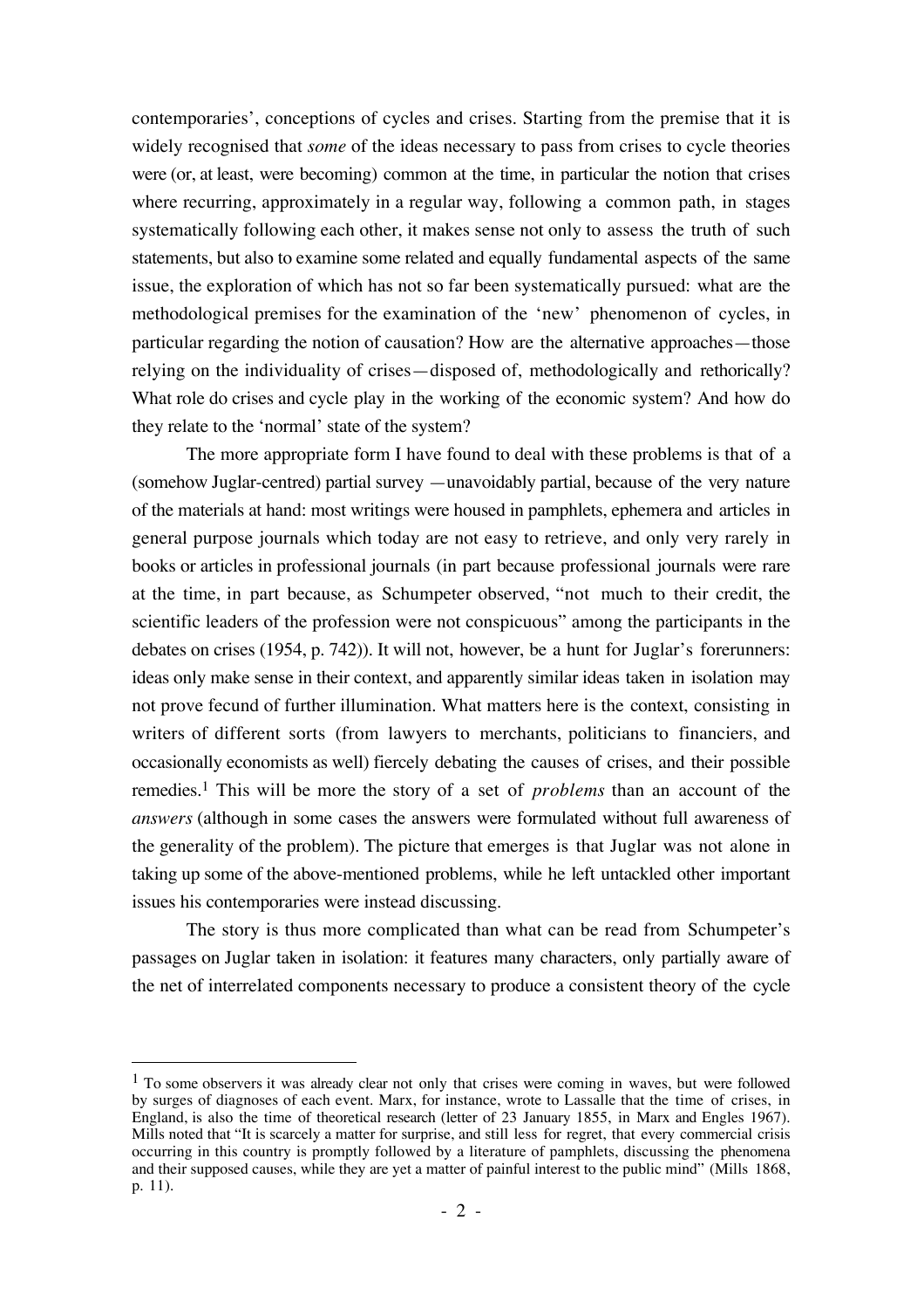contemporaries', conceptions of cycles and crises. Starting from the premise that it is widely recognised that *some* of the ideas necessary to pass from crises to cycle theories were (or, at least, were becoming) common at the time, in particular the notion that crises where recurring, approximately in a regular way, following a common path, in stages systematically following each other, it makes sense not only to assess the truth of such statements, but also to examine some related and equally fundamental aspects of the same issue, the exploration of which has not so far been systematically pursued: what are the methodological premises for the examination of the 'new' phenomenon of cycles, in particular regarding the notion of causation? How are the alternative approaches—those relying on the individuality of crises—disposed of, methodologically and rethorically? What role do crises and cycle play in the working of the economic system? And how do they relate to the 'normal' state of the system?

The more appropriate form I have found to deal with these problems is that of a (somehow Juglar-centred) partial survey —unavoidably partial, because of the very nature of the materials at hand: most writings were housed in pamphlets, ephemera and articles in general purpose journals which today are not easy to retrieve, and only very rarely in books or articles in professional journals (in part because professional journals were rare at the time, in part because, as Schumpeter observed, "not much to their credit, the scientific leaders of the profession were not conspicuous" among the participants in the debates on crises (1954, p. 742)). It will not, however, be a hunt for Juglar's forerunners: ideas only make sense in their context, and apparently similar ideas taken in isolation may not prove fecund of further illumination. What matters here is the context, consisting in writers of different sorts (from lawyers to merchants, politicians to financiers, and occasionally economists as well) fiercely debating the causes of crises, and their possible remedies.[1] This will be more the story of a set of *problems* than an account of the *answers* (although in some cases the answers were formulated without full awareness of the generality of the problem). The picture that emerges is that Juglar was not alone in taking up some of the above-mentioned problems, while he left untackled other important issues his contemporaries were instead discussing.

The story is thus more complicated than what can be read from Schumpeter's passages on Juglar taken in isolation: it features many characters, only partially aware of the net of interrelated components necessary to produce a consistent theory of the cycle

---

[1] To some observers it was already clear not only that crises were coming in waves, but were followed by surges of diagnoses of each event. Marx, for instance, wrote to Lassalle that the time of crises, in England, is also the time of theoretical research (letter of 23 January 1855, in Marx and Engles 1967). Mills noted that "It is scarcely a matter for surprise, and still less for regret, that every commercial crisis occurring in this country is promptly followed by a literature of pamphlets, discussing the phenomena and their supposed causes, while they are yet a matter of painful interest to the public mind" (Mills 1868, p. 11).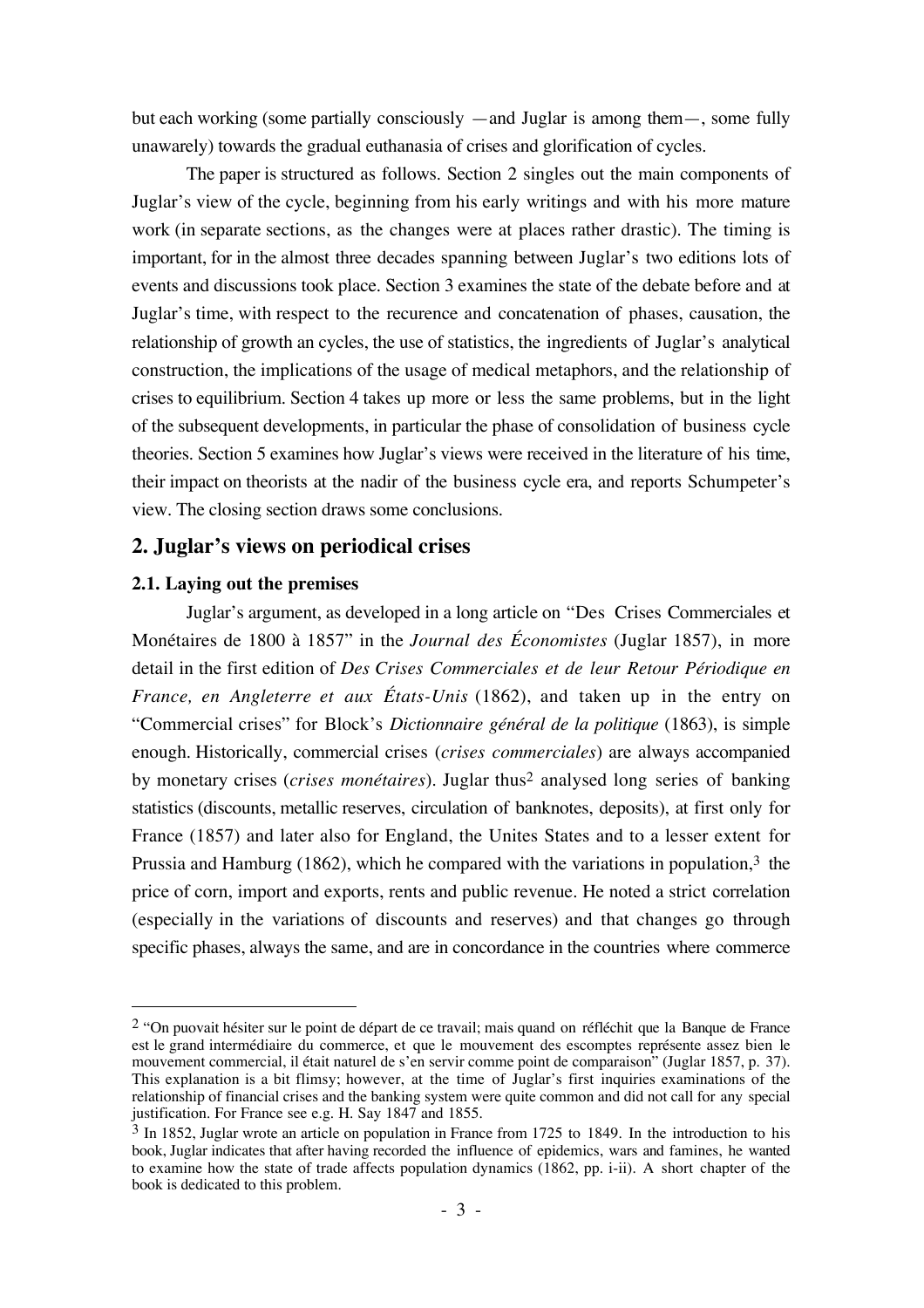but each working (some partially consciously —and Juglar is among them—, some fully unawarely) towards the gradual euthanasia of crises and glorification of cycles.

The paper is structured as follows. Section 2 singles out the main components of Juglar's view of the cycle, beginning from his early writings and with his more mature work (in separate sections, as the changes were at places rather drastic). The timing is important, for in the almost three decades spanning between Juglar's two editions lots of events and discussions took place. Section 3 examines the state of the debate before and at Juglar's time, with respect to the recurence and concatenation of phases, causation, the relationship of growth an cycles, the use of statistics, the ingredients of Juglar's analytical construction, the implications of the usage of medical metaphors, and the relationship of crises to equilibrium. Section 4 takes up more or less the same problems, but in the light of the subsequent developments, in particular the phase of consolidation of business cycle theories. Section 5 examines how Juglar's views were received in the literature of his time, their impact on theorists at the nadir of the business cycle era, and reports Schumpeter's view. The closing section draws some conclusions.

## 2. Juglar's views on periodical crises

### 2.1. Laying out the premises

Juglar's argument, as developed in a long article on "Des Crises Commerciales et Monétaires de 1800 à 1857" in the *Journal des Économistes* (Juglar 1857), in more detail in the first edition of *Des Crises Commerciales et de leur Retour Périodique en France, en Angleterre et aux États-Unis* (1862), and taken up in the entry on "Commercial crises" for Block's *Dictionnaire général de la politique* (1863), is simple enough. Historically, commercial crises (*crises commerciales*) are always accompanied by monetary crises (*crises monétaires*). Juglar thus[2] analysed long series of banking statistics (discounts, metallic reserves, circulation of banknotes, deposits), at first only for France (1857) and later also for England, the Unites States and to a lesser extent for Prussia and Hamburg (1862), which he compared with the variations in population,[3] the price of corn, import and exports, rents and public revenue. He noted a strict correlation (especially in the variations of discounts and reserves) and that changes go through specific phases, always the same, and are in concordance in the countries where commerce

---

[2] "On puovait hésiter sur le point de départ de ce travail; mais quand on réfléchit que la Banque de France est le grand intermédiaire du commerce, et que le mouvement des escomptes représente assez bien le mouvement commercial, il était naturel de s'en servir comme point de comparaison" (Juglar 1857, p. 37). This explanation is a bit flimsy; however, at the time of Juglar's first inquiries examinations of the relationship of financial crises and the banking system were quite common and did not call for any special justification. For France see e.g. H. Say 1847 and 1855.

[3] In 1852, Juglar wrote an article on population in France from 1725 to 1849. In the introduction to his book, Juglar indicates that after having recorded the influence of epidemics, wars and famines, he wanted to examine how the state of trade affects population dynamics (1862, pp. i-ii). A short chapter of the book is dedicated to this problem.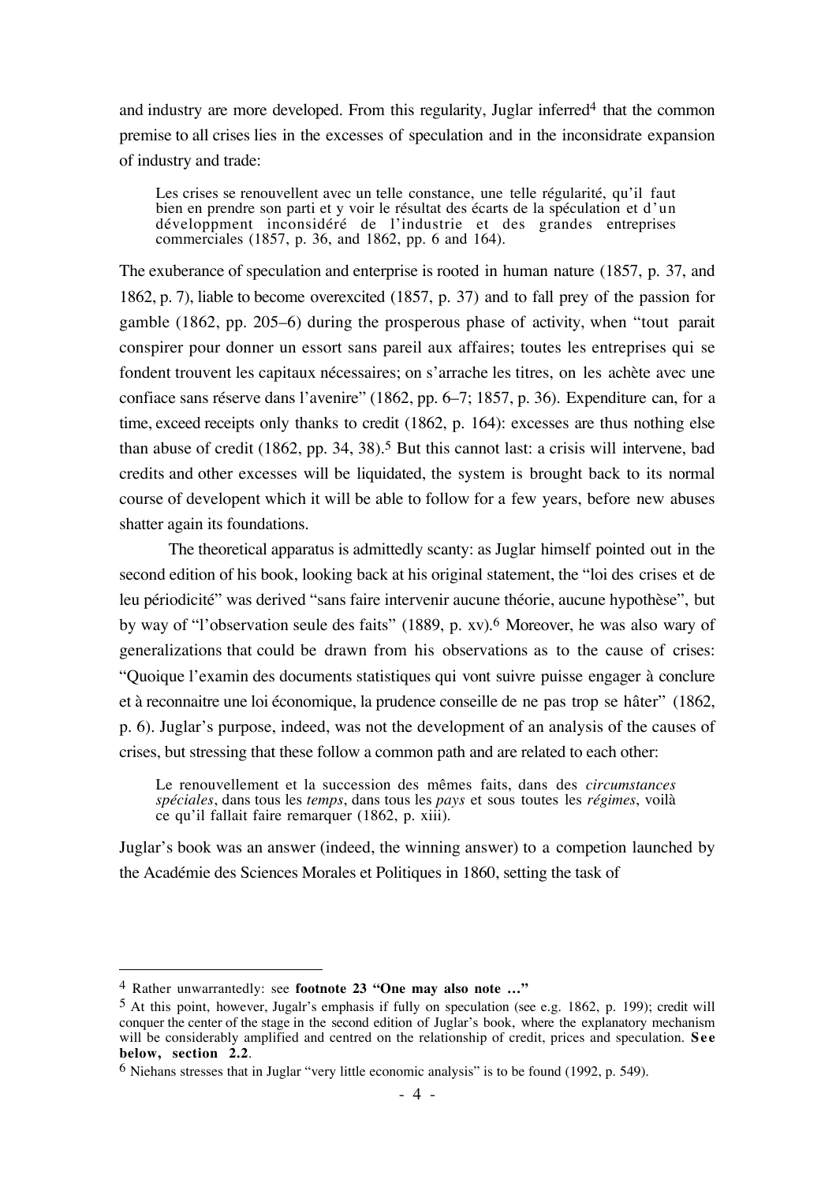and industry are more developed. From this regularity, Juglar inferred[4] that the common premise to all crises lies in the excesses of speculation and in the inconsidrate expansion of industry and trade:

> Les crises se renouvellent avec un telle constance, une telle régularité, qu'il faut bien en prendre son parti et y voir le résultat des écarts de la spéculation et d'un développment inconsidéré de l'industrie et des grandes entreprises commerciales (1857, p. 36, and 1862, pp. 6 and 164).

The exuberance of speculation and enterprise is rooted in human nature (1857, p. 37, and 1862, p. 7), liable to become overexcited (1857, p. 37) and to fall prey of the passion for gamble (1862, pp. 205–6) during the prosperous phase of activity, when "tout parait conspirer pour donner un essort sans pareil aux affaires; toutes les entreprises qui se fondent trouvent les capitaux nécessaires; on s'arrache les titres, on les achète avec une confiace sans réserve dans l'avenire" (1862, pp. 6–7; 1857, p. 36). Expenditure can, for a time, exceed receipts only thanks to credit (1862, p. 164): excesses are thus nothing else than abuse of credit (1862, pp. 34, 38).[5] But this cannot last: a crisis will intervene, bad credits and other excesses will be liquidated, the system is brought back to its normal course of developent which it will be able to follow for a few years, before new abuses shatter again its foundations.

The theoretical apparatus is admittedly scanty: as Juglar himself pointed out in the second edition of his book, looking back at his original statement, the "loi des crises et de leu périodicité" was derived "sans faire intervenir aucune théorie, aucune hypothèse", but by way of "l'observation seule des faits" (1889, p. xv).[6] Moreover, he was also wary of generalizations that could be drawn from his observations as to the cause of crises: "Quoique l'examin des documents statistiques qui vont suivre puisse engager à conclure et à reconnaitre une loi économique, la prudence conseille de ne pas trop se hâter" (1862, p. 6). Juglar's purpose, indeed, was not the development of an analysis of the causes of crises, but stressing that these follow a common path and are related to each other:

> Le renouvellement et la succession des mêmes faits, dans des *circumstances spéciales*, dans tous les *temps*, dans tous les *pays* et sous toutes les *régimes*, voilà ce qu'il fallait faire remarquer (1862, p. xiii).

Juglar's book was an answer (indeed, the winning answer) to a competion launched by the Académie des Sciences Morales et Politiques in 1860, setting the task of

---

[4] Rather unwarrantedly: see **footnote 23 "One may also note …"**

[5] At this point, however, Jugalr's emphasis if fully on speculation (see e.g. 1862, p. 199); credit will conquer the center of the stage in the second edition of Juglar's book, where the explanatory mechanism will be considerably amplified and centred on the relationship of credit, prices and speculation. **See below, section 2.2**.

[6] Niehans stresses that in Juglar "very little economic analysis" is to be found (1992, p. 549).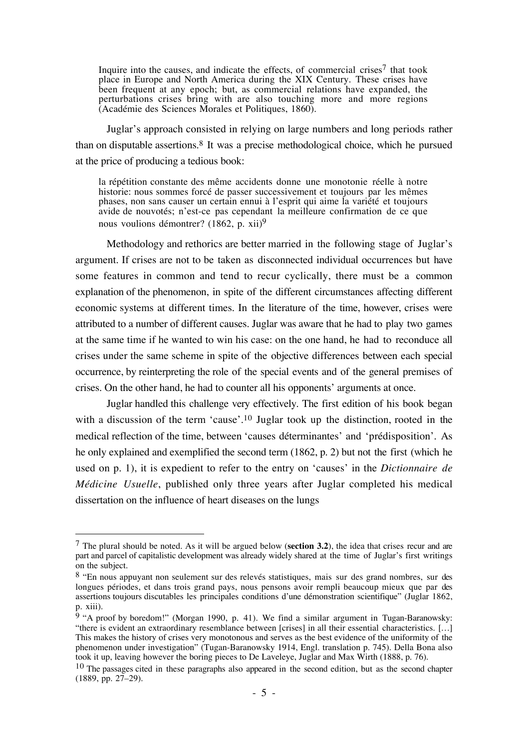> Inquire into the causes, and indicate the effects, of commercial crises[7] that took place in Europe and North America during the XIX Century. These crises have been frequent at any epoch; but, as commercial relations have expanded, the perturbations crises bring with are also touching more and more regions (Académie des Sciences Morales et Politiques, 1860).

Juglar's approach consisted in relying on large numbers and long periods rather than on disputable assertions.[8] It was a precise methodological choice, which he pursued at the price of producing a tedious book:

> la répétition constante des même accidents donne une monotonie réelle à notre historie: nous sommes forcé de passer successivement et toujours par les mêmes phases, non sans causer un certain ennui à l'esprit qui aime la variété et toujours avide de nouvotés; n'est-ce pas cependant la meilleure confirmation de ce que nous voulions démontrer? (1862, p. xii)[9]

Methodology and rethorics are better married in the following stage of Juglar's argument. If crises are not to be taken as disconnected individual occurrences but have some features in common and tend to recur cyclically, there must be a common explanation of the phenomenon, in spite of the different circumstances affecting different economic systems at different times. In the literature of the time, however, crises were attributed to a number of different causes. Juglar was aware that he had to play two games at the same time if he wanted to win his case: on the one hand, he had to reconduce all crises under the same scheme in spite of the objective differences between each special occurrence, by reinterpreting the role of the special events and of the general premises of crises. On the other hand, he had to counter all his opponents' arguments at once.

Juglar handled this challenge very effectively. The first edition of his book began with a discussion of the term 'cause'.[10] Juglar took up the distinction, rooted in the medical reflection of the time, between 'causes déterminantes' and 'prédisposition'. As he only explained and exemplified the second term (1862, p. 2) but not the first (which he used on p. 1), it is expedient to refer to the entry on 'causes' in the *Dictionnaire de Médicine Usuelle*, published only three years after Juglar completed his medical dissertation on the influence of heart diseases on the lungs

---

[7] The plural should be noted. As it will be argued below (**section 3.2**), the idea that crises recur and are part and parcel of capitalistic development was already widely shared at the time of Juglar's first writings on the subject.

[8] "En nous appuyant non seulement sur des relevés statistiques, mais sur des grand nombres, sur des longues périodes, et dans trois grand pays, nous pensons avoir rempli beaucoup mieux que par des assertions toujours discutables les principales conditions d'une démonstration scientifique" (Juglar 1862, p. xiii).

[9] "A proof by boredom!" (Morgan 1990, p. 41). We find a similar argument in Tugan-Baranowsky: "there is evident an extraordinary resemblance between [crises] in all their essential characteristics. […] This makes the history of crises very monotonous and serves as the best evidence of the uniformity of the phenomenon under investigation" (Tugan-Baranowsky 1914, Engl. translation p. 745). Della Bona also took it up, leaving however the boring pieces to De Laveleye, Juglar and Max Wirth (1888, p. 76).

[10] The passages cited in these paragraphs also appeared in the second edition, but as the second chapter (1889, pp. 27–29).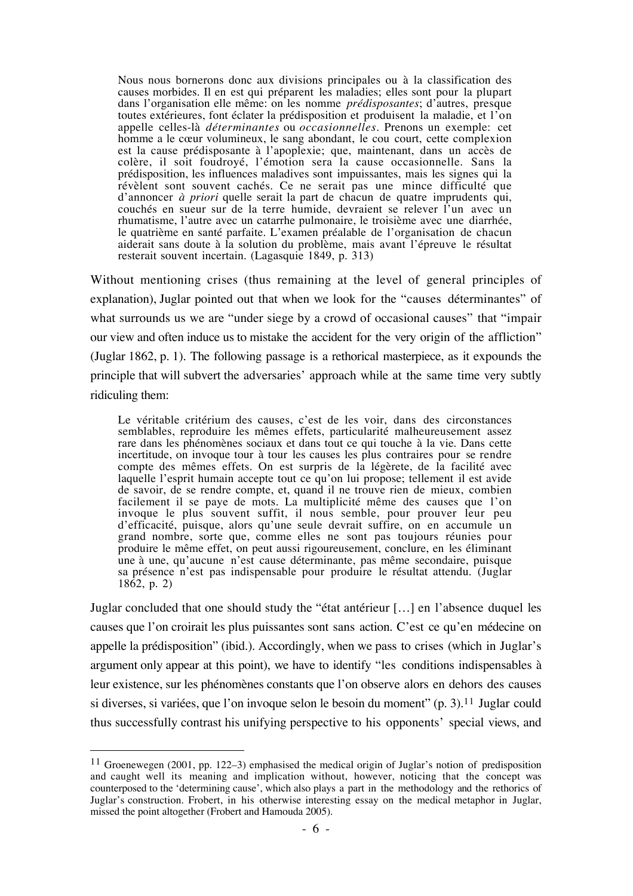> Nous nous bornerons donc aux divisions principales ou à la classification des causes morbides. Il en est qui préparent les maladies; elles sont pour la plupart dans l'organisation elle même: on les nomme *prédisposantes*; d'autres, presque toutes extérieures, font éclater la prédisposition et produisent la maladie, et l'on appelle celles-là *déterminantes* ou *occasionnelles*. Prenons un exemple: cet homme a le cœur volumineux, le sang abondant, le cou court, cette complexion est la cause prédisposante à l'apoplexie; que, maintenant, dans un accès de colère, il soit foudroyé, l'émotion sera la cause occasionnelle. Sans la prédisposition, les influences maladives sont impuissantes, mais les signes qui la révèlent sont souvent cachés. Ce ne serait pas une mince difficulté que d'annoncer *à priori* quelle serait la part de chacun de quatre imprudents qui, couchés en sueur sur de la terre humide, devraient se relever l'un avec un rhumatisme, l'autre avec un catarrhe pulmonaire, le troisième avec une diarrhée, le quatrième en santé parfaite. L'examen préalable de l'organisation de chacun aiderait sans doute à la solution du problème, mais avant l'épreuve le résultat resterait souvent incertain. (Lagasquie 1849, p. 313)

Without mentioning crises (thus remaining at the level of general principles of explanation), Juglar pointed out that when we look for the "causes déterminantes" of what surrounds us we are "under siege by a crowd of occasional causes" that "impair our view and often induce us to mistake the accident for the very origin of the affliction" (Juglar 1862, p. 1). The following passage is a rethorical masterpiece, as it expounds the principle that will subvert the adversaries' approach while at the same time very subtly ridiculing them:

> Le véritable critérium des causes, c'est de les voir, dans des circonstances semblables, reproduire les mêmes effets, particularité malheureusement assez rare dans les phénomènes sociaux et dans tout ce qui touche à la vie. Dans cette incertitude, on invoque tour à tour les causes les plus contraires pour se rendre compte des mêmes effets. On est surpris de la légèrete, de la facilité avec laquelle l'esprit humain accepte tout ce qu'on lui propose; tellement il est avide de savoir, de se rendre compte, et, quand il ne trouve rien de mieux, combien facilement il se paye de mots. La multiplicité même des causes que l'on invoque le plus souvent suffit, il nous semble, pour prouver leur peu d'efficacité, puisque, alors qu'une seule devrait suffire, on en accumule un grand nombre, sorte que, comme elles ne sont pas toujours réunies pour produire le même effet, on peut aussi rigoureusement, conclure, en les éliminant une à une, qu'aucune n'est cause déterminante, pas même secondaire, puisque sa présence n'est pas indispensable pour produire le résultat attendu. (Juglar 1862, p. 2)

Juglar concluded that one should study the "état antérieur […] en l'absence duquel les causes que l'on croirait les plus puissantes sont sans action. C'est ce qu'en médecine on appelle la prédisposition" (ibid.). Accordingly, when we pass to crises (which in Juglar's argument only appear at this point), we have to identify "les conditions indispensables à leur existence, sur les phénomènes constants que l'on observe alors en dehors des causes si diverses, si variées, que l'on invoque selon le besoin du moment" (p. 3).[11] Juglar could thus successfully contrast his unifying perspective to his opponents' special views, and

[11] Groenewegen (2001, pp. 122–3) emphasised the medical origin of Juglar's notion of predisposition and caught well its meaning and implication without, however, noticing that the concept was counterposed to the 'determining cause', which also plays a part in the methodology and the rethorics of Juglar's construction. Frobert, in his otherwise interesting essay on the medical metaphor in Juglar, missed the point altogether (Frobert and Hamouda 2005).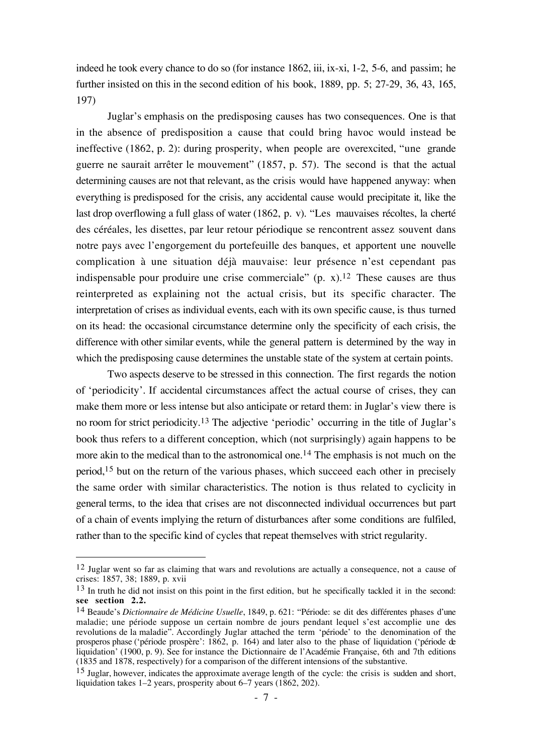indeed he took every chance to do so (for instance 1862, iii, ix-xi, 1-2, 5-6, and passim; he further insisted on this in the second edition of his book, 1889, pp. 5; 27-29, 36, 43, 165, 197)

Juglar's emphasis on the predisposing causes has two consequences. One is that in the absence of predisposition a cause that could bring havoc would instead be ineffective (1862, p. 2): during prosperity, when people are overexcited, "une grande guerre ne saurait arrêter le mouvement" (1857, p. 57). The second is that the actual determining causes are not that relevant, as the crisis would have happened anyway: when everything is predisposed for the crisis, any accidental cause would precipitate it, like the last drop overflowing a full glass of water (1862, p. v). "Les mauvaises récoltes, la cherté des céréales, les disettes, par leur retour périodique se rencontrent assez souvent dans notre pays avec l'engorgement du portefeuille des banques, et apportent une nouvelle complication à une situation déjà mauvaise: leur présence n'est cependant pas indispensable pour produire une crise commerciale" (p. x).[12] These causes are thus reinterpreted as explaining not the actual crisis, but its specific character. The interpretation of crises as individual events, each with its own specific cause, is thus turned on its head: the occasional circumstance determine only the specificity of each crisis, the difference with other similar events, while the general pattern is determined by the way in which the predisposing cause determines the unstable state of the system at certain points.

Two aspects deserve to be stressed in this connection. The first regards the notion of 'periodicity'. If accidental circumstances affect the actual course of crises, they can make them more or less intense but also anticipate or retard them: in Juglar's view there is no room for strict periodicity.[13] The adjective 'periodic' occurring in the title of Juglar's book thus refers to a different conception, which (not surprisingly) again happens to be more akin to the medical than to the astronomical one.[14] The emphasis is not much on the period,[15] but on the return of the various phases, which succeed each other in precisely the same order with similar characteristics. The notion is thus related to cyclicity in general terms, to the idea that crises are not disconnected individual occurrences but part of a chain of events implying the return of disturbances after some conditions are fulfiled, rather than to the specific kind of cycles that repeat themselves with strict regularity.

---

[12] Juglar went so far as claiming that wars and revolutions are actually a consequence, not a cause of crises: 1857, 38; 1889, p. xvii

[13] In truth he did not insist on this point in the first edition, but he specifically tackled it in the second: **see section 2.2.**

[14] Beaude's *Dictionnaire de Médicine Usuelle*, 1849, p. 621: "Période: se dit des différentes phases d'une maladie; une période suppose un certain nombre de jours pendant lequel s'est accomplie une des revolutions de la maladie". Accordingly Juglar attached the term 'période' to the denomination of the prosperos phase ('période prospère': 1862, p. 164) and later also to the phase of liquidation ('période de liquidation' (1900, p. 9). See for instance the Dictionnaire de l'Académie Française, 6th and 7th editions (1835 and 1878, respectively) for a comparison of the different intensions of the substantive.

[15] Juglar, however, indicates the approximate average length of the cycle: the crisis is sudden and short, liquidation takes 1–2 years, prosperity about 6–7 years (1862, 202).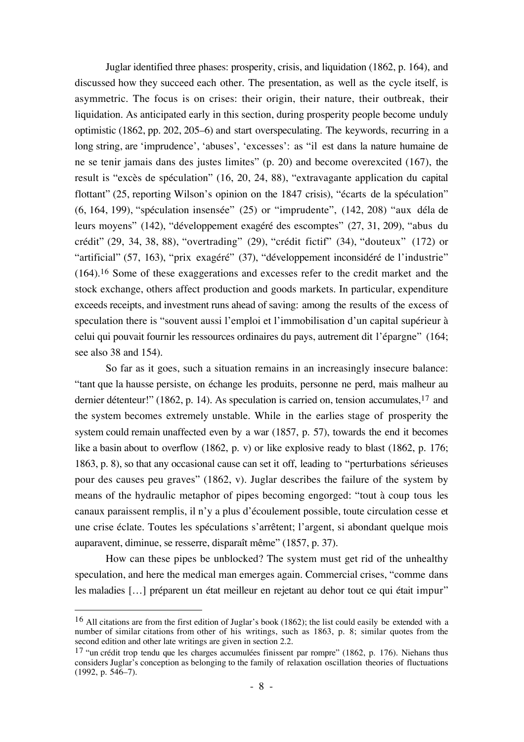Juglar identified three phases: prosperity, crisis, and liquidation (1862, p. 164), and discussed how they succeed each other. The presentation, as well as the cycle itself, is asymmetric. The focus is on crises: their origin, their nature, their outbreak, their liquidation. As anticipated early in this section, during prosperity people become unduly optimistic (1862, pp. 202, 205–6) and start overspeculating. The keywords, recurring in a long string, are 'imprudence', 'abuses', 'excesses': as "il est dans la nature humaine de ne se tenir jamais dans des justes limites" (p. 20) and become overexcited (167), the result is "excès de spéculation" (16, 20, 24, 88), "extravagante application du capital flottant" (25, reporting Wilson's opinion on the 1847 crisis), "écarts de la spéculation" (6, 164, 199), "spéculation insensée" (25) or "imprudente", (142, 208) "aux déla de leurs moyens" (142), "développement exagéré des escomptes" (27, 31, 209), "abus du crédit" (29, 34, 38, 88), "overtrading" (29), "crédit fictif" (34), "douteux" (172) or "artificial" (57, 163), "prix exagéré" (37), "développement inconsidéré de l'industrie" (164).[16] Some of these exaggerations and excesses refer to the credit market and the stock exchange, others affect production and goods markets. In particular, expenditure exceeds receipts, and investment runs ahead of saving: among the results of the excess of speculation there is "souvent aussi l'emploi et l'immobilisation d'un capital supérieur à celui qui pouvait fournir les ressources ordinaires du pays, autrement dit l'épargne" (164; see also 38 and 154).

So far as it goes, such a situation remains in an increasingly insecure balance: "tant que la hausse persiste, on échange les produits, personne ne perd, mais malheur au dernier détenteur!" (1862, p. 14). As speculation is carried on, tension accumulates,[17] and the system becomes extremely unstable. While in the earlies stage of prosperity the system could remain unaffected even by a war (1857, p. 57), towards the end it becomes like a basin about to overflow (1862, p. v) or like explosive ready to blast (1862, p. 176; 1863, p. 8), so that any occasional cause can set it off, leading to "perturbations sérieuses pour des causes peu graves" (1862, v). Juglar describes the failure of the system by means of the hydraulic metaphor of pipes becoming engorged: "tout à coup tous les canaux paraissent remplis, il n'y a plus d'écoulement possible, toute circulation cesse et une crise éclate. Toutes les spéculations s'arrêtent; l'argent, si abondant quelque mois auparavant, diminue, se resserre, disparaît même" (1857, p. 37).

How can these pipes be unblocked? The system must get rid of the unhealthy speculation, and here the medical man emerges again. Commercial crises, "comme dans les maladies […] préparent un état meilleur en rejetant au dehor tout ce qui était impur"

---

[16] All citations are from the first edition of Juglar's book (1862); the list could easily be extended with a number of similar citations from other of his writings, such as 1863, p. 8; similar quotes from the second edition and other late writings are given in section 2.2.

[17] "un crédit trop tendu que les charges accumulées finissent par rompre" (1862, p. 176). Niehans thus considers Juglar's conception as belonging to the family of relaxation oscillation theories of fluctuations (1992, p. 546–7).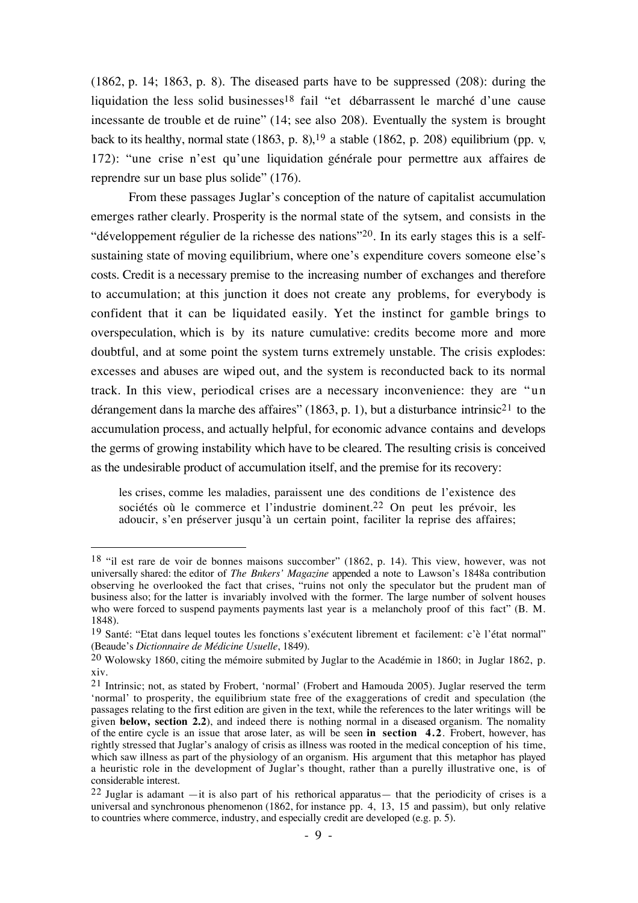(1862, p. 14; 1863, p. 8). The diseased parts have to be suppressed (208): during the liquidation the less solid businesses[18] fail "et débarrassent le marché d'une cause incessante de trouble et de ruine" (14; see also 208). Eventually the system is brought back to its healthy, normal state (1863, p. 8),[19] a stable (1862, p. 208) equilibrium (pp. v, 172): "une crise n'est qu'une liquidation générale pour permettre aux affaires de reprendre sur un base plus solide" (176).

From these passages Juglar's conception of the nature of capitalist accumulation emerges rather clearly. Prosperity is the normal state of the sytsem, and consists in the "développement régulier de la richesse des nations"[20]. In its early stages this is a self-sustaining state of moving equilibrium, where one's expenditure covers someone else's costs. Credit is a necessary premise to the increasing number of exchanges and therefore to accumulation; at this junction it does not create any problems, for everybody is confident that it can be liquidated easily. Yet the instinct for gamble brings to overspeculation, which is by its nature cumulative: credits become more and more doubtful, and at some point the system turns extremely unstable. The crisis explodes: excesses and abuses are wiped out, and the system is reconducted back to its normal track. In this view, periodical crises are a necessary inconvenience: they are "un dérangement dans la marche des affaires" (1863, p. 1), but a disturbance intrinsic[21] to the accumulation process, and actually helpful, for economic advance contains and develops the germs of growing instability which have to be cleared. The resulting crisis is conceived as the undesirable product of accumulation itself, and the premise for its recovery:

> les crises, comme les maladies, paraissent une des conditions de l'existence des sociétés où le commerce et l'industrie dominent.[22] On peut les prévoir, les adoucir, s'en préserver jusqu'à un certain point, faciliter la reprise des affaires;

---

[18] "il est rare de voir de bonnes maisons succomber" (1862, p. 14). This view, however, was not universally shared: the editor of *The Bnkers' Magazine* appended a note to Lawson's 1848a contribution observing he overlooked the fact that crises, "ruins not only the speculator but the prudent man of business also; for the latter is invariably involved with the former. The large number of solvent houses who were forced to suspend payments payments last year is a melancholy proof of this fact" (B. M. 1848).

[19] Santé: "Etat dans lequel toutes les fonctions s'exécutent librement et facilement: c'è l'état normal" (Beaude's *Dictionnaire de Médicine Usuelle*, 1849).

[20] Wolowsky 1860, citing the mémoire submited by Juglar to the Académie in 1860; in Juglar 1862, p. xiv.

[21] Intrinsic; not, as stated by Frobert, 'normal' (Frobert and Hamouda 2005). Juglar reserved the term 'normal' to prosperity, the equilibrium state free of the exaggerations of credit and speculation (the passages relating to the first edition are given in the text, while the references to the later writings will be given **below, section 2.2**), and indeed there is nothing normal in a diseased organism. The nomality of the entire cycle is an issue that arose later, as will be seen **in section 4.2**. Frobert, however, has rightly stressed that Juglar's analogy of crisis as illness was rooted in the medical conception of his time, which saw illness as part of the physiology of an organism. His argument that this metaphor has played a heuristic role in the development of Juglar's thought, rather than a purelly illustrative one, is of considerable interest.

[22] Juglar is adamant —it is also part of his rethorical apparatus— that the periodicity of crises is a universal and synchronous phenomenon (1862, for instance pp. 4, 13, 15 and passim), but only relative to countries where commerce, industry, and especially credit are developed (e.g. p. 5).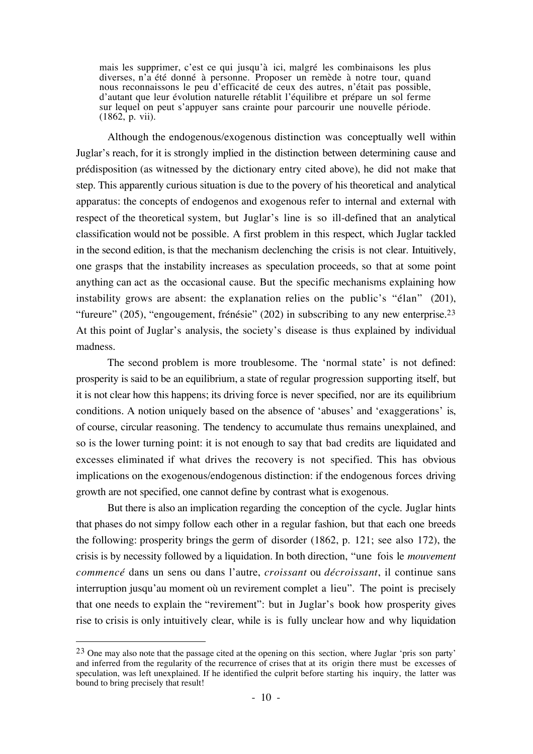> mais les supprimer, c'est ce qui jusqu'à ici, malgré les combinaisons les plus diverses, n'a été donné à personne. Proposer un remède à notre tour, quand nous reconnaissons le peu d'efficacité de ceux des autres, n'était pas possible, d'autant que leur évolution naturelle rétablit l'équilibre et prépare un sol ferme sur lequel on peut s'appuyer sans crainte pour parcourir une nouvelle période. (1862, p. vii).

Although the endogenous/exogenous distinction was conceptually well within Juglar's reach, for it is strongly implied in the distinction between determining cause and prédisposition (as witnessed by the dictionary entry cited above), he did not make that step. This apparently curious situation is due to the povery of his theoretical and analytical apparatus: the concepts of endogenos and exogenous refer to internal and external with respect of the theoretical system, but Juglar's line is so ill-defined that an analytical classification would not be possible. A first problem in this respect, which Juglar tackled in the second edition, is that the mechanism declenching the crisis is not clear. Intuitively, one grasps that the instability increases as speculation proceeds, so that at some point anything can act as the occasional cause. But the specific mechanisms explaining how instability grows are absent: the explanation relies on the public's "élan" (201), "fureure" (205), "engougement, frénésie" (202) in subscribing to any new enterprise.[23] At this point of Juglar's analysis, the society's disease is thus explained by individual madness.

The second problem is more troublesome. The 'normal state' is not defined: prosperity is said to be an equilibrium, a state of regular progression supporting itself, but it is not clear how this happens; its driving force is never specified, nor are its equilibrium conditions. A notion uniquely based on the absence of 'abuses' and 'exaggerations' is, of course, circular reasoning. The tendency to accumulate thus remains unexplained, and so is the lower turning point: it is not enough to say that bad credits are liquidated and excesses eliminated if what drives the recovery is not specified. This has obvious implications on the exogenous/endogenous distinction: if the endogenous forces driving growth are not specified, one cannot define by contrast what is exogenous.

But there is also an implication regarding the conception of the cycle. Juglar hints that phases do not simpy follow each other in a regular fashion, but that each one breeds the following: prosperity brings the germ of disorder (1862, p. 121; see also 172), the crisis is by necessity followed by a liquidation. In both direction, "une fois le *mouvement commencé* dans un sens ou dans l'autre, *croissant* ou *décroissant*, il continue sans interruption jusqu'au moment où un revirement complet a lieu". The point is precisely that one needs to explain the "revirement": but in Juglar's book how prosperity gives rise to crisis is only intuitively clear, while is is fully unclear how and why liquidation

---

[23] One may also note that the passage cited at the opening on this section, where Juglar 'pris son party' and inferred from the regularity of the recurrence of crises that at its origin there must be excesses of speculation, was left unexplained. If he identified the culprit before starting his inquiry, the latter was bound to bring precisely that result!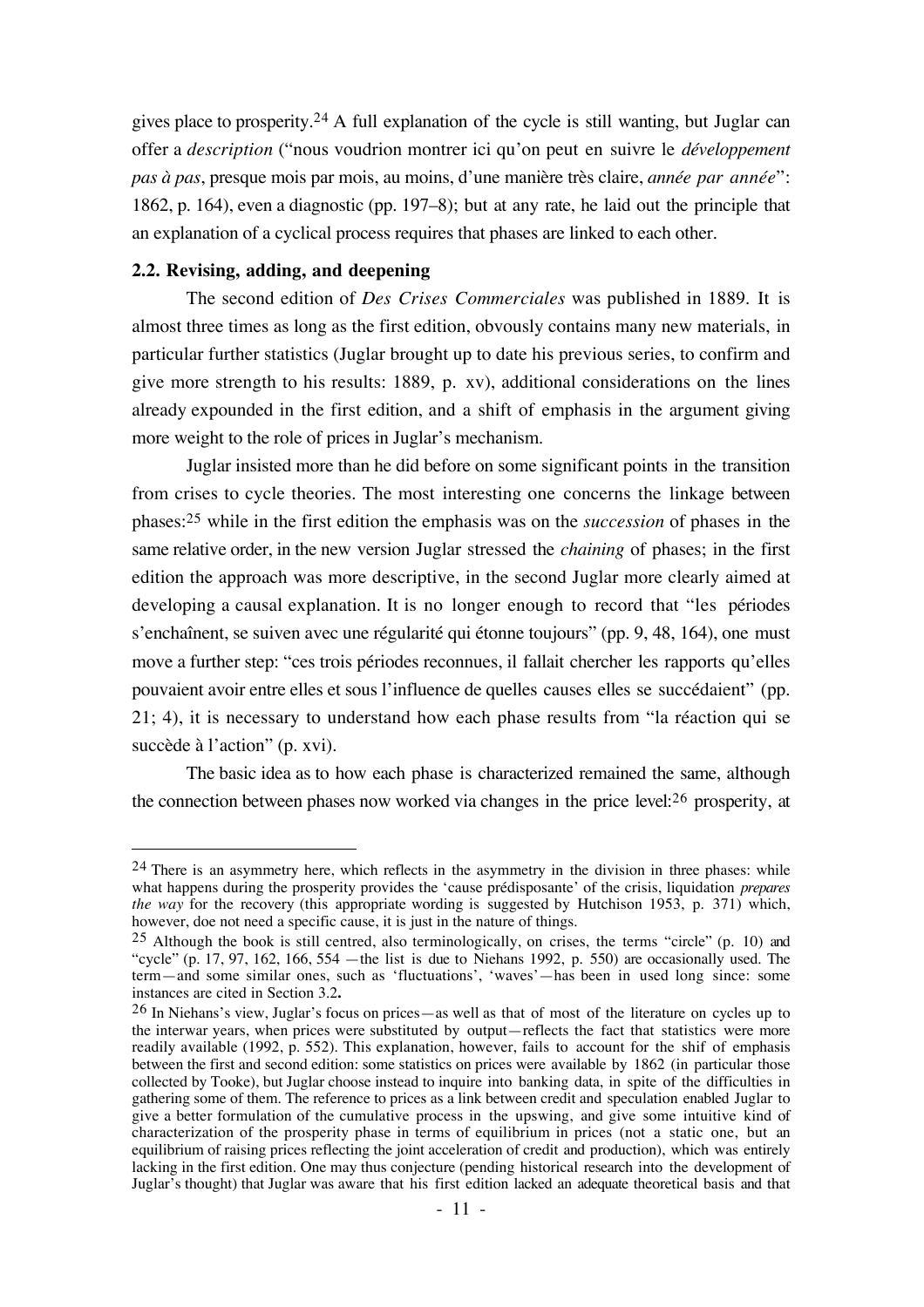gives place to prosperity.[24] A full explanation of the cycle is still wanting, but Juglar can offer a *description* ("nous voudrion montrer ici qu'on peut en suivre le *développement pas à pas*, presque mois par mois, au moins, d'une manière très claire, *année par année*": 1862, p. 164), even a diagnostic (pp. 197–8); but at any rate, he laid out the principle that an explanation of a cyclical process requires that phases are linked to each other.

### 2.2. Revising, adding, and deepening

The second edition of *Des Crises Commerciales* was published in 1889. It is almost three times as long as the first edition, obvously contains many new materials, in particular further statistics (Juglar brought up to date his previous series, to confirm and give more strength to his results: 1889, p. xv), additional considerations on the lines already expounded in the first edition, and a shift of emphasis in the argument giving more weight to the role of prices in Juglar's mechanism.

Juglar insisted more than he did before on some significant points in the transition from crises to cycle theories. The most interesting one concerns the linkage between phases:[25] while in the first edition the emphasis was on the *succession* of phases in the same relative order, in the new version Juglar stressed the *chaining* of phases; in the first edition the approach was more descriptive, in the second Juglar more clearly aimed at developing a causal explanation. It is no longer enough to record that "les périodes s'enchaînent, se suiven avec une régularité qui étonne toujours" (pp. 9, 48, 164), one must move a further step: "ces trois périodes reconnues, il fallait chercher les rapports qu'elles pouvaient avoir entre elles et sous l'influence de quelles causes elles se succédaient" (pp. 21; 4), it is necessary to understand how each phase results from "la réaction qui se succède à l'action" (p. xvi).

The basic idea as to how each phase is characterized remained the same, although the connection between phases now worked via changes in the price level:[26] prosperity, at

---

[24] There is an asymmetry here, which reflects in the asymmetry in the division in three phases: while what happens during the prosperity provides the 'cause prédisposante' of the crisis, liquidation *prepares the way* for the recovery (this appropriate wording is suggested by Hutchison 1953, p. 371) which, however, doe not need a specific cause, it is just in the nature of things.

[25] Although the book is still centred, also terminologically, on crises, the terms "circle" (p. 10) and "cycle" (p. 17, 97, 162, 166, 554 —the list is due to Niehans 1992, p. 550) are occasionally used. The term—and some similar ones, such as 'fluctuations', 'waves'—has been in used long since: some instances are cited in Section 3.2**.**

[26] In Niehans's view, Juglar's focus on prices—as well as that of most of the literature on cycles up to the interwar years, when prices were substituted by output—reflects the fact that statistics were more readily available (1992, p. 552). This explanation, however, fails to account for the shif of emphasis between the first and second edition: some statistics on prices were available by 1862 (in particular those collected by Tooke), but Juglar choose instead to inquire into banking data, in spite of the difficulties in gathering some of them. The reference to prices as a link between credit and speculation enabled Juglar to give a better formulation of the cumulative process in the upswing, and give some intuitive kind of characterization of the prosperity phase in terms of equilibrium in prices (not a static one, but an equilibrium of raising prices reflecting the joint acceleration of credit and production), which was entirely lacking in the first edition. One may thus conjecture (pending historical research into the development of Juglar's thought) that Juglar was aware that his first edition lacked an adequate theoretical basis and that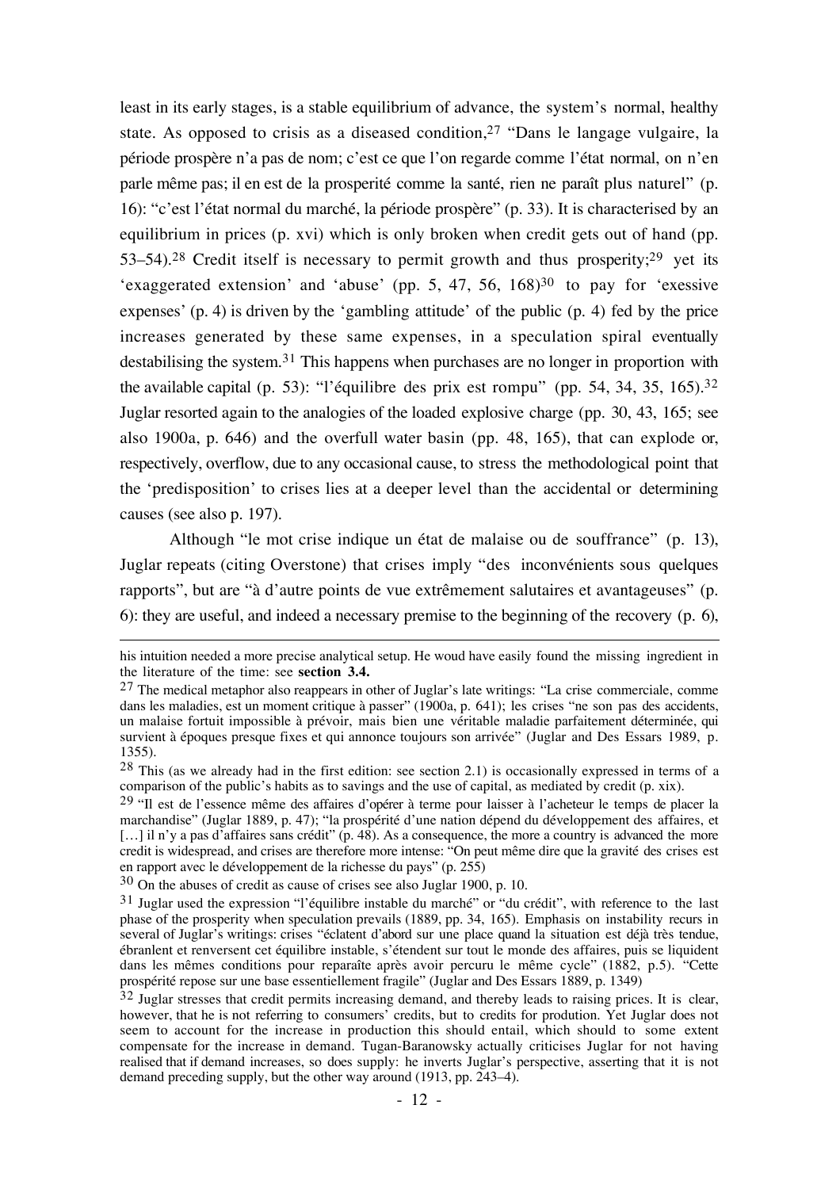least in its early stages, is a stable equilibrium of advance, the system's normal, healthy state. As opposed to crisis as a diseased condition,[27] "Dans le langage vulgaire, la période prospère n'a pas de nom; c'est ce que l'on regarde comme l'état normal, on n'en parle même pas; il en est de la prosperité comme la santé, rien ne paraît plus naturel" (p. 16): "c'est l'état normal du marché, la période prospère" (p. 33). It is characterised by an equilibrium in prices (p. xvi) which is only broken when credit gets out of hand (pp. 53–54).[28] Credit itself is necessary to permit growth and thus prosperity;[29] yet its 'exaggerated extension' and 'abuse' (pp. 5, 47, 56, 168)[30] to pay for 'exessive expenses' (p. 4) is driven by the 'gambling attitude' of the public (p. 4) fed by the price increases generated by these same expenses, in a speculation spiral eventually destabilising the system.[31] This happens when purchases are no longer in proportion with the available capital (p. 53): "l'équilibre des prix est rompu" (pp. 54, 34, 35, 165).[32] Juglar resorted again to the analogies of the loaded explosive charge (pp. 30, 43, 165; see also 1900a, p. 646) and the overfull water basin (pp. 48, 165), that can explode or, respectively, overflow, due to any occasional cause, to stress the methodological point that the 'predisposition' to crises lies at a deeper level than the accidental or determining causes (see also p. 197).

Although "le mot crise indique un état de malaise ou de souffrance" (p. 13), Juglar repeats (citing Overstone) that crises imply "des inconvénients sous quelques rapports", but are "à d'autre points de vue extrêmement salutaires et avantageuses" (p. 6): they are useful, and indeed a necessary premise to the beginning of the recovery (p. 6),

---

his intuition needed a more precise analytical setup. He woud have easily found the missing ingredient in the literature of the time: see **section 3.4.**

[27] The medical metaphor also reappears in other of Juglar's late writings: "La crise commerciale, comme dans les maladies, est un moment critique à passer" (1900a, p. 641); les crises "ne son pas des accidents, un malaise fortuit impossible à prévoir, mais bien une véritable maladie parfaitement déterminée, qui survient à époques presque fixes et qui annonce toujours son arrivée" (Juglar and Des Essars 1989, p. 1355).

[28] This (as we already had in the first edition: see section 2.1) is occasionally expressed in terms of a comparison of the public's habits as to savings and the use of capital, as mediated by credit (p. xix).

[29] "Il est de l'essence même des affaires d'opérer à terme pour laisser à l'acheteur le temps de placer la marchandise" (Juglar 1889, p. 47); "la prospérité d'une nation dépend du développement des affaires, et [...] il n'y a pas d'affaires sans crédit" (p. 48). As a consequence, the more a country is advanced the more credit is widespread, and crises are therefore more intense: "On peut même dire que la gravité des crises est en rapport avec le développement de la richesse du pays" (p. 255)

[30] On the abuses of credit as cause of crises see also Juglar 1900, p. 10.

[31] Juglar used the expression "l'équilibre instable du marché" or "du crédit", with reference to the last phase of the prosperity when speculation prevails (1889, pp. 34, 165). Emphasis on instability recurs in several of Juglar's writings: crises "éclatent d'abord sur une place quand la situation est déjà très tendue, ébranlent et renversent cet équilibre instable, s'étendent sur tout le monde des affaires, puis se liquident dans les mêmes conditions pour reparaîte après avoir percuru le même cycle" (1882, p.5). "Cette prospérité repose sur une base essentiellement fragile" (Juglar and Des Essars 1889, p. 1349)

[32] Juglar stresses that credit permits increasing demand, and thereby leads to raising prices. It is clear, however, that he is not referring to consumers' credits, but to credits for prodution. Yet Juglar does not seem to account for the increase in production this should entail, which should to some extent compensate for the increase in demand. Tugan-Baranowsky actually criticises Juglar for not having realised that if demand increases, so does supply: he inverts Juglar's perspective, asserting that it is not demand preceding supply, but the other way around (1913, pp. 243–4).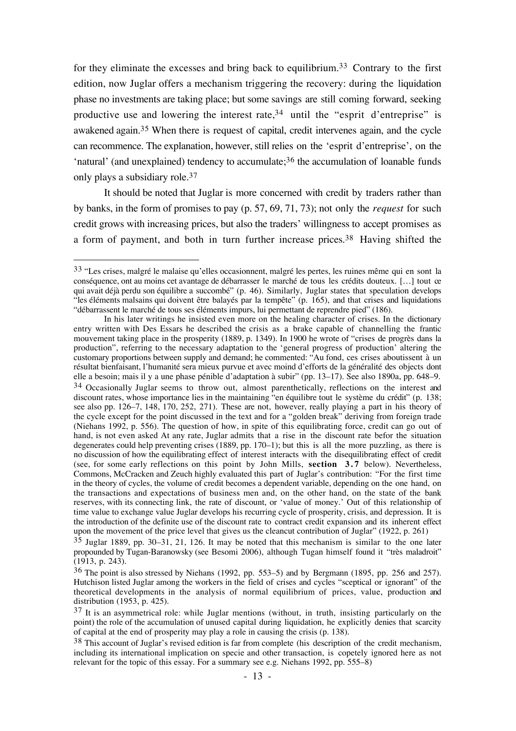for they eliminate the excesses and bring back to equilibrium.[33] Contrary to the first edition, now Juglar offers a mechanism triggering the recovery: during the liquidation phase no investments are taking place; but some savings are still coming forward, seeking productive use and lowering the interest rate,[34] until the "esprit d'entreprise" is awakened again.[35] When there is request of capital, credit intervenes again, and the cycle can recommence. The explanation, however, still relies on the 'esprit d'entreprise', on the 'natural' (and unexplained) tendency to accumulate;[36] the accumulation of loanable funds only plays a subsidiary role.[37]

It should be noted that Juglar is more concerned with credit by traders rather than by banks, in the form of promises to pay (p. 57, 69, 71, 73); not only the *request* for such credit grows with increasing prices, but also the traders' willingness to accept promises as a form of payment, and both in turn further increase prices.[38] Having shifted the

---

[33] "Les crises, malgré le malaise qu'elles occasionnent, malgré les pertes, les ruines même qui en sont la conséquence, ont au moins cet avantage de débarrasser le marché de tous les crédits douteux. […] tout ce qui avait déjà perdu son équilibre a succombé" (p. 46). Similarly, Juglar states that speculation develops "les éléments malsains qui doivent être balayés par la tempête" (p. 165), and that crises and liquidations "débarrassent le marché de tous ses éléments impurs, lui permettant de reprendre pied" (186).

In his later writings he insisted even more on the healing character of crises. In the dictionary entry written with Des Essars he described the crisis as a brake capable of channelling the frantic mouvement taking place in the prosperity (1889, p. 1349). In 1900 he wrote of "crises de progrès dans la production", referring to the necessary adaptation to the 'general progress of production' altering the customary proportions between supply and demand; he commented: "Au fond, ces crises aboutissent à un résultat bienfaisant, l'humanité sera mieux purvue et avec moind d'efforts de la généralité des objects dont elle a besoin; mais il y a une phase pénible d'adaptation à subir" (pp. 13–17). See also 1890a, pp. 648–9.

[34] Occasionally Juglar seems to throw out, almost parenthetically, reflections on the interest and discount rates, whose importance lies in the maintaining "en équilibre tout le système du crédit" (p. 138; see also pp. 126–7, 148, 170, 252, 271). These are not, however, really playing a part in his theory of the cycle except for the point discussed in the text and for a "golden break" deriving from foreign trade (Niehans 1992, p. 556). The question of how, in spite of this equilibrating force, credit can go out of hand, is not even asked At any rate, Juglar admits that a rise in the discount rate befor the situation degenerates could help preventing crises (1889, pp. 170–1); but this is all the more puzzling, as there is no discussion of how the equilibrating effect of interest interacts with the disequilibrating effect of credit (see, for some early reflections on this point by John Mills, **section 3.7** below). Nevertheless, Commons, McCracken and Zeuch highly evaluated this part of Juglar's contribution: "For the first time in the theory of cycles, the volume of credit becomes a dependent variable, depending on the one hand, on the transactions and expectations of business men and, on the other hand, on the state of the bank reserves, with its connecting link, the rate of discount, or 'value of money.' Out of this relationship of time value to exchange value Juglar develops his recurring cycle of prosperity, crisis, and depression. It is the introduction of the definite use of the discount rate to contract credit expansion and its inherent effect upon the movement of the price level that gives us the cleancut contribution of Juglar" (1922, p. 261)

[35] Juglar 1889, pp. 30–31, 21, 126. It may be noted that this mechanism is similar to the one later propounded by Tugan-Baranowsky (see Besomi 2006), although Tugan himself found it "très maladroit" (1913, p. 243).

[36] The point is also stressed by Niehans (1992, pp. 553–5) and by Bergmann (1895, pp. 256 and 257). Hutchison listed Juglar among the workers in the field of crises and cycles "sceptical or ignorant" of the theoretical developments in the analysis of normal equilibrium of prices, value, production and distribution (1953, p. 425).

[37] It is an asymmetrical role: while Juglar mentions (without, in truth, insisting particularly on the point) the role of the accumulation of unused capital during liquidation, he explicitly denies that scarcity of capital at the end of prosperity may play a role in causing the crisis (p. 138).

[38] This account of Juglar's revised edition is far from complete (his description of the credit mechanism, including its international implication on specie and other transaction, is copetely ignored here as not relevant for the topic of this essay. For a summary see e.g. Niehans 1992, pp. 555–8)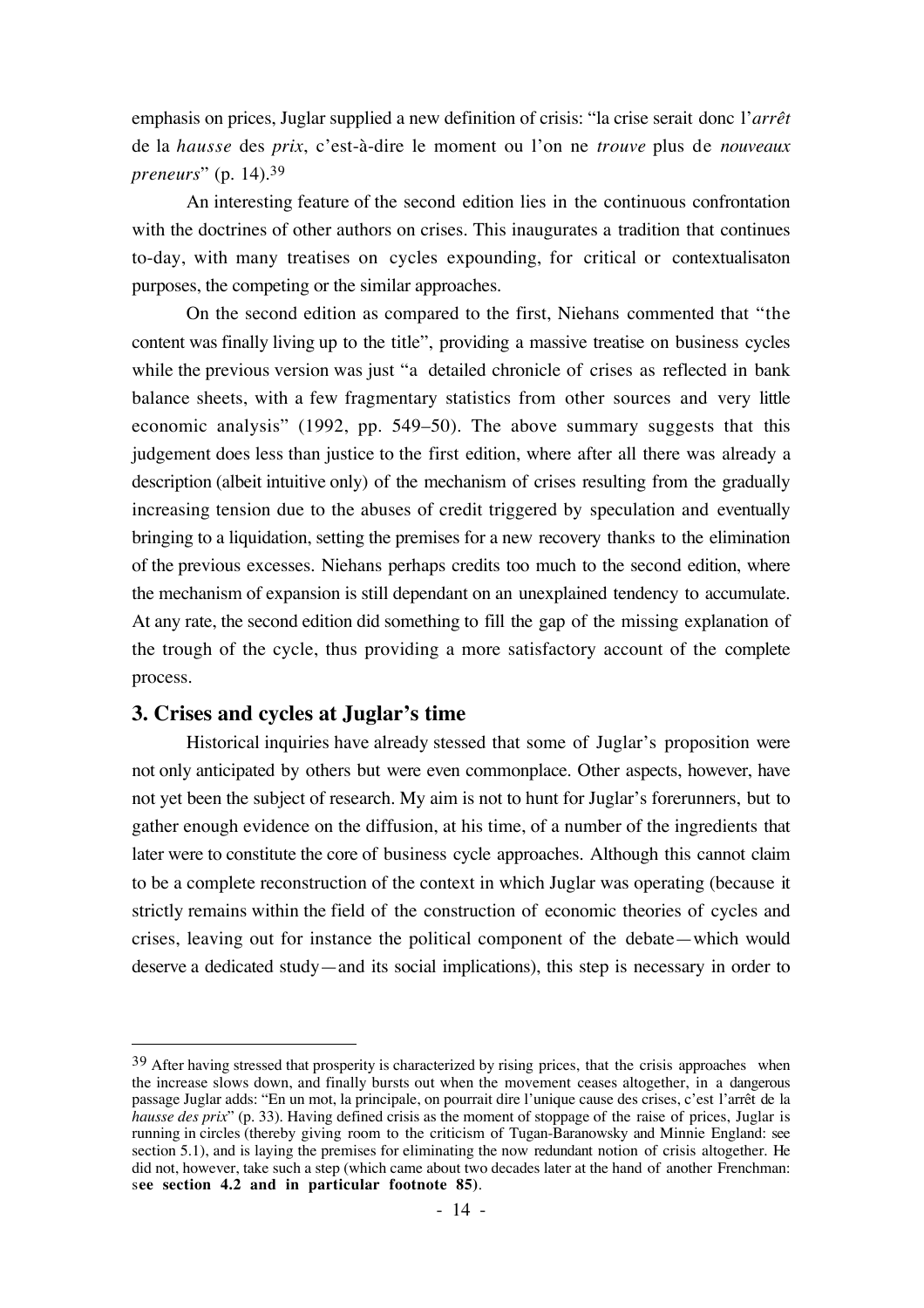emphasis on prices, Juglar supplied a new definition of crisis: "la crise serait donc l'*arrêt* de la *hausse* des *prix*, c'est-à-dire le moment ou l'on ne *trouve* plus de *nouveaux preneurs*" (p. 14).[39]

An interesting feature of the second edition lies in the continuous confrontation with the doctrines of other authors on crises. This inaugurates a tradition that continues to-day, with many treatises on cycles expounding, for critical or contextualisaton purposes, the competing or the similar approaches.

On the second edition as compared to the first, Niehans commented that "the content was finally living up to the title", providing a massive treatise on business cycles while the previous version was just "a detailed chronicle of crises as reflected in bank balance sheets, with a few fragmentary statistics from other sources and very little economic analysis" (1992, pp. 549–50). The above summary suggests that this judgement does less than justice to the first edition, where after all there was already a description (albeit intuitive only) of the mechanism of crises resulting from the gradually increasing tension due to the abuses of credit triggered by speculation and eventually bringing to a liquidation, setting the premises for a new recovery thanks to the elimination of the previous excesses. Niehans perhaps credits too much to the second edition, where the mechanism of expansion is still dependant on an unexplained tendency to accumulate. At any rate, the second edition did something to fill the gap of the missing explanation of the trough of the cycle, thus providing a more satisfactory account of the complete process.

## 3. Crises and cycles at Juglar's time

Historical inquiries have already stessed that some of Juglar's proposition were not only anticipated by others but were even commonplace. Other aspects, however, have not yet been the subject of research. My aim is not to hunt for Juglar's forerunners, but to gather enough evidence on the diffusion, at his time, of a number of the ingredients that later were to constitute the core of business cycle approaches. Although this cannot claim to be a complete reconstruction of the context in which Juglar was operating (because it strictly remains within the field of the construction of economic theories of cycles and crises, leaving out for instance the political component of the debate—which would deserve a dedicated study—and its social implications), this step is necessary in order to

---

[39] After having stressed that prosperity is characterized by rising prices, that the crisis approaches when the increase slows down, and finally bursts out when the movement ceases altogether, in a dangerous passage Juglar adds: "En un mot, la principale, on pourrait dire l'unique cause des crises, c'est l'arrêt de la *hausse des prix*" (p. 33). Having defined crisis as the moment of stoppage of the raise of prices, Juglar is running in circles (thereby giving room to the criticism of Tugan-Baranowsky and Minnie England: see section 5.1), and is laying the premises for eliminating the now redundant notion of crisis altogether. He did not, however, take such a step (which came about two decades later at the hand of another Frenchman: s**ee section 4.2 and in particular footnote 85)**.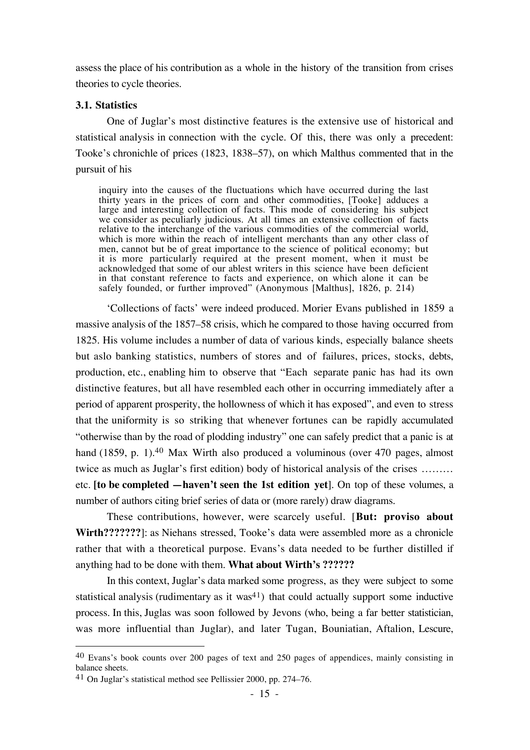assess the place of his contribution as a whole in the history of the transition from crises theories to cycle theories.

### 3.1. Statistics

One of Juglar's most distinctive features is the extensive use of historical and statistical analysis in connection with the cycle. Of this, there was only a precedent: Tooke's chronichle of prices (1823, 1838–57), on which Malthus commented that in the pursuit of his

> inquiry into the causes of the fluctuations which have occurred during the last thirty years in the prices of corn and other commodities, [Tooke] adduces a large and interesting collection of facts. This mode of considering his subject we consider as peculiarly judicious. At all times an extensive collection of facts relative to the interchange of the various commodities of the commercial world, which is more within the reach of intelligent merchants than any other class of men, cannot but be of great importance to the science of political economy; but it is more particularly required at the present moment, when it must be acknowledged that some of our ablest writers in this science have been deficient in that constant reference to facts and experience, on which alone it can be safely founded, or further improved" (Anonymous [Malthus], 1826, p. 214)

'Collections of facts' were indeed produced. Morier Evans published in 1859 a massive analysis of the 1857–58 crisis, which he compared to those having occurred from 1825. His volume includes a number of data of various kinds, especially balance sheets but aslo banking statistics, numbers of stores and of failures, prices, stocks, debts, production, etc., enabling him to observe that "Each separate panic has had its own distinctive features, but all have resembled each other in occurring immediately after a period of apparent prosperity, the hollowness of which it has exposed", and even to stress that the uniformity is so striking that whenever fortunes can be rapidly accumulated "otherwise than by the road of plodding industry" one can safely predict that a panic is at hand (1859, p. 1).[40] Max Wirth also produced a voluminous (over 470 pages, almost twice as much as Juglar's first edition) body of historical analysis of the crises ……… etc. **[to be completed —haven't seen the 1st edition yet]**. On top of these volumes, a number of authors citing brief series of data or (more rarely) draw diagrams.

These contributions, however, were scarcely useful. [**But: proviso about Wirth???????**]: as Niehans stressed, Tooke's data were assembled more as a chronicle rather that with a theoretical purpose. Evans's data needed to be further distilled if anything had to be done with them. **What about Wirth's ??????**

In this context, Juglar's data marked some progress, as they were subject to some statistical analysis (rudimentary as it was[41]) that could actually support some inductive process. In this, Juglas was soon followed by Jevons (who, being a far better statistician, was more influential than Juglar), and later Tugan, Bouniatian, Aftalion, Lescure,

---

[40] Evans's book counts over 200 pages of text and 250 pages of appendices, mainly consisting in balance sheets.

[41] On Juglar's statistical method see Pellissier 2000, pp. 274–76.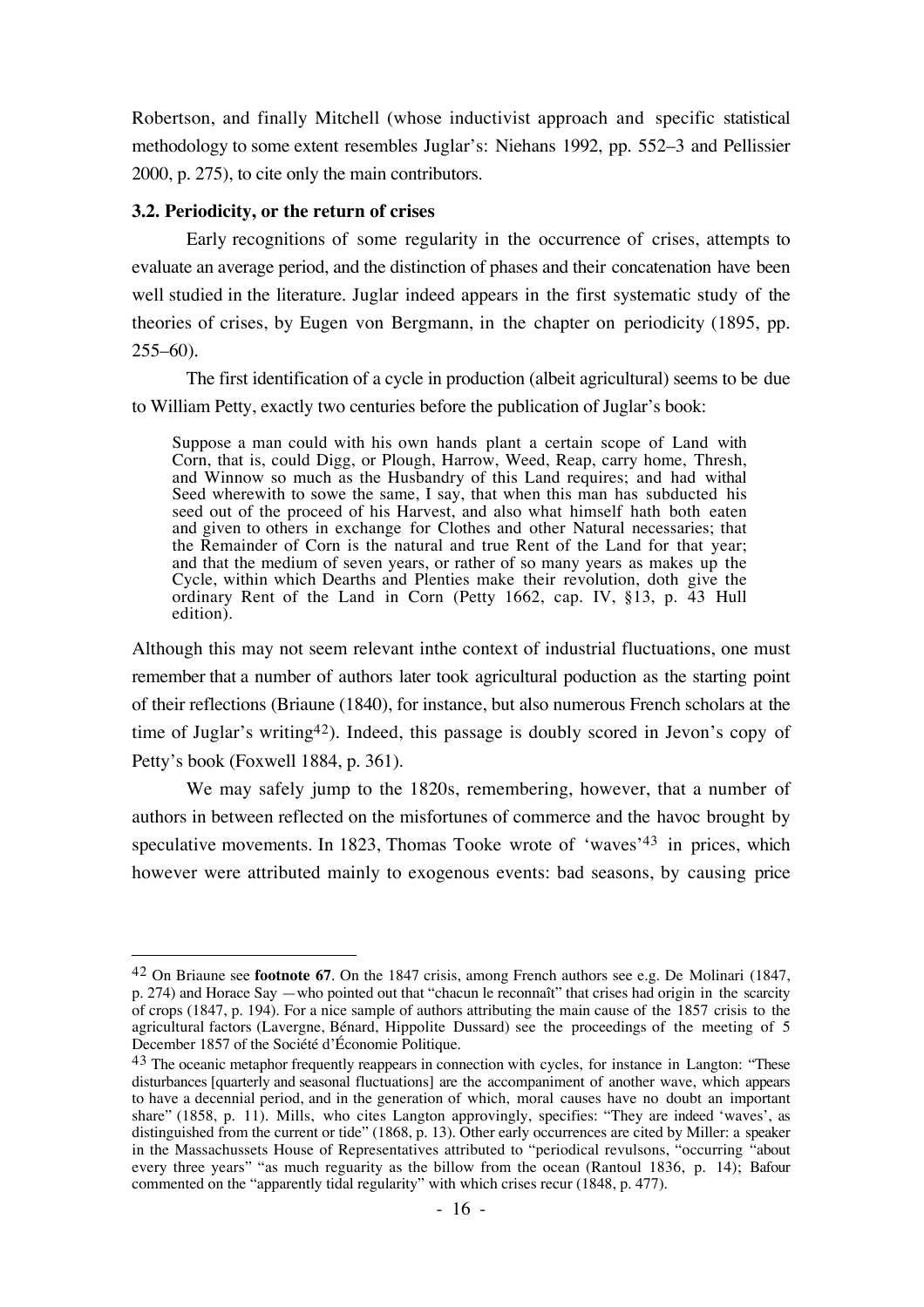Robertson, and finally Mitchell (whose inductivist approach and specific statistical methodology to some extent resembles Juglar's: Niehans 1992, pp. 552–3 and Pellissier 2000, p. 275), to cite only the main contributors.

### 3.2. Periodicity, or the return of crises

Early recognitions of some regularity in the occurrence of crises, attempts to evaluate an average period, and the distinction of phases and their concatenation have been well studied in the literature. Juglar indeed appears in the first systematic study of the theories of crises, by Eugen von Bergmann, in the chapter on periodicity (1895, pp. 255–60).

The first identification of a cycle in production (albeit agricultural) seems to be due to William Petty, exactly two centuries before the publication of Juglar's book:

> Suppose a man could with his own hands plant a certain scope of Land with Corn, that is, could Digg, or Plough, Harrow, Weed, Reap, carry home, Thresh, and Winnow so much as the Husbandry of this Land requires; and had withal Seed wherewith to sowe the same, I say, that when this man has subducted his seed out of the proceed of his Harvest, and also what himself hath both eaten and given to others in exchange for Clothes and other Natural necessaries; that the Remainder of Corn is the natural and true Rent of the Land for that year; and that the medium of seven years, or rather of so many years as makes up the Cycle, within which Dearths and Plenties make their revolution, doth give the ordinary Rent of the Land in Corn (Petty 1662, cap. IV, §13, p. 43 Hull edition).

Although this may not seem relevant inthe context of industrial fluctuations, one must remember that a number of authors later took agricultural poduction as the starting point of their reflections (Briaune (1840), for instance, but also numerous French scholars at the time of Juglar's writing[42]). Indeed, this passage is doubly scored in Jevon's copy of Petty's book (Foxwell 1884, p. 361).

We may safely jump to the 1820s, remembering, however, that a number of authors in between reflected on the misfortunes of commerce and the havoc brought by speculative movements. In 1823, Thomas Tooke wrote of 'waves'[43] in prices, which however were attributed mainly to exogenous events: bad seasons, by causing price

---

[42] On Briaune see **footnote 67**. On the 1847 crisis, among French authors see e.g. De Molinari (1847, p. 274) and Horace Say —who pointed out that "chacun le reconnaît" that crises had origin in the scarcity of crops (1847, p. 194). For a nice sample of authors attributing the main cause of the 1857 crisis to the agricultural factors (Lavergne, Bénard, Hippolite Dussard) see the proceedings of the meeting of 5 December 1857 of the Société d'Économie Politique.

[43] The oceanic metaphor frequently reappears in connection with cycles, for instance in Langton: "These disturbances [quarterly and seasonal fluctuations] are the accompaniment of another wave, which appears to have a decennial period, and in the generation of which, moral causes have no doubt an important share" (1858, p. 11). Mills, who cites Langton approvingly, specifies: "They are indeed 'waves', as distinguished from the current or tide" (1868, p. 13). Other early occurrences are cited by Miller: a speaker in the Massachussets House of Representatives attributed to "periodical revulsons, "occurring "about every three years" "as much reguarity as the billow from the ocean (Rantoul 1836, p. 14); Bafour commented on the "apparently tidal regularity" with which crises recur (1848, p. 477).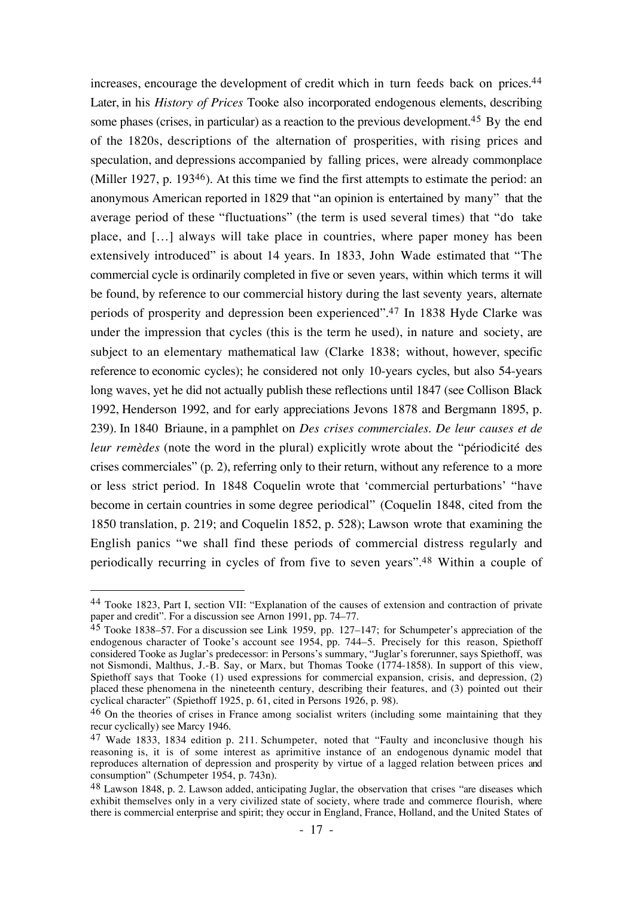increases, encourage the development of credit which in turn feeds back on prices.[44] Later, in his *History of Prices* Tooke also incorporated endogenous elements, describing some phases (crises, in particular) as a reaction to the previous development.[45] By the end of the 1820s, descriptions of the alternation of prosperities, with rising prices and speculation, and depressions accompanied by falling prices, were already commonplace (Miller 1927, p. 193[46]). At this time we find the first attempts to estimate the period: an anonymous American reported in 1829 that "an opinion is entertained by many" that the average period of these "fluctuations" (the term is used several times) that "do take place, and […] always will take place in countries, where paper money has been extensively introduced" is about 14 years. In 1833, John Wade estimated that "The commercial cycle is ordinarily completed in five or seven years, within which terms it will be found, by reference to our commercial history during the last seventy years, alternate periods of prosperity and depression been experienced".[47] In 1838 Hyde Clarke was under the impression that cycles (this is the term he used), in nature and society, are subject to an elementary mathematical law (Clarke 1838; without, however, specific reference to economic cycles); he considered not only 10-years cycles, but also 54-years long waves, yet he did not actually publish these reflections until 1847 (see Collison Black 1992, Henderson 1992, and for early appreciations Jevons 1878 and Bergmann 1895, p. 239). In 1840 Briaune, in a pamphlet on *Des crises commerciales. De leur causes et de leur remèdes* (note the word in the plural) explicitly wrote about the "périodicité des crises commerciales" (p. 2), referring only to their return, without any reference to a more or less strict period. In 1848 Coquelin wrote that 'commercial perturbations' "have become in certain countries in some degree periodical" (Coquelin 1848, cited from the 1850 translation, p. 219; and Coquelin 1852, p. 528); Lawson wrote that examining the English panics "we shall find these periods of commercial distress regularly and periodically recurring in cycles of from five to seven years".[48] Within a couple of

---

[44] Tooke 1823, Part I, section VII: "Explanation of the causes of extension and contraction of private paper and credit". For a discussion see Arnon 1991, pp. 74–77.

[45] Tooke 1838–57. For a discussion see Link 1959, pp. 127–147; for Schumpeter's appreciation of the endogenous character of Tooke's account see 1954, pp. 744–5. Precisely for this reason, Spiethoff considered Tooke as Juglar's predecessor: in Persons's summary, "Juglar's forerunner, says Spiethoff, was not Sismondi, Malthus, J.-B. Say, or Marx, but Thomas Tooke (1774-1858). In support of this view, Spiethoff says that Tooke (1) used expressions for commercial expansion, crisis, and depression, (2) placed these phenomena in the nineteenth century, describing their features, and (3) pointed out their cyclical character" (Spiethoff 1925, p. 61, cited in Persons 1926, p. 98).

[46] On the theories of crises in France among socialist writers (including some maintaining that they recur cyclically) see Marcy 1946.

[47] Wade 1833, 1834 edition p. 211. Schumpeter, noted that "Faulty and inconclusive though his reasoning is, it is of some interest as aprimitive instance of an endogenous dynamic model that reproduces alternation of depression and prosperity by virtue of a lagged relation between prices and consumption" (Schumpeter 1954, p. 743n).

[48] Lawson 1848, p. 2. Lawson added, anticipating Juglar, the observation that crises "are diseases which exhibit themselves only in a very civilized state of society, where trade and commerce flourish, where there is commercial enterprise and spirit; they occur in England, France, Holland, and the United States of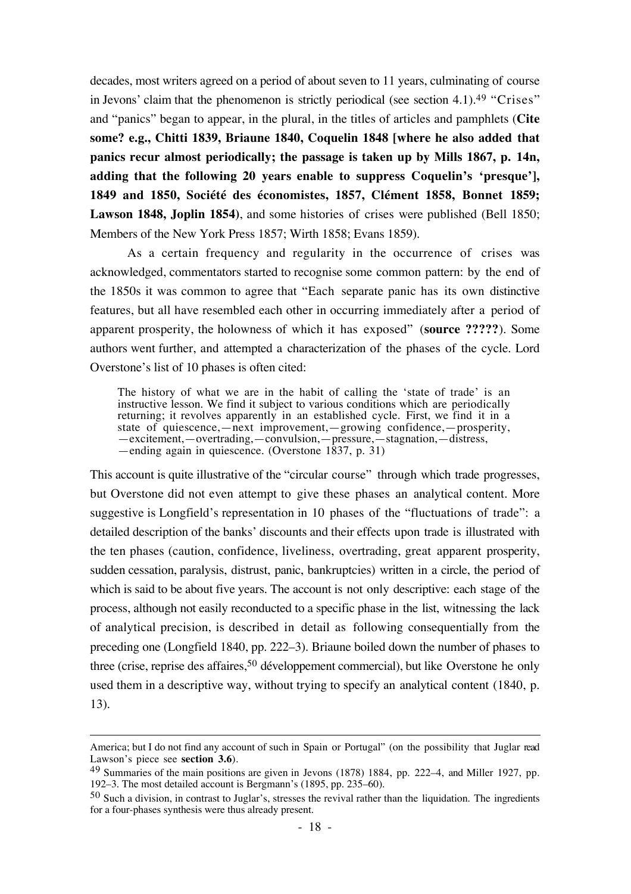decades, most writers agreed on a period of about seven to 11 years, culminating of course in Jevons' claim that the phenomenon is strictly periodical (see section 4.1).[49] "Crises" and "panics" began to appear, in the plural, in the titles of articles and pamphlets (**Cite some? e.g., Chitti 1839, Briaune 1840, Coquelin 1848 [where he also added that panics recur almost periodically; the passage is taken up by Mills 1867, p. 14n, adding that the following 20 years enable to suppress Coquelin's 'presque'], 1849 and 1850, Société des économistes, 1857, Clément 1858, Bonnet 1859; Lawson 1848, Joplin 1854**), and some histories of crises were published (Bell 1850; Members of the New York Press 1857; Wirth 1858; Evans 1859).

As a certain frequency and regularity in the occurrence of crises was acknowledged, commentators started to recognise some common pattern: by the end of the 1850s it was common to agree that "Each separate panic has its own distinctive features, but all have resembled each other in occurring immediately after a period of apparent prosperity, the holowness of which it has exposed" (**source ?????**). Some authors went further, and attempted a characterization of the phases of the cycle. Lord Overstone's list of 10 phases is often cited:

> The history of what we are in the habit of calling the 'state of trade' is an instructive lesson. We find it subject to various conditions which are periodically returning; it revolves apparently in an established cycle. First, we find it in a state of quiescence,—next improvement,—growing confidence,—prosperity, —excitement,—overtrading,—convulsion,—pressure,—stagnation,—distress, —ending again in quiescence. (Overstone 1837, p. 31)

This account is quite illustrative of the "circular course" through which trade progresses, but Overstone did not even attempt to give these phases an analytical content. More suggestive is Longfield's representation in 10 phases of the "fluctuations of trade": a detailed description of the banks' discounts and their effects upon trade is illustrated with the ten phases (caution, confidence, liveliness, overtrading, great apparent prosperity, sudden cessation, paralysis, distrust, panic, bankruptcies) written in a circle, the period of which is said to be about five years. The account is not only descriptive: each stage of the process, although not easily reconducted to a specific phase in the list, witnessing the lack of analytical precision, is described in detail as following consequentially from the preceding one (Longfield 1840, pp. 222–3). Briaune boiled down the number of phases to three (crise, reprise des affaires,[50] développement commercial), but like Overstone he only used them in a descriptive way, without trying to specify an analytical content (1840, p. 13).

---

America; but I do not find any account of such in Spain or Portugal" (on the possibility that Juglar read Lawson's piece see **section 3.6**).

[49] Summaries of the main positions are given in Jevons (1878) 1884, pp. 222–4, and Miller 1927, pp. 192–3. The most detailed account is Bergmann's (1895, pp. 235–60).

[50] Such a division, in contrast to Juglar's, stresses the revival rather than the liquidation. The ingredients for a four-phases synthesis were thus already present.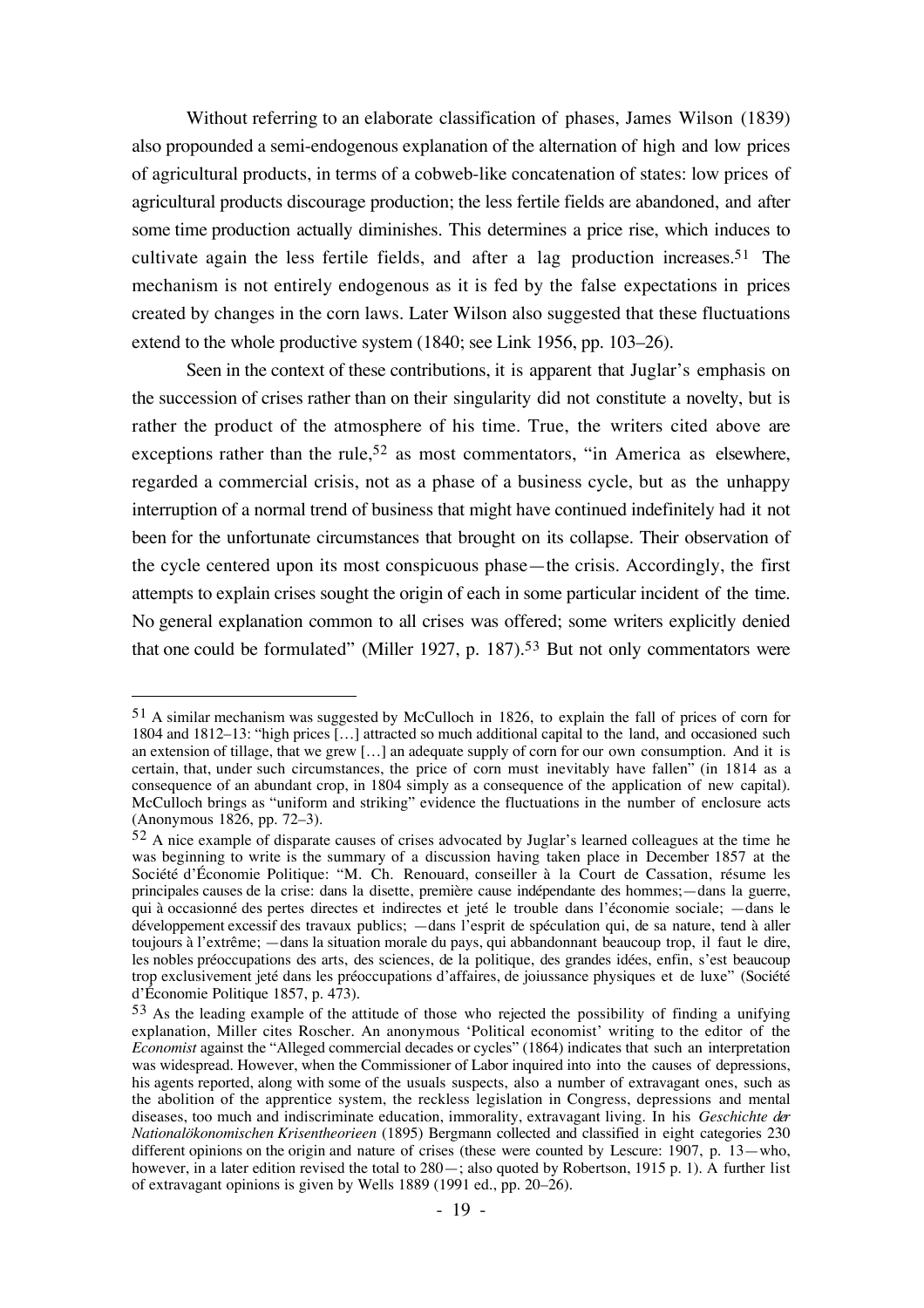Without referring to an elaborate classification of phases, James Wilson (1839) also propounded a semi-endogenous explanation of the alternation of high and low prices of agricultural products, in terms of a cobweb-like concatenation of states: low prices of agricultural products discourage production; the less fertile fields are abandoned, and after some time production actually diminishes. This determines a price rise, which induces to cultivate again the less fertile fields, and after a lag production increases.[51] The mechanism is not entirely endogenous as it is fed by the false expectations in prices created by changes in the corn laws. Later Wilson also suggested that these fluctuations extend to the whole productive system (1840; see Link 1956, pp. 103–26).

Seen in the context of these contributions, it is apparent that Juglar's emphasis on the succession of crises rather than on their singularity did not constitute a novelty, but is rather the product of the atmosphere of his time. True, the writers cited above are exceptions rather than the rule,[52] as most commentators, "in America as elsewhere, regarded a commercial crisis, not as a phase of a business cycle, but as the unhappy interruption of a normal trend of business that might have continued indefinitely had it not been for the unfortunate circumstances that brought on its collapse. Their observation of the cycle centered upon its most conspicuous phase—the crisis. Accordingly, the first attempts to explain crises sought the origin of each in some particular incident of the time. No general explanation common to all crises was offered; some writers explicitly denied that one could be formulated" (Miller 1927, p. 187).[53] But not only commentators were

---

[51] A similar mechanism was suggested by McCulloch in 1826, to explain the fall of prices of corn for 1804 and 1812–13: "high prices […] attracted so much additional capital to the land, and occasioned such an extension of tillage, that we grew […] an adequate supply of corn for our own consumption. And it is certain, that, under such circumstances, the price of corn must inevitably have fallen" (in 1814 as a consequence of an abundant crop, in 1804 simply as a consequence of the application of new capital). McCulloch brings as "uniform and striking" evidence the fluctuations in the number of enclosure acts (Anonymous 1826, pp. 72–3).

[52] A nice example of disparate causes of crises advocated by Juglar's learned colleagues at the time he was beginning to write is the summary of a discussion having taken place in December 1857 at the Société d'Économie Politique: "M. Ch. Renouard, conseiller à la Court de Cassation, résume les principales causes de la crise: dans la disette, première cause indépendante des hommes;—dans la guerre, qui à occasionné des pertes directes et indirectes et jeté le trouble dans l'économie sociale; —dans le développement excessif des travaux publics; —dans l'esprit de spéculation qui, de sa nature, tend à aller toujours à l'extrême; —dans la situation morale du pays, qui abbandonnant beaucoup trop, il faut le dire, les nobles préoccupations des arts, des sciences, de la politique, des grandes idées, enfin, s'est beaucoup trop exclusivement jeté dans les préoccupations d'affaires, de joiussance physiques et de luxe" (Société d'Économie Politique 1857, p. 473).

[53] As the leading example of the attitude of those who rejected the possibility of finding a unifying explanation, Miller cites Roscher. An anonymous 'Political economist' writing to the editor of the *Economist* against the "Alleged commercial decades or cycles" (1864) indicates that such an interpretation was widespread. However, when the Commissioner of Labor inquired into into the causes of depressions, his agents reported, along with some of the usuals suspects, also a number of extravagant ones, such as the abolition of the apprentice system, the reckless legislation in Congress, depressions and mental diseases, too much and indiscriminate education, immorality, extravagant living. In his *Geschichte der Nationalökonomischen Krisentheorieen* (1895) Bergmann collected and classified in eight categories 230 different opinions on the origin and nature of crises (these were counted by Lescure: 1907, p. 13—who, however, in a later edition revised the total to 280—; also quoted by Robertson, 1915 p. 1). A further list of extravagant opinions is given by Wells 1889 (1991 ed., pp. 20–26).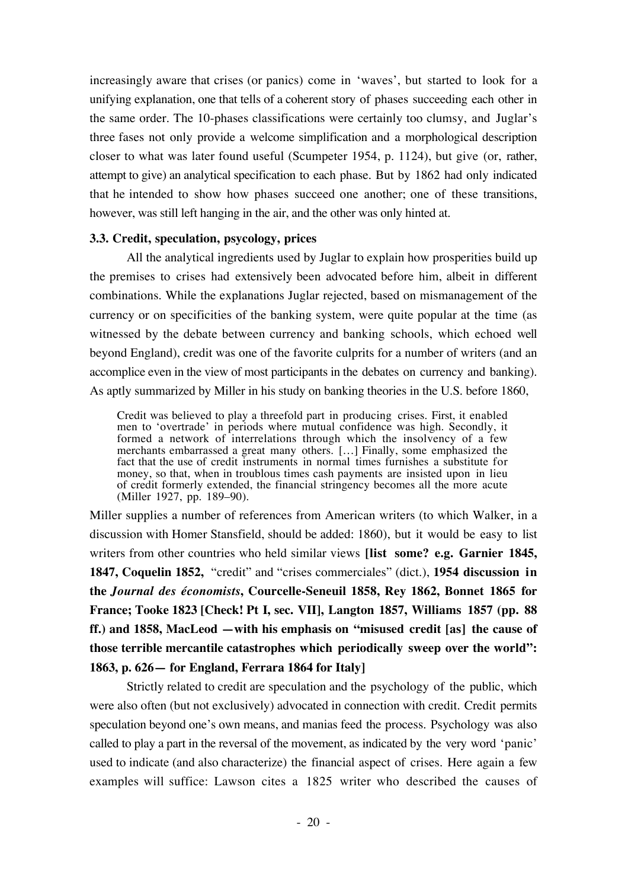increasingly aware that crises (or panics) come in 'waves', but started to look for a unifying explanation, one that tells of a coherent story of phases succeeding each other in the same order. The 10-phases classifications were certainly too clumsy, and Juglar's three fases not only provide a welcome simplification and a morphological description closer to what was later found useful (Scumpeter 1954, p. 1124), but give (or, rather, attempt to give) an analytical specification to each phase. But by 1862 had only indicated that he intended to show how phases succeed one another; one of these transitions, however, was still left hanging in the air, and the other was only hinted at.

### 3.3. Credit, speculation, psycology, prices

All the analytical ingredients used by Juglar to explain how prosperities build up the premises to crises had extensively been advocated before him, albeit in different combinations. While the explanations Juglar rejected, based on mismanagement of the currency or on specificities of the banking system, were quite popular at the time (as witnessed by the debate between currency and banking schools, which echoed well beyond England), credit was one of the favorite culprits for a number of writers (and an accomplice even in the view of most participants in the debates on currency and banking). As aptly summarized by Miller in his study on banking theories in the U.S. before 1860,

> Credit was believed to play a threefold part in producing crises. First, it enabled men to 'overtrade' in periods where mutual confidence was high. Secondly, it formed a network of interrelations through which the insolvency of a few merchants embarrassed a great many others. [...] Finally, some emphasized the fact that the use of credit instruments in normal times furnishes a substitute for money, so that, when in troublous times cash payments are insisted upon in lieu of credit formerly extended, the financial stringency becomes all the more acute (Miller 1927, pp. 189–90).

Miller supplies a number of references from American writers (to which Walker, in a discussion with Homer Stansfield, should be added: 1860), but it would be easy to list writers from other countries who held similar views **[list some? e.g. Garnier 1845, 1847, Coquelin 1852,** "credit" and "crises commerciales" (dict.), **1954 discussion in the *Journal des économists*, Courcelle-Seneuil 1858, Rey 1862, Bonnet 1865 for France; Tooke 1823 [Check! Pt I, sec. VII], Langton 1857, Williams 1857 (pp. 88 ff.) and 1858, MacLeod —with his emphasis on "misused credit [as] the cause of those terrible mercantile catastrophes which periodically sweep over the world": 1863, p. 626— for England, Ferrara 1864 for Italy]**

Strictly related to credit are speculation and the psychology of the public, which were also often (but not exclusively) advocated in connection with credit. Credit permits speculation beyond one's own means, and manias feed the process. Psychology was also called to play a part in the reversal of the movement, as indicated by the very word 'panic' used to indicate (and also characterize) the financial aspect of crises. Here again a few examples will suffice: Lawson cites a 1825 writer who described the causes of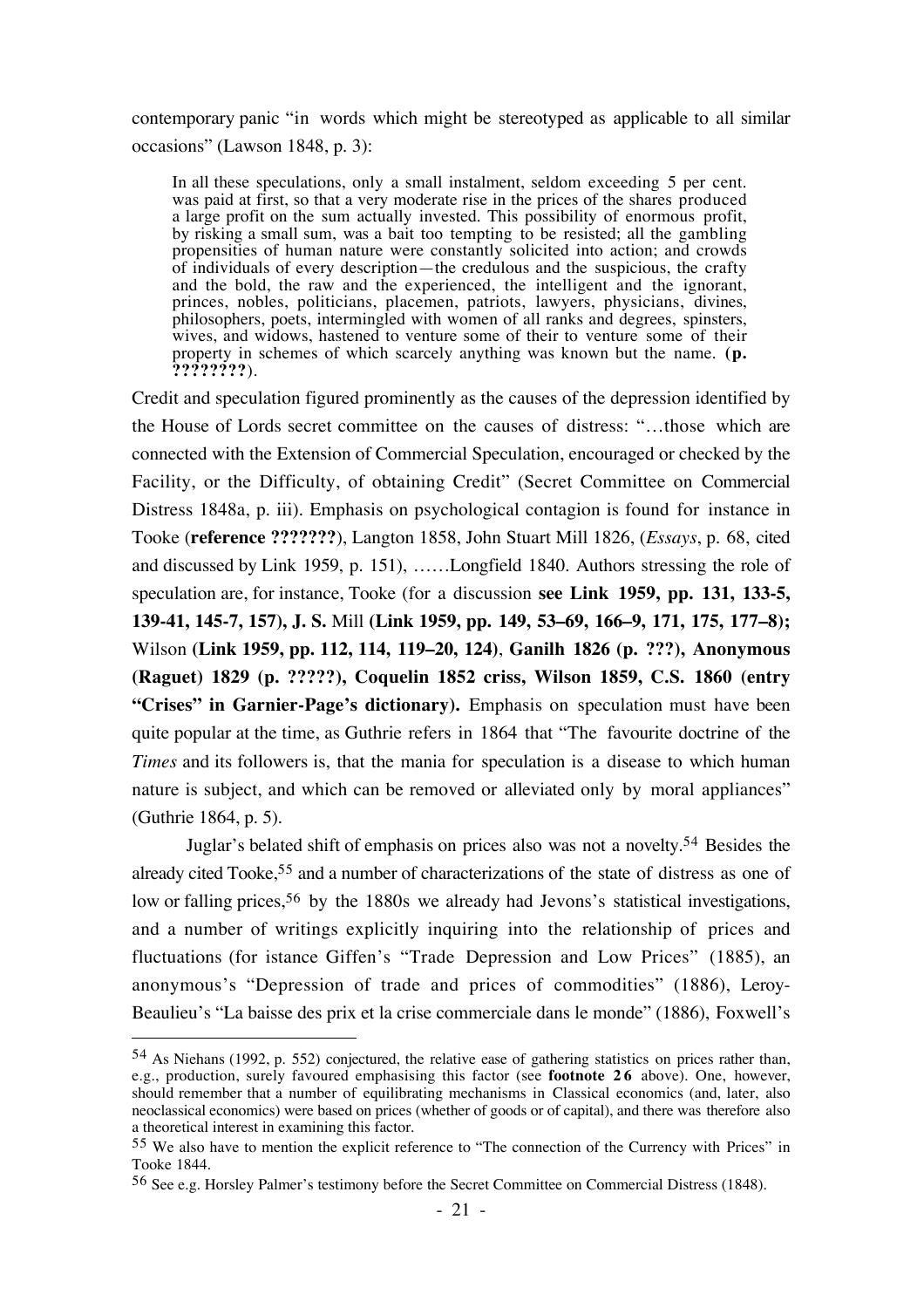contemporary panic "in words which might be stereotyped as applicable to all similar occasions" (Lawson 1848, p. 3):

> In all these speculations, only a small instalment, seldom exceeding 5 per cent. was paid at first, so that a very moderate rise in the prices of the shares produced a large profit on the sum actually invested. This possibility of enormous profit, by risking a small sum, was a bait too tempting to be resisted; all the gambling propensities of human nature were constantly solicited into action; and crowds of individuals of every description—the credulous and the suspicious, the crafty and the bold, the raw and the experienced, the intelligent and the ignorant, princes, nobles, politicians, placemen, patriots, lawyers, physicians, divines, philosophers, poets, intermingled with women of all ranks and degrees, spinsters, wives, and widows, hastened to venture some of their to venture some of their property in schemes of which scarcely anything was known but the name. **(p. ????????**).

Credit and speculation figured prominently as the causes of the depression identified by the House of Lords secret committee on the causes of distress: "…those which are connected with the Extension of Commercial Speculation, encouraged or checked by the Facility, or the Difficulty, of obtaining Credit" (Secret Committee on Commercial Distress 1848a, p. iii). Emphasis on psychological contagion is found for instance in Tooke (**reference ???????**), Langton 1858, John Stuart Mill 1826, (*Essays*, p. 68, cited and discussed by Link 1959, p. 151), ……Longfield 1840. Authors stressing the role of speculation are, for instance, Tooke (for a discussion **see Link 1959, pp. 131, 133-5, 139-41, 145-7, 157), J. S.** Mill **(Link 1959, pp. 149, 53–69, 166–9, 171, 175, 177–8);** Wilson **(Link 1959, pp. 112, 114, 119–20, 124)**, **Ganilh 1826 (p. ???), Anonymous (Raguet) 1829 (p. ?????), Coquelin 1852 criss, Wilson 1859, C.S. 1860 (entry "Crises" in Garnier-Page's dictionary).** Emphasis on speculation must have been quite popular at the time, as Guthrie refers in 1864 that "The favourite doctrine of the *Times* and its followers is, that the mania for speculation is a disease to which human nature is subject, and which can be removed or alleviated only by moral appliances" (Guthrie 1864, p. 5).

Juglar's belated shift of emphasis on prices also was not a novelty.[54] Besides the already cited Tooke,[55] and a number of characterizations of the state of distress as one of low or falling prices,[56] by the 1880s we already had Jevons's statistical investigations, and a number of writings explicitly inquiring into the relationship of prices and fluctuations (for istance Giffen's "Trade Depression and Low Prices" (1885), an anonymous's "Depression of trade and prices of commodities" (1886), Leroy-Beaulieu's "La baisse des prix et la crise commerciale dans le monde" (1886), Foxwell's

---

[54] As Niehans (1992, p. 552) conjectured, the relative ease of gathering statistics on prices rather than, e.g., production, surely favoured emphasising this factor (see **footnote 26** above). One, however, should remember that a number of equilibrating mechanisms in Classical economics (and, later, also neoclassical economics) were based on prices (whether of goods or of capital), and there was therefore also a theoretical interest in examining this factor.

[55] We also have to mention the explicit reference to "The connection of the Currency with Prices" in Tooke 1844.

[56] See e.g. Horsley Palmer's testimony before the Secret Committee on Commercial Distress (1848).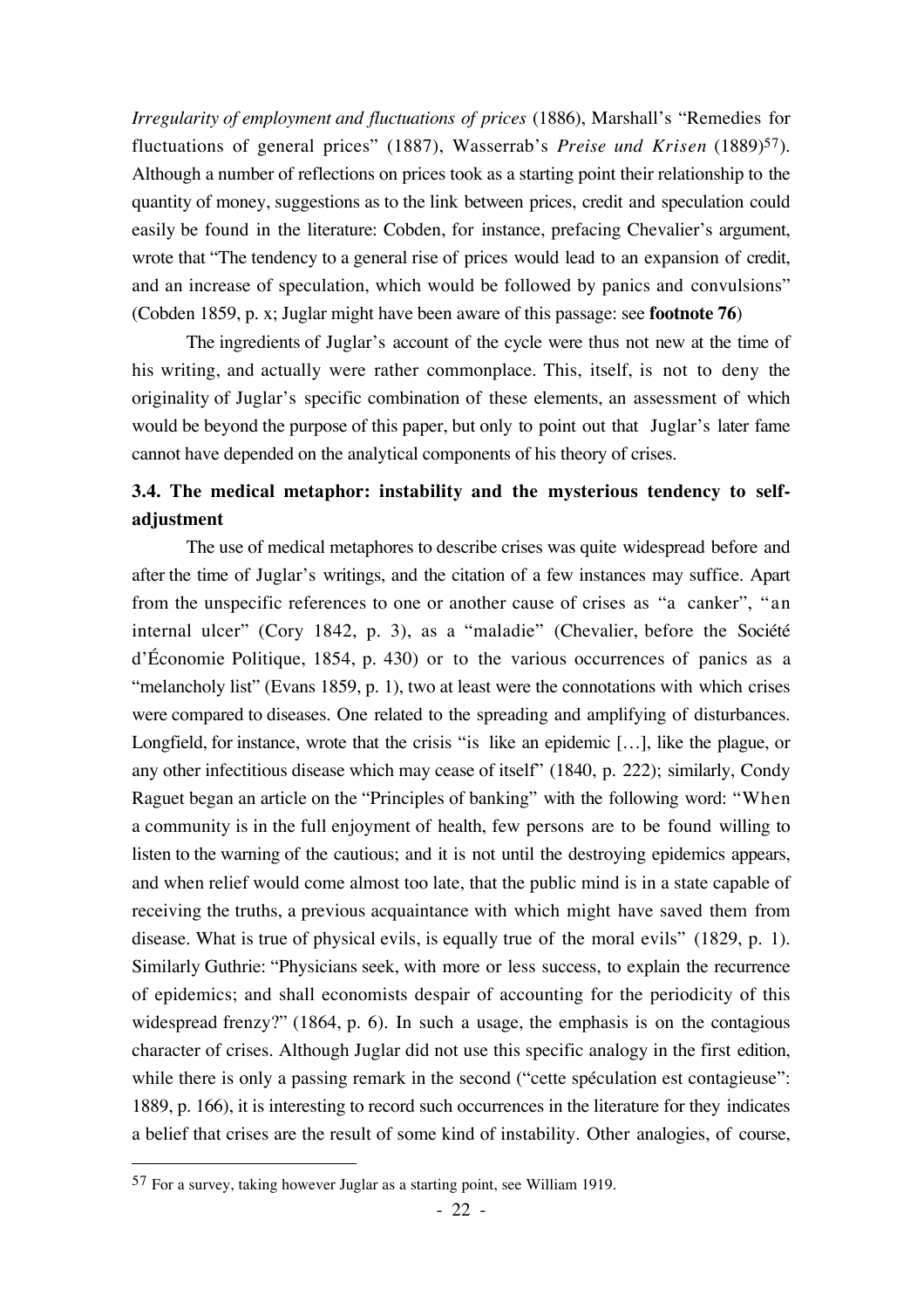*Irregularity of employment and fluctuations of prices* (1886), Marshall's "Remedies for fluctuations of general prices" (1887), Wasserrab's *Preise und Krisen* (1889)[57]). Although a number of reflections on prices took as a starting point their relationship to the quantity of money, suggestions as to the link between prices, credit and speculation could easily be found in the literature: Cobden, for instance, prefacing Chevalier's argument, wrote that "The tendency to a general rise of prices would lead to an expansion of credit, and an increase of speculation, which would be followed by panics and convulsions" (Cobden 1859, p. x; Juglar might have been aware of this passage: see **footnote 76**)

The ingredients of Juglar's account of the cycle were thus not new at the time of his writing, and actually were rather commonplace. This, itself, is not to deny the originality of Juglar's specific combination of these elements, an assessment of which would be beyond the purpose of this paper, but only to point out that Juglar's later fame cannot have depended on the analytical components of his theory of crises.

### 3.4. The medical metaphor: instability and the mysterious tendency to self-adjustment

The use of medical metaphores to describe crises was quite widespread before and after the time of Juglar's writings, and the citation of a few instances may suffice. Apart from the unspecific references to one or another cause of crises as "a canker", "an internal ulcer" (Cory 1842, p. 3), as a "maladie" (Chevalier, before the Société d'Économie Politique, 1854, p. 430) or to the various occurrences of panics as a "melancholy list" (Evans 1859, p. 1), two at least were the connotations with which crises were compared to diseases. One related to the spreading and amplifying of disturbances. Longfield, for instance, wrote that the crisis "is like an epidemic […], like the plague, or any other infectitious disease which may cease of itself" (1840, p. 222); similarly, Condy Raguet began an article on the "Principles of banking" with the following word: "When a community is in the full enjoyment of health, few persons are to be found willing to listen to the warning of the cautious; and it is not until the destroying epidemics appears, and when relief would come almost too late, that the public mind is in a state capable of receiving the truths, a previous acquaintance with which might have saved them from disease. What is true of physical evils, is equally true of the moral evils" (1829, p. 1). Similarly Guthrie: "Physicians seek, with more or less success, to explain the recurrence of epidemics; and shall economists despair of accounting for the periodicity of this widespread frenzy?" (1864, p. 6). In such a usage, the emphasis is on the contagious character of crises. Although Juglar did not use this specific analogy in the first edition, while there is only a passing remark in the second ("cette spéculation est contagieuse": 1889, p. 166), it is interesting to record such occurrences in the literature for they indicates a belief that crises are the result of some kind of instability. Other analogies, of course,

---

[57] For a survey, taking however Juglar as a starting point, see William 1919.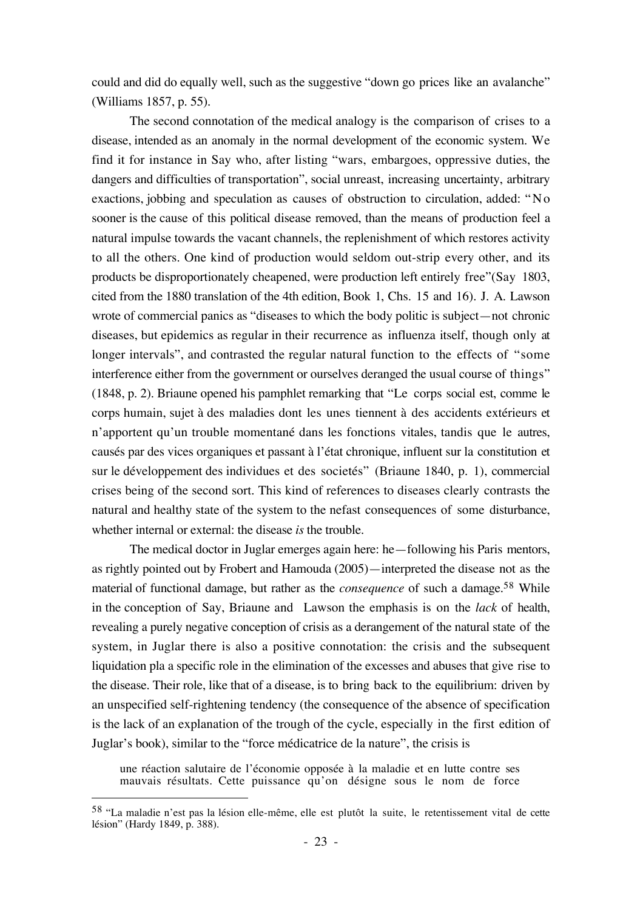could and did do equally well, such as the suggestive "down go prices like an avalanche" (Williams 1857, p. 55).

The second connotation of the medical analogy is the comparison of crises to a disease, intended as an anomaly in the normal development of the economic system. We find it for instance in Say who, after listing "wars, embargoes, oppressive duties, the dangers and difficulties of transportation", social unreast, increasing uncertainty, arbitrary exactions, jobbing and speculation as causes of obstruction to circulation, added: "No sooner is the cause of this political disease removed, than the means of production feel a natural impulse towards the vacant channels, the replenishment of which restores activity to all the others. One kind of production would seldom out-strip every other, and its products be disproportionately cheapened, were production left entirely free"(Say 1803, cited from the 1880 translation of the 4th edition, Book 1, Chs. 15 and 16). J. A. Lawson wrote of commercial panics as "diseases to which the body politic is subject—not chronic diseases, but epidemics as regular in their recurrence as influenza itself, though only at longer intervals", and contrasted the regular natural function to the effects of "some interference either from the government or ourselves deranged the usual course of things" (1848, p. 2). Briaune opened his pamphlet remarking that "Le corps social est, comme le corps humain, sujet à des maladies dont les unes tiennent à des accidents extérieurs et n'apportent qu'un trouble momentané dans les fonctions vitales, tandis que le autres, causés par des vices organiques et passant à l'état chronique, influent sur la constitution et sur le développement des individues et des societés" (Briaune 1840, p. 1), commercial crises being of the second sort. This kind of references to diseases clearly contrasts the natural and healthy state of the system to the nefast consequences of some disturbance, whether internal or external: the disease *is* the trouble.

The medical doctor in Juglar emerges again here: he—following his Paris mentors, as rightly pointed out by Frobert and Hamouda (2005)—interpreted the disease not as the material of functional damage, but rather as the *consequence* of such a damage.[58] While in the conception of Say, Briaune and Lawson the emphasis is on the *lack* of health, revealing a purely negative conception of crisis as a derangement of the natural state of the system, in Juglar there is also a positive connotation: the crisis and the subsequent liquidation pla a specific role in the elimination of the excesses and abuses that give rise to the disease. Their role, like that of a disease, is to bring back to the equilibrium: driven by an unspecified self-rightening tendency (the consequence of the absence of specification is the lack of an explanation of the trough of the cycle, especially in the first edition of Juglar's book), similar to the "force médicatrice de la nature", the crisis is

> une réaction salutaire de l'économie opposée à la maladie et en lutte contre ses mauvais résultats. Cette puissance qu'on désigne sous le nom de force

[58] "La maladie n'est pas la lésion elle-même, elle est plutôt la suite, le retentissement vital de cette lésion" (Hardy 1849, p. 388).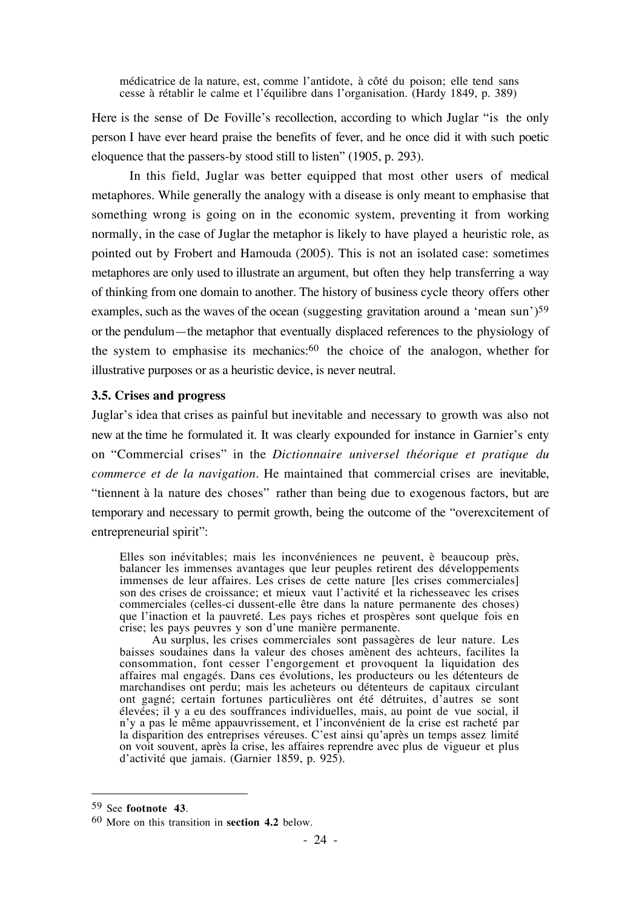médicatrice de la nature, est, comme l'antidote, à côté du poison; elle tend sans cesse à rétablir le calme et l'équilibre dans l'organisation. (Hardy 1849, p. 389)

Here is the sense of De Foville's recollection, according to which Juglar "is the only person I have ever heard praise the benefits of fever, and he once did it with such poetic eloquence that the passers-by stood still to listen" (1905, p. 293).

In this field, Juglar was better equipped that most other users of medical metaphores. While generally the analogy with a disease is only meant to emphasise that something wrong is going on in the economic system, preventing it from working normally, in the case of Juglar the metaphor is likely to have played a heuristic role, as pointed out by Frobert and Hamouda (2005). This is not an isolated case: sometimes metaphores are only used to illustrate an argument, but often they help transferring a way of thinking from one domain to another. The history of business cycle theory offers other examples, such as the waves of the ocean (suggesting gravitation around a 'mean sun')[59] or the pendulum—the metaphor that eventually displaced references to the physiology of the system to emphasise its mechanics:[60] the choice of the analogon, whether for illustrative purposes or as a heuristic device, is never neutral.

### 3.5. Crises and progress

Juglar's idea that crises as painful but inevitable and necessary to growth was also not new at the time he formulated it. It was clearly expounded for instance in Garnier's enty on "Commercial crises" in the *Dictionnaire universel théorique et pratique du commerce et de la navigation*. He maintained that commercial crises are inevitable, "tiennent à la nature des choses" rather than being due to exogenous factors, but are temporary and necessary to permit growth, being the outcome of the "overexcitement of entrepreneurial spirit":

> Elles son inévitables; mais les inconvéniences ne peuvent, è beaucoup près, balancer les immenses avantages que leur peuples retirent des développements immenses de leur affaires. Les crises de cette nature [les crises commerciales] son des crises de croissance; et mieux vaut l'activité et la richesseavec les crises commerciales (celles-ci dussent-elle être dans la nature permanente des choses) que l'inaction et la pauvreté. Les pays riches et prospères sont quelque fois en crise; les pays peuvres y son d'une manière permanente.
>
> Au surplus, les crises commerciales sont passagères de leur nature. Les baisses soudaines dans la valeur des choses amènent des achteurs, facilites la consommation, font cesser l'engorgement et provoquent la liquidation des affaires mal engagés. Dans ces évolutions, les producteurs ou les détenteurs de marchandises ont perdu; mais les acheteurs ou détenteurs de capitaux circulant ont gagné; certain fortunes particulières ont été détruites, d'autres se sont élevées; il y a eu des souffrances individuelles, mais, au point de vue social, il n'y a pas le même appauvrissement, et l'inconvénient de la crise est racheté par la disparition des entreprises véreuses. C'est ainsi qu'après un temps assez limité on voit souvent, après la crise, les affaires reprendre avec plus de vigueur et plus d'activité que jamais. (Garnier 1859, p. 925).

---

[59] See **footnote 43**.

[60] More on this transition in **section 4.2** below.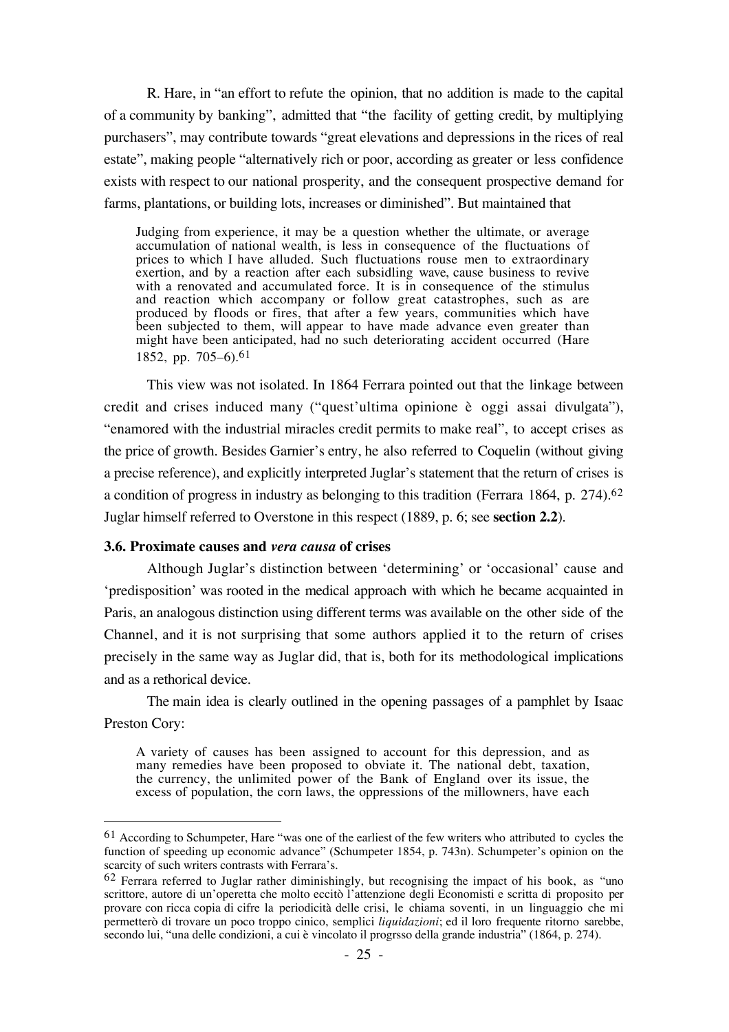R. Hare, in "an effort to refute the opinion, that no addition is made to the capital of a community by banking", admitted that "the facility of getting credit, by multiplying purchasers", may contribute towards "great elevations and depressions in the rices of real estate", making people "alternatively rich or poor, according as greater or less confidence exists with respect to our national prosperity, and the consequent prospective demand for farms, plantations, or building lots, increases or diminished". But maintained that

> Judging from experience, it may be a question whether the ultimate, or average accumulation of national wealth, is less in consequence of the fluctuations of prices to which I have alluded. Such fluctuations rouse men to extraordinary exertion, and by a reaction after each subsidling wave, cause business to revive with a renovated and accumulated force. It is in consequence of the stimulus and reaction which accompany or follow great catastrophes, such as are produced by floods or fires, that after a few years, communities which have been subjected to them, will appear to have made advance even greater than might have been anticipated, had no such deteriorating accident occurred (Hare 1852, pp. 705–6).[61]

This view was not isolated. In 1864 Ferrara pointed out that the linkage between credit and crises induced many ("quest'ultima opinione è oggi assai divulgata"), "enamored with the industrial miracles credit permits to make real", to accept crises as the price of growth. Besides Garnier's entry, he also referred to Coquelin (without giving a precise reference), and explicitly interpreted Juglar's statement that the return of crises is a condition of progress in industry as belonging to this tradition (Ferrara 1864, p. 274).[62] Juglar himself referred to Overstone in this respect (1889, p. 6; see **section 2.2**).

### 3.6. Proximate causes and *vera causa* of crises

Although Juglar's distinction between 'determining' or 'occasional' cause and 'predisposition' was rooted in the medical approach with which he became acquainted in Paris, an analogous distinction using different terms was available on the other side of the Channel, and it is not surprising that some authors applied it to the return of crises precisely in the same way as Juglar did, that is, both for its methodological implications and as a rethorical device.

The main idea is clearly outlined in the opening passages of a pamphlet by Isaac Preston Cory:

> A variety of causes has been assigned to account for this depression, and as many remedies have been proposed to obviate it. The national debt, taxation, the currency, the unlimited power of the Bank of England over its issue, the excess of population, the corn laws, the oppressions of the millowners, have each

---

[61] According to Schumpeter, Hare "was one of the earliest of the few writers who attributed to cycles the function of speeding up economic advance" (Schumpeter 1854, p. 743n). Schumpeter's opinion on the scarcity of such writers contrasts with Ferrara's.

[62] Ferrara referred to Juglar rather diminishingly, but recognising the impact of his book, as "uno scrittore, autore di un'operetta che molto eccitò l'attenzione degli Economisti e scritta di proposito per provare con ricca copia di cifre la periodicità delle crisi, le chiama soventi, in un linguaggio che mi permetterò di trovare un poco troppo cinico, semplici *liquidazioni*; ed il loro frequente ritorno sarebbe, secondo lui, "una delle condizioni, a cui è vincolato il progrsso della grande industria" (1864, p. 274).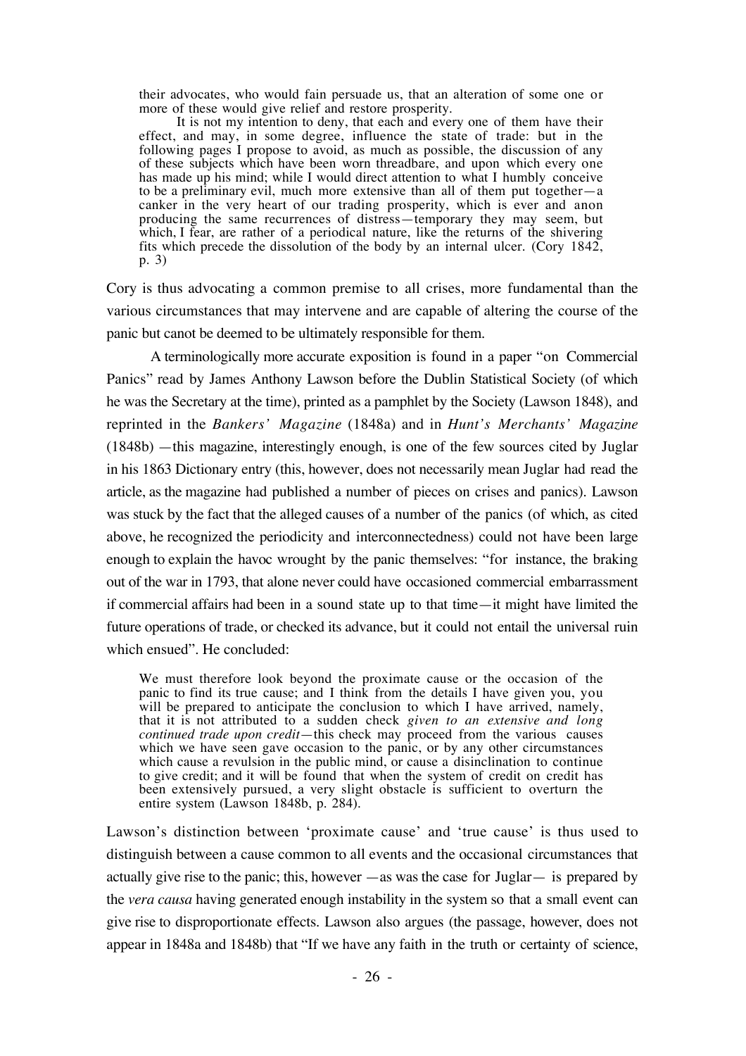> their advocates, who would fain persuade us, that an alteration of some one or more of these would give relief and restore prosperity.
>
> It is not my intention to deny, that each and every one of them have their effect, and may, in some degree, influence the state of trade: but in the following pages I propose to avoid, as much as possible, the discussion of any of these subjects which have been worn threadbare, and upon which every one has made up his mind; while I would direct attention to what I humbly conceive to be a preliminary evil, much more extensive than all of them put together—a canker in the very heart of our trading prosperity, which is ever and anon producing the same recurrences of distress—temporary they may seem, but which, I fear, are rather of a periodical nature, like the returns of the shivering fits which precede the dissolution of the body by an internal ulcer. (Cory 1842, p. 3)

Cory is thus advocating a common premise to all crises, more fundamental than the various circumstances that may intervene and are capable of altering the course of the panic but canot be deemed to be ultimately responsible for them.

A terminologically more accurate exposition is found in a paper "on Commercial Panics" read by James Anthony Lawson before the Dublin Statistical Society (of which he was the Secretary at the time), printed as a pamphlet by the Society (Lawson 1848), and reprinted in the *Bankers' Magazine* (1848a) and in *Hunt's Merchants' Magazine* (1848b) —this magazine, interestingly enough, is one of the few sources cited by Juglar in his 1863 Dictionary entry (this, however, does not necessarily mean Juglar had read the article, as the magazine had published a number of pieces on crises and panics). Lawson was stuck by the fact that the alleged causes of a number of the panics (of which, as cited above, he recognized the periodicity and interconnectedness) could not have been large enough to explain the havoc wrought by the panic themselves: "for instance, the braking out of the war in 1793, that alone never could have occasioned commercial embarrassment if commercial affairs had been in a sound state up to that time—it might have limited the future operations of trade, or checked its advance, but it could not entail the universal ruin which ensued". He concluded:

> We must therefore look beyond the proximate cause or the occasion of the panic to find its true cause; and I think from the details I have given you, you will be prepared to anticipate the conclusion to which I have arrived, namely, that it is not attributed to a sudden check *given to an extensive and long continued trade upon credit*—this check may proceed from the various causes which we have seen gave occasion to the panic, or by any other circumstances which cause a revulsion in the public mind, or cause a disinclination to continue to give credit; and it will be found that when the system of credit on credit has been extensively pursued, a very slight obstacle is sufficient to overturn the entire system (Lawson 1848b, p. 284).

Lawson's distinction between 'proximate cause' and 'true cause' is thus used to distinguish between a cause common to all events and the occasional circumstances that actually give rise to the panic; this, however —as was the case for Juglar— is prepared by the *vera causa* having generated enough instability in the system so that a small event can give rise to disproportionate effects. Lawson also argues (the passage, however, does not appear in 1848a and 1848b) that "If we have any faith in the truth or certainty of science,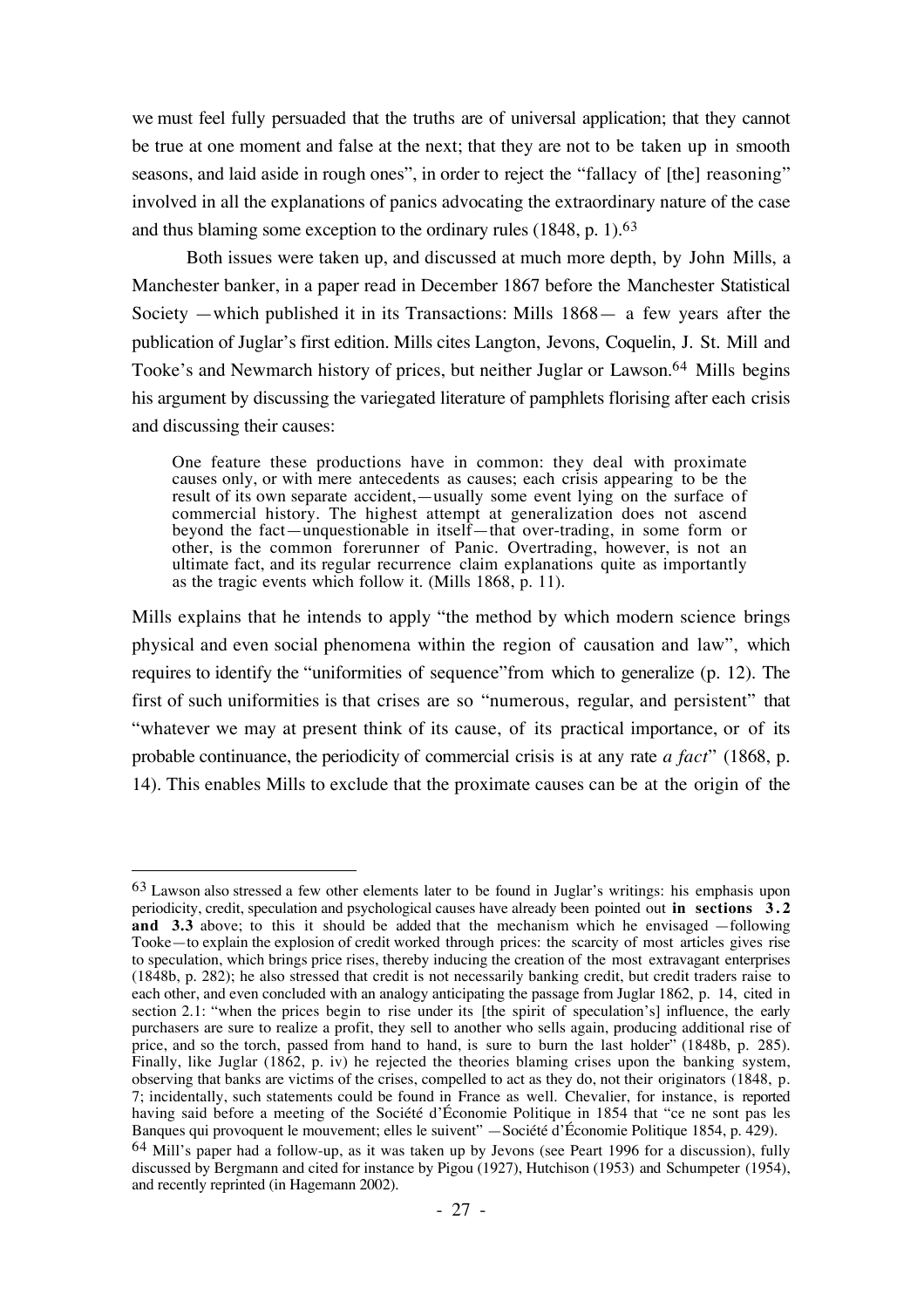we must feel fully persuaded that the truths are of universal application; that they cannot be true at one moment and false at the next; that they are not to be taken up in smooth seasons, and laid aside in rough ones", in order to reject the "fallacy of [the] reasoning" involved in all the explanations of panics advocating the extraordinary nature of the case and thus blaming some exception to the ordinary rules (1848, p. 1).[63]

Both issues were taken up, and discussed at much more depth, by John Mills, a Manchester banker, in a paper read in December 1867 before the Manchester Statistical Society —which published it in its Transactions: Mills 1868— a few years after the publication of Juglar's first edition. Mills cites Langton, Jevons, Coquelin, J. St. Mill and Tooke's and Newmarch history of prices, but neither Juglar or Lawson.[64] Mills begins his argument by discussing the variegated literature of pamphlets florising after each crisis and discussing their causes:

> One feature these productions have in common: they deal with proximate causes only, or with mere antecedents as causes; each crisis appearing to be the result of its own separate accident,—usually some event lying on the surface of commercial history. The highest attempt at generalization does not ascend beyond the fact—unquestionable in itself—that over-trading, in some form or other, is the common forerunner of Panic. Overtrading, however, is not an ultimate fact, and its regular recurrence claim explanations quite as importantly as the tragic events which follow it. (Mills 1868, p. 11).

Mills explains that he intends to apply "the method by which modern science brings physical and even social phenomena within the region of causation and law", which requires to identify the "uniformities of sequence"from which to generalize (p. 12). The first of such uniformities is that crises are so "numerous, regular, and persistent" that "whatever we may at present think of its cause, of its practical importance, or of its probable continuance, the periodicity of commercial crisis is at any rate *a fact*" (1868, p. 14). This enables Mills to exclude that the proximate causes can be at the origin of the

---

[63] Lawson also stressed a few other elements later to be found in Juglar's writings: his emphasis upon periodicity, credit, speculation and psychological causes have already been pointed out **in sections 3.2 and 3.3** above; to this it should be added that the mechanism which he envisaged —following Tooke—to explain the explosion of credit worked through prices: the scarcity of most articles gives rise to speculation, which brings price rises, thereby inducing the creation of the most extravagant enterprises (1848b, p. 282); he also stressed that credit is not necessarily banking credit, but credit traders raise to each other, and even concluded with an analogy anticipating the passage from Juglar 1862, p. 14, cited in section 2.1: "when the prices begin to rise under its [the spirit of speculation's] influence, the early purchasers are sure to realize a profit, they sell to another who sells again, producing additional rise of price, and so the torch, passed from hand to hand, is sure to burn the last holder" (1848b, p. 285). Finally, like Juglar (1862, p. iv) he rejected the theories blaming crises upon the banking system, observing that banks are victims of the crises, compelled to act as they do, not their originators (1848, p. 7; incidentally, such statements could be found in France as well. Chevalier, for instance, is reported having said before a meeting of the Société d'Économie Politique in 1854 that "ce ne sont pas les Banques qui provoquent le mouvement; elles le suivent" —Société d'Économie Politique 1854, p. 429).

[64] Mill's paper had a follow-up, as it was taken up by Jevons (see Peart 1996 for a discussion), fully discussed by Bergmann and cited for instance by Pigou (1927), Hutchison (1953) and Schumpeter (1954), and recently reprinted (in Hagemann 2002).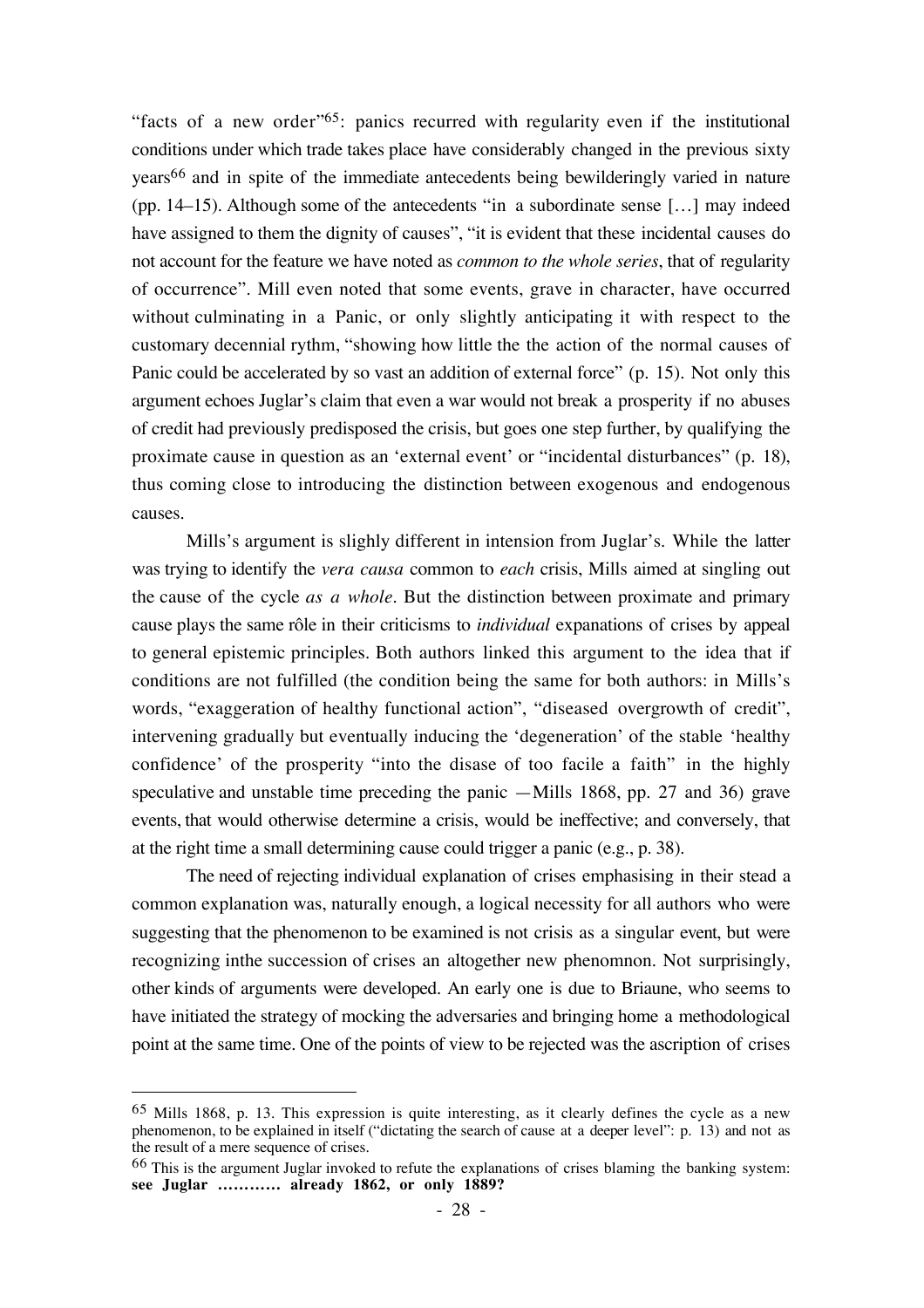"facts of a new order"[65]: panics recurred with regularity even if the institutional conditions under which trade takes place have considerably changed in the previous sixty years[66] and in spite of the immediate antecedents being bewilderingly varied in nature (pp. 14–15). Although some of the antecedents "in a subordinate sense […] may indeed have assigned to them the dignity of causes", "it is evident that these incidental causes do not account for the feature we have noted as *common to the whole series*, that of regularity of occurrence". Mill even noted that some events, grave in character, have occurred without culminating in a Panic, or only slightly anticipating it with respect to the customary decennial rythm, "showing how little the the action of the normal causes of Panic could be accelerated by so vast an addition of external force" (p. 15). Not only this argument echoes Juglar's claim that even a war would not break a prosperity if no abuses of credit had previously predisposed the crisis, but goes one step further, by qualifying the proximate cause in question as an 'external event' or "incidental disturbances" (p. 18), thus coming close to introducing the distinction between exogenous and endogenous causes.

Mills's argument is slighly different in intension from Juglar's. While the latter was trying to identify the *vera causa* common to *each* crisis, Mills aimed at singling out the cause of the cycle *as a whole*. But the distinction between proximate and primary cause plays the same rôle in their criticisms to *individual* expanations of crises by appeal to general epistemic principles. Both authors linked this argument to the idea that if conditions are not fulfilled (the condition being the same for both authors: in Mills's words, "exaggeration of healthy functional action", "diseased overgrowth of credit", intervening gradually but eventually inducing the 'degeneration' of the stable 'healthy confidence' of the prosperity "into the disase of too facile a faith" in the highly speculative and unstable time preceding the panic —Mills 1868, pp. 27 and 36) grave events, that would otherwise determine a crisis, would be ineffective; and conversely, that at the right time a small determining cause could trigger a panic (e.g., p. 38).

The need of rejecting individual explanation of crises emphasising in their stead a common explanation was, naturally enough, a logical necessity for all authors who were suggesting that the phenomenon to be examined is not crisis as a singular event, but were recognizing inthe succession of crises an altogether new phenomnon. Not surprisingly, other kinds of arguments were developed. An early one is due to Briaune, who seems to have initiated the strategy of mocking the adversaries and bringing home a methodological point at the same time. One of the points of view to be rejected was the ascription of crises

---

[65] Mills 1868, p. 13. This expression is quite interesting, as it clearly defines the cycle as a new phenomenon, to be explained in itself ("dictating the search of cause at a deeper level": p. 13) and not as the result of a mere sequence of crises.

[66] This is the argument Juglar invoked to refute the explanations of crises blaming the banking system: **see Juglar ………… already 1862, or only 1889?**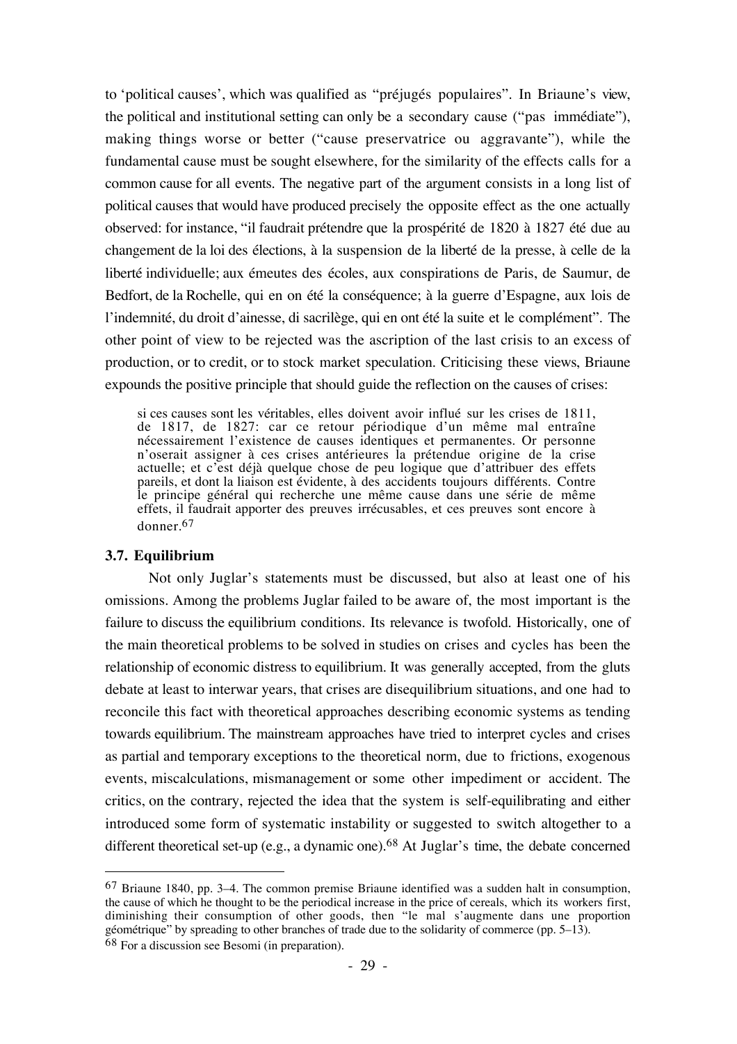to 'political causes', which was qualified as "préjugés populaires". In Briaune's view, the political and institutional setting can only be a secondary cause ("pas immédiate"), making things worse or better ("cause preservatrice ou aggravante"), while the fundamental cause must be sought elsewhere, for the similarity of the effects calls for a common cause for all events. The negative part of the argument consists in a long list of political causes that would have produced precisely the opposite effect as the one actually observed: for instance, "il faudrait prétendre que la prospérité de 1820 à 1827 été due au changement de la loi des élections, à la suspension de la liberté de la presse, à celle de la liberté individuelle; aux émeutes des écoles, aux conspirations de Paris, de Saumur, de Bedfort, de la Rochelle, qui en on été la conséquence; à la guerre d'Espagne, aux lois de l'indemnité, du droit d'ainesse, di sacrilège, qui en ont été la suite et le complément". The other point of view to be rejected was the ascription of the last crisis to an excess of production, or to credit, or to stock market speculation. Criticising these views, Briaune expounds the positive principle that should guide the reflection on the causes of crises:

> si ces causes sont les véritables, elles doivent avoir influé sur les crises de 1811, de 1817, de 1827: car ce retour périodique d'un même mal entraîne nécessairement l'existence de causes identiques et permanentes. Or personne n'oserait assigner à ces crises antérieures la prétendue origine de la crise actuelle; et c'est déjà quelque chose de peu logique que d'attribuer des effets pareils, et dont la liaison est évidente, à des accidents toujours différents. Contre le principe général qui recherche une même cause dans une série de même effets, il faudrait apporter des preuves irrécusables, et ces preuves sont encore à donner.[67]

### 3.7. Equilibrium

Not only Juglar's statements must be discussed, but also at least one of his omissions. Among the problems Juglar failed to be aware of, the most important is the failure to discuss the equilibrium conditions. Its relevance is twofold. Historically, one of the main theoretical problems to be solved in studies on crises and cycles has been the relationship of economic distress to equilibrium. It was generally accepted, from the gluts debate at least to interwar years, that crises are disequilibrium situations, and one had to reconcile this fact with theoretical approaches describing economic systems as tending towards equilibrium. The mainstream approaches have tried to interpret cycles and crises as partial and temporary exceptions to the theoretical norm, due to frictions, exogenous events, miscalculations, mismanagement or some other impediment or accident. The critics, on the contrary, rejected the idea that the system is self-equilibrating and either introduced some form of systematic instability or suggested to switch altogether to a different theoretical set-up (e.g., a dynamic one).[68] At Juglar's time, the debate concerned

[67] Briaune 1840, pp. 3–4. The common premise Briaune identified was a sudden halt in consumption, the cause of which he thought to be the periodical increase in the price of cereals, which its workers first, diminishing their consumption of other goods, then "le mal s'augmente dans une proportion géométrique" by spreading to other branches of trade due to the solidarity of commerce (pp. 5–13).

[68] For a discussion see Besomi (in preparation).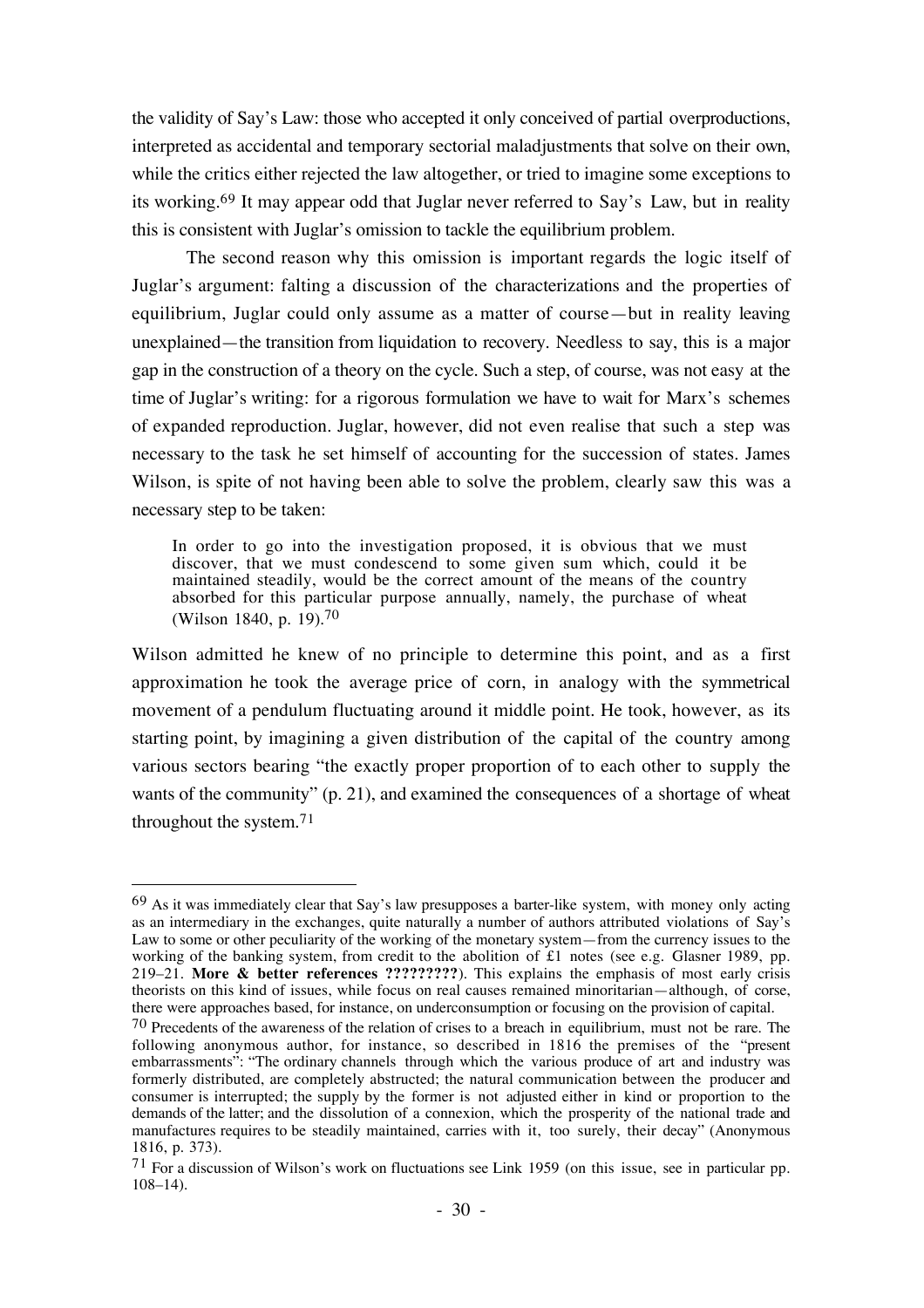the validity of Say's Law: those who accepted it only conceived of partial overproductions, interpreted as accidental and temporary sectorial maladjustments that solve on their own, while the critics either rejected the law altogether, or tried to imagine some exceptions to its working.[69] It may appear odd that Juglar never referred to Say's Law, but in reality this is consistent with Juglar's omission to tackle the equilibrium problem.

The second reason why this omission is important regards the logic itself of Juglar's argument: falting a discussion of the characterizations and the properties of equilibrium, Juglar could only assume as a matter of course—but in reality leaving unexplained—the transition from liquidation to recovery. Needless to say, this is a major gap in the construction of a theory on the cycle. Such a step, of course, was not easy at the time of Juglar's writing: for a rigorous formulation we have to wait for Marx's schemes of expanded reproduction. Juglar, however, did not even realise that such a step was necessary to the task he set himself of accounting for the succession of states. James Wilson, is spite of not having been able to solve the problem, clearly saw this was a necessary step to be taken:

> In order to go into the investigation proposed, it is obvious that we must discover, that we must condescend to some given sum which, could it be maintained steadily, would be the correct amount of the means of the country absorbed for this particular purpose annually, namely, the purchase of wheat (Wilson 1840, p. 19).[70]

Wilson admitted he knew of no principle to determine this point, and as a first approximation he took the average price of corn, in analogy with the symmetrical movement of a pendulum fluctuating around it middle point. He took, however, as its starting point, by imagining a given distribution of the capital of the country among various sectors bearing "the exactly proper proportion of to each other to supply the wants of the community" (p. 21), and examined the consequences of a shortage of wheat throughout the system.[71]

---

[69] As it was immediately clear that Say's law presupposes a barter-like system, with money only acting as an intermediary in the exchanges, quite naturally a number of authors attributed violations of Say's Law to some or other peculiarity of the working of the monetary system—from the currency issues to the working of the banking system, from credit to the abolition of £1 notes (see e.g. Glasner 1989, pp. 219–21. **More & better references ?????????**). This explains the emphasis of most early crisis theorists on this kind of issues, while focus on real causes remained minoritarian—although, of corse, there were approaches based, for instance, on underconsumption or focusing on the provision of capital.

[70] Precedents of the awareness of the relation of crises to a breach in equilibrium, must not be rare. The following anonymous author, for instance, so described in 1816 the premises of the "present embarrassments": "The ordinary channels through which the various produce of art and industry was formerly distributed, are completely abstructed; the natural communication between the producer and consumer is interrupted; the supply by the former is not adjusted either in kind or proportion to the demands of the latter; and the dissolution of a connexion, which the prosperity of the national trade and manufactures requires to be steadily maintained, carries with it, too surely, their decay" (Anonymous 1816, p. 373).

[71] For a discussion of Wilson's work on fluctuations see Link 1959 (on this issue, see in particular pp. 108–14).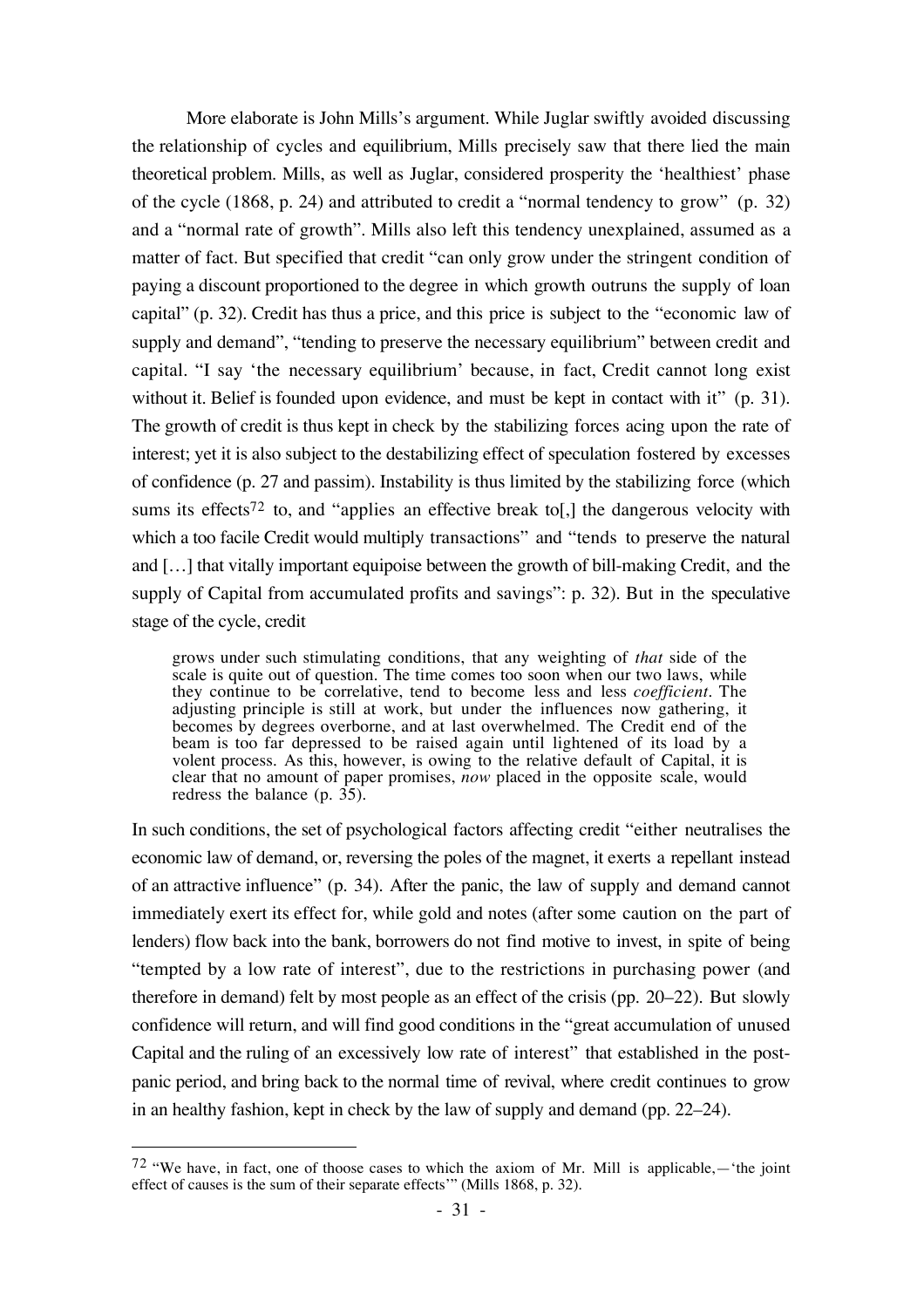More elaborate is John Mills's argument. While Juglar swiftly avoided discussing the relationship of cycles and equilibrium, Mills precisely saw that there lied the main theoretical problem. Mills, as well as Juglar, considered prosperity the 'healthiest' phase of the cycle (1868, p. 24) and attributed to credit a "normal tendency to grow" (p. 32) and a "normal rate of growth". Mills also left this tendency unexplained, assumed as a matter of fact. But specified that credit "can only grow under the stringent condition of paying a discount proportioned to the degree in which growth outruns the supply of loan capital" (p. 32). Credit has thus a price, and this price is subject to the "economic law of supply and demand", "tending to preserve the necessary equilibrium" between credit and capital. "I say 'the necessary equilibrium' because, in fact, Credit cannot long exist without it. Belief is founded upon evidence, and must be kept in contact with it" (p. 31). The growth of credit is thus kept in check by the stabilizing forces acing upon the rate of interest; yet it is also subject to the destabilizing effect of speculation fostered by excesses of confidence (p. 27 and passim). Instability is thus limited by the stabilizing force (which sums its effects[72] to, and "applies an effective break to[,] the dangerous velocity with which a too facile Credit would multiply transactions" and "tends to preserve the natural and […] that vitally important equipoise between the growth of bill-making Credit, and the supply of Capital from accumulated profits and savings": p. 32). But in the speculative stage of the cycle, credit

> grows under such stimulating conditions, that any weighting of *that* side of the scale is quite out of question. The time comes too soon when our two laws, while they continue to be correlative, tend to become less and less *coefficient*. The adjusting principle is still at work, but under the influences now gathering, it becomes by degrees overborne, and at last overwhelmed. The Credit end of the beam is too far depressed to be raised again until lightened of its load by a volent process. As this, however, is owing to the relative default of Capital, it is clear that no amount of paper promises, *now* placed in the opposite scale, would redress the balance (p. 35).

In such conditions, the set of psychological factors affecting credit "either neutralises the economic law of demand, or, reversing the poles of the magnet, it exerts a repellant instead of an attractive influence" (p. 34). After the panic, the law of supply and demand cannot immediately exert its effect for, while gold and notes (after some caution on the part of lenders) flow back into the bank, borrowers do not find motive to invest, in spite of being "tempted by a low rate of interest", due to the restrictions in purchasing power (and therefore in demand) felt by most people as an effect of the crisis (pp. 20–22). But slowly confidence will return, and will find good conditions in the "great accumulation of unused Capital and the ruling of an excessively low rate of interest" that established in the post-panic period, and bring back to the normal time of revival, where credit continues to grow in an healthy fashion, kept in check by the law of supply and demand (pp. 22–24).

---

[72] "We have, in fact, one of thoose cases to which the axiom of Mr. Mill is applicable,—'the joint effect of causes is the sum of their separate effects'" (Mills 1868, p. 32).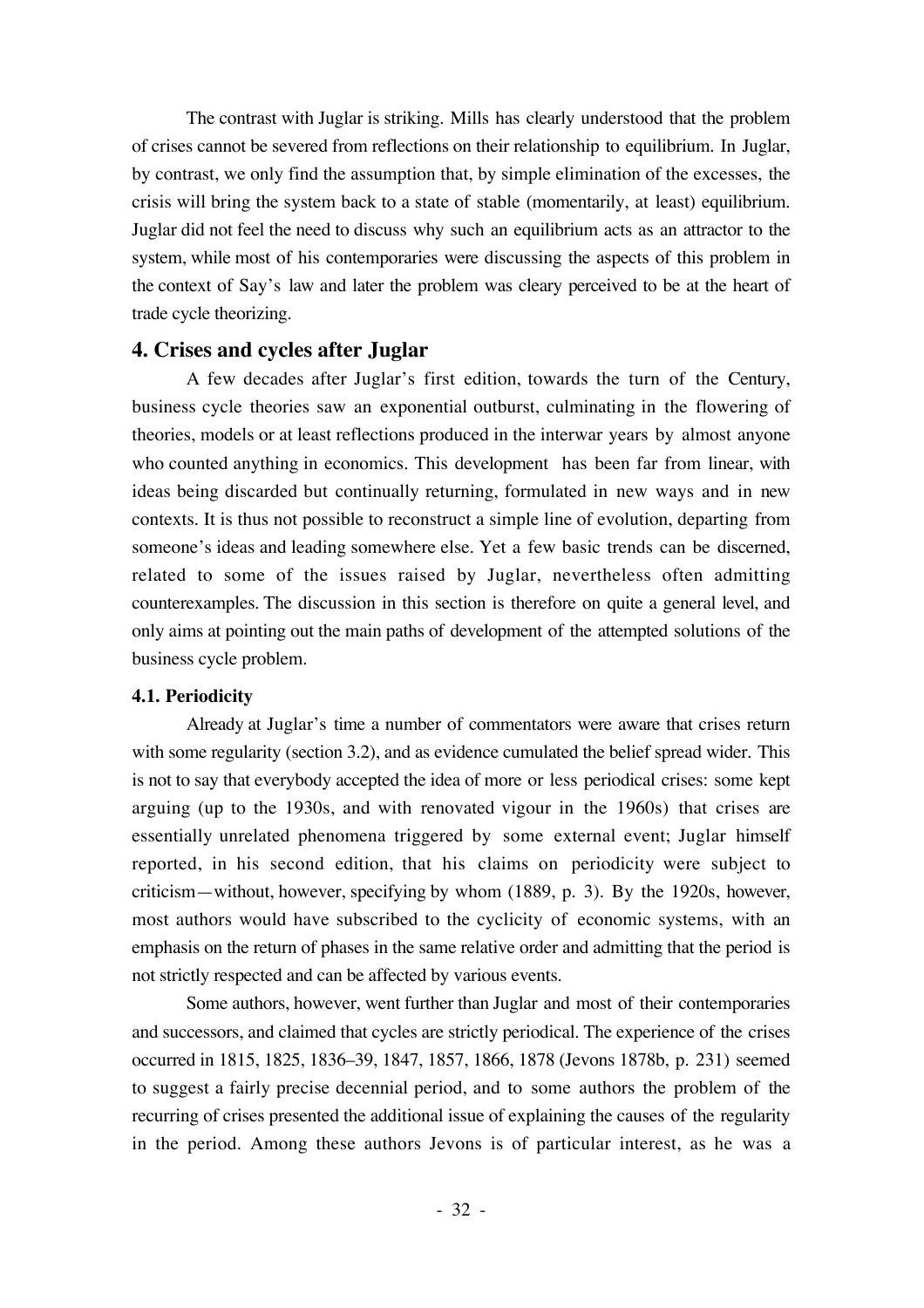The contrast with Juglar is striking. Mills has clearly understood that the problem of crises cannot be severed from reflections on their relationship to equilibrium. In Juglar, by contrast, we only find the assumption that, by simple elimination of the excesses, the crisis will bring the system back to a state of stable (momentarily, at least) equilibrium. Juglar did not feel the need to discuss why such an equilibrium acts as an attractor to the system, while most of his contemporaries were discussing the aspects of this problem in the context of Say's law and later the problem was cleary perceived to be at the heart of trade cycle theorizing.

## 4. Crises and cycles after Juglar

A few decades after Juglar's first edition, towards the turn of the Century, business cycle theories saw an exponential outburst, culminating in the flowering of theories, models or at least reflections produced in the interwar years by almost anyone who counted anything in economics. This development has been far from linear, with ideas being discarded but continually returning, formulated in new ways and in new contexts. It is thus not possible to reconstruct a simple line of evolution, departing from someone's ideas and leading somewhere else. Yet a few basic trends can be discerned, related to some of the issues raised by Juglar, nevertheless often admitting counterexamples. The discussion in this section is therefore on quite a general level, and only aims at pointing out the main paths of development of the attempted solutions of the business cycle problem.

### 4.1. Periodicity

Already at Juglar's time a number of commentators were aware that crises return with some regularity (section 3.2), and as evidence cumulated the belief spread wider. This is not to say that everybody accepted the idea of more or less periodical crises: some kept arguing (up to the 1930s, and with renovated vigour in the 1960s) that crises are essentially unrelated phenomena triggered by some external event; Juglar himself reported, in his second edition, that his claims on periodicity were subject to criticism—without, however, specifying by whom (1889, p. 3). By the 1920s, however, most authors would have subscribed to the cyclicity of economic systems, with an emphasis on the return of phases in the same relative order and admitting that the period is not strictly respected and can be affected by various events.

Some authors, however, went further than Juglar and most of their contemporaries and successors, and claimed that cycles are strictly periodical. The experience of the crises occurred in 1815, 1825, 1836–39, 1847, 1857, 1866, 1878 (Jevons 1878b, p. 231) seemed to suggest a fairly precise decennial period, and to some authors the problem of the recurring of crises presented the additional issue of explaining the causes of the regularity in the period. Among these authors Jevons is of particular interest, as he was a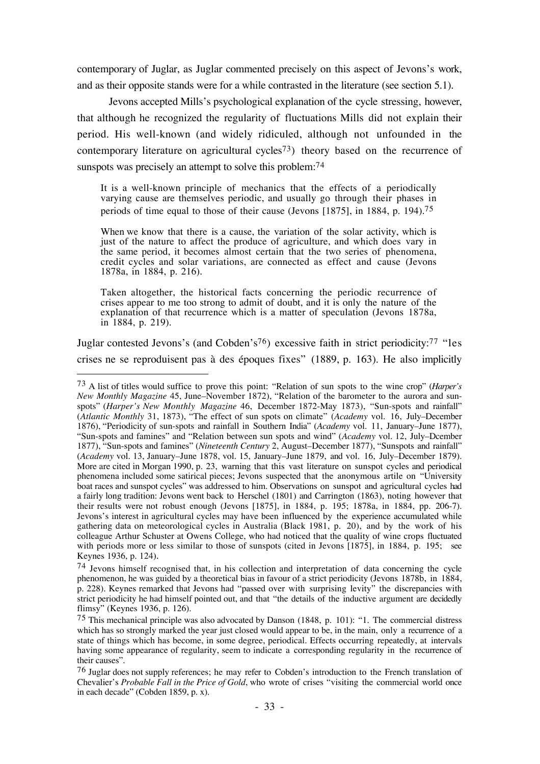contemporary of Juglar, as Juglar commented precisely on this aspect of Jevons's work, and as their opposite stands were for a while contrasted in the literature (see section 5.1).

Jevons accepted Mills's psychological explanation of the cycle stressing, however, that although he recognized the regularity of fluctuations Mills did not explain their period. His well-known (and widely ridiculed, although not unfounded in the contemporary literature on agricultural cycles[73]) theory based on the recurrence of sunspots was precisely an attempt to solve this problem:[74]

> It is a well-known principle of mechanics that the effects of a periodically varying cause are themselves periodic, and usually go through their phases in periods of time equal to those of their cause (Jevons [1875], in 1884, p. 194).[75]

> When we know that there is a cause, the variation of the solar activity, which is just of the nature to affect the produce of agriculture, and which does vary in the same period, it becomes almost certain that the two series of phenomena, credit cycles and solar variations, are connected as effect and cause (Jevons 1878a, in 1884, p. 216).

> Taken altogether, the historical facts concerning the periodic recurrence of crises appear to me too strong to admit of doubt, and it is only the nature of the explanation of that recurrence which is a matter of speculation (Jevons 1878a, in 1884, p. 219).

Juglar contested Jevons's (and Cobden's[76]) excessive faith in strict periodicity:[77] "les crises ne se reproduisent pas à des époques fixes" (1889, p. 163). He also implicitly

---

[73] A list of titles would suffice to prove this point: "Relation of sun spots to the wine crop" (*Harper's New Monthly Magazine* 45, June–November 1872), "Relation of the barometer to the aurora and sun-spots" (*Harper's New Monthly Magazine* 46, December 1872-May 1873), "Sun-spots and rainfall" (*Atlantic Monthly* 31, 1873), "The effect of sun spots on climate" (*Academy* vol. 16, July–December 1876), "Periodicity of sun-spots and rainfall in Southern India" (*Academy* vol. 11, January–June 1877), "Sun-spots and famines" and "Relation between sun spots and wind" (*Academy* vol. 12, July–Dcember 1877), "Sun-spots and famines" (*Nineteenth Century* 2, August–December 1877), "Sunspots and rainfall" (*Academy* vol. 13, January–June 1878, vol. 15, January–June 1879, and vol. 16, July–December 1879). More are cited in Morgan 1990, p. 23, warning that this vast literature on sunspot cycles and periodical phenomena included some satirical pieces; Jevons suspected that the anonymous artile on "University boat races and sunspot cycles" was addressed to him. Observations on sunspot and agricultural cycles had a fairly long tradition: Jevons went back to Herschel (1801) and Carrington (1863), noting however that their results were not robust enough (Jevons [1875], in 1884, p. 195; 1878a, in 1884, pp. 206-7). Jevons's interest in agricultural cycles may have been influenced by the experience accumulated while gathering data on meteorological cycles in Australia (Black 1981, p. 20), and by the work of his colleague Arthur Schuster at Owens College, who had noticed that the quality of wine crops fluctuated with periods more or less similar to those of sunspots (cited in Jevons [1875], in 1884, p. 195; see Keynes 1936, p. 124).

[74] Jevons himself recognised that, in his collection and interpretation of data concerning the cycle phenomenon, he was guided by a theoretical bias in favour of a strict periodicity (Jevons 1878b, in 1884, p. 228). Keynes remarked that Jevons had "passed over with surprising levity" the discrepancies with strict periodicity he had himself pointed out, and that "the details of the inductive argument are decidedly flimsy" (Keynes 1936, p. 126).

[75] This mechanical principle was also advocated by Danson (1848, p. 101): "1. The commercial distress which has so strongly marked the year just closed would appear to be, in the main, only a recurrence of a state of things which has become, in some degree, periodical. Effects occurring repeatedly, at intervals having some appearance of regularity, seem to indicate a corresponding regularity in the recurrence of their causes".

[76] Juglar does not supply references; he may refer to Cobden's introduction to the French translation of Chevalier's *Probable Fall in the Price of Gold*, who wrote of crises "visiting the commercial world once in each decade" (Cobden 1859, p. x).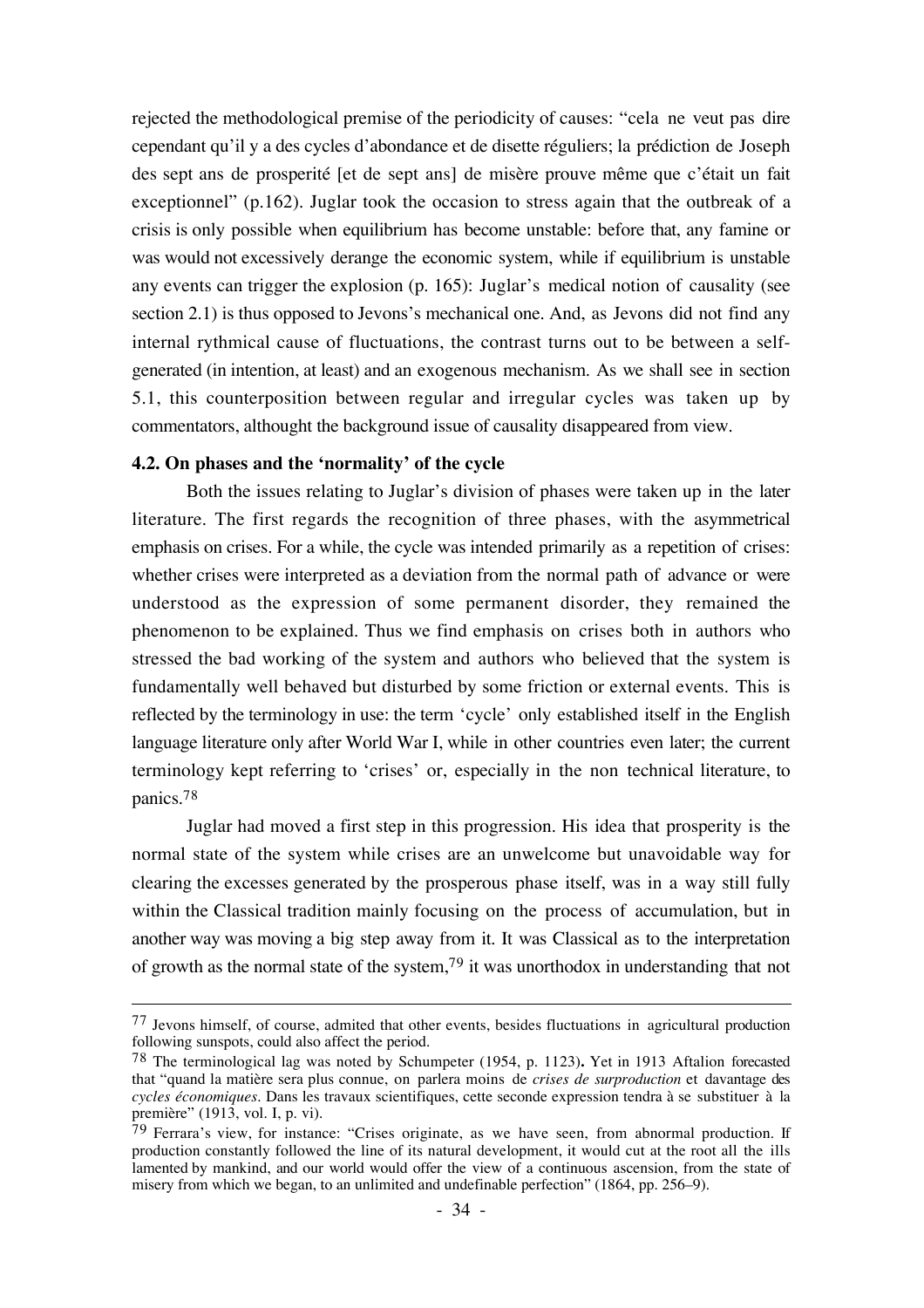rejected the methodological premise of the periodicity of causes: "cela ne veut pas dire cependant qu'il y a des cycles d'abondance et de disette réguliers; la prédiction de Joseph des sept ans de prosperité [et de sept ans] de misère prouve même que c'était un fait exceptionnel" (p.162). Juglar took the occasion to stress again that the outbreak of a crisis is only possible when equilibrium has become unstable: before that, any famine or was would not excessively derange the economic system, while if equilibrium is unstable any events can trigger the explosion (p. 165): Juglar's medical notion of causality (see section 2.1) is thus opposed to Jevons's mechanical one. And, as Jevons did not find any internal rythmical cause of fluctuations, the contrast turns out to be between a self-generated (in intention, at least) and an exogenous mechanism. As we shall see in section 5.1, this counterposition between regular and irregular cycles was taken up by commentators, althought the background issue of causality disappeared from view.

### 4.2. On phases and the 'normality' of the cycle

Both the issues relating to Juglar's division of phases were taken up in the later literature. The first regards the recognition of three phases, with the asymmetrical emphasis on crises. For a while, the cycle was intended primarily as a repetition of crises: whether crises were interpreted as a deviation from the normal path of advance or were understood as the expression of some permanent disorder, they remained the phenomenon to be explained. Thus we find emphasis on crises both in authors who stressed the bad working of the system and authors who believed that the system is fundamentally well behaved but disturbed by some friction or external events. This is reflected by the terminology in use: the term 'cycle' only established itself in the English language literature only after World War I, while in other countries even later; the current terminology kept referring to 'crises' or, especially in the non technical literature, to panics.[78]

Juglar had moved a first step in this progression. His idea that prosperity is the normal state of the system while crises are an unwelcome but unavoidable way for clearing the excesses generated by the prosperous phase itself, was in a way still fully within the Classical tradition mainly focusing on the process of accumulation, but in another way was moving a big step away from it. It was Classical as to the interpretation of growth as the normal state of the system,[79] it was unorthodox in understanding that not

---

[77] Jevons himself, of course, admited that other events, besides fluctuations in agricultural production following sunspots, could also affect the period.

[78] The terminological lag was noted by Schumpeter (1954, p. 1123). Yet in 1913 Aftalion forecasted that "quand la matière sera plus connue, on parlera moins de *crises de surproduction* et davantage des *cycles économiques*. Dans les travaux scientifiques, cette seconde expression tendra à se substituer à la première" (1913, vol. I, p. vi).

[79] Ferrara's view, for instance: "Crises originate, as we have seen, from abnormal production. If production constantly followed the line of its natural development, it would cut at the root all the ills lamented by mankind, and our world would offer the view of a continuous ascension, from the state of misery from which we began, to an unlimited and undefinable perfection" (1864, pp. 256–9).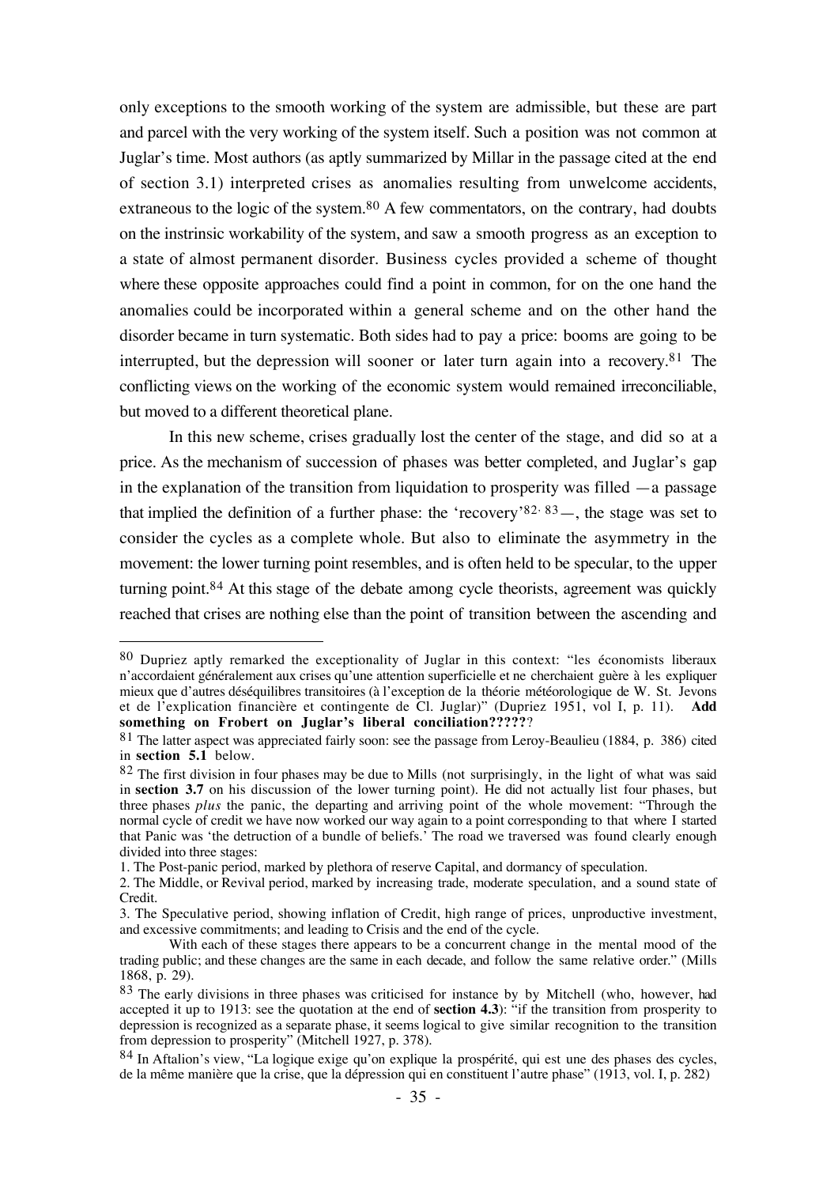only exceptions to the smooth working of the system are admissible, but these are part and parcel with the very working of the system itself. Such a position was not common at Juglar's time. Most authors (as aptly summarized by Millar in the passage cited at the end of section 3.1) interpreted crises as anomalies resulting from unwelcome accidents, extraneous to the logic of the system.[80] A few commentators, on the contrary, had doubts on the instrinsic workability of the system, and saw a smooth progress as an exception to a state of almost permanent disorder. Business cycles provided a scheme of thought where these opposite approaches could find a point in common, for on the one hand the anomalies could be incorporated within a general scheme and on the other hand the disorder became in turn systematic. Both sides had to pay a price: booms are going to be interrupted, but the depression will sooner or later turn again into a recovery.[81] The conflicting views on the working of the economic system would remained irreconciliable, but moved to a different theoretical plane.

In this new scheme, crises gradually lost the center of the stage, and did so at a price. As the mechanism of succession of phases was better completed, and Juglar's gap in the explanation of the transition from liquidation to prosperity was filled —a passage that implied the definition of a further phase: the 'recovery'[82, 83]—, the stage was set to consider the cycles as a complete whole. But also to eliminate the asymmetry in the movement: the lower turning point resembles, and is often held to be specular, to the upper turning point.[84] At this stage of the debate among cycle theorists, agreement was quickly reached that crises are nothing else than the point of transition between the ascending and

---

[80] Dupriez aptly remarked the exceptionality of Juglar in this context: "les économists liberaux n'accordaient généralement aux crises qu'une attention superficielle et ne cherchaient guère à les expliquer mieux que d'autres déséquilibres transitoires (à l'exception de la théorie météorologique de W. St. Jevons et de l'explication financière et contingente de Cl. Juglar)" (Dupriez 1951, vol I, p. 11). **Add something on Frobert on Juglar's liberal conciliation?????**?

[81] The latter aspect was appreciated fairly soon: see the passage from Leroy-Beaulieu (1884, p. 386) cited in **section 5.1** below.

[82] The first division in four phases may be due to Mills (not surprisingly, in the light of what was said in **section 3.7** on his discussion of the lower turning point). He did not actually list four phases, but three phases *plus* the panic, the departing and arriving point of the whole movement: "Through the normal cycle of credit we have now worked our way again to a point corresponding to that where I started that Panic was 'the detruction of a bundle of beliefs.' The road we traversed was found clearly enough divided into three stages:

1. The Post-panic period, marked by plethora of reserve Capital, and dormancy of speculation.
2. The Middle, or Revival period, marked by increasing trade, moderate speculation, and a sound state of Credit.
3. The Speculative period, showing inflation of Credit, high range of prices, unproductive investment, and excessive commitments; and leading to Crisis and the end of the cycle.

With each of these stages there appears to be a concurrent change in the mental mood of the trading public; and these changes are the same in each decade, and follow the same relative order." (Mills 1868, p. 29).

[83] The early divisions in three phases was criticised for instance by by Mitchell (who, however, had accepted it up to 1913: see the quotation at the end of **section 4.3**): "if the transition from prosperity to depression is recognized as a separate phase, it seems logical to give similar recognition to the transition from depression to prosperity" (Mitchell 1927, p. 378).

[84] In Aftalion's view, "La logique exige qu'on explique la prospérité, qui est une des phases des cycles, de la même manière que la crise, que la dépression qui en constituent l'autre phase" (1913, vol. I, p. 282)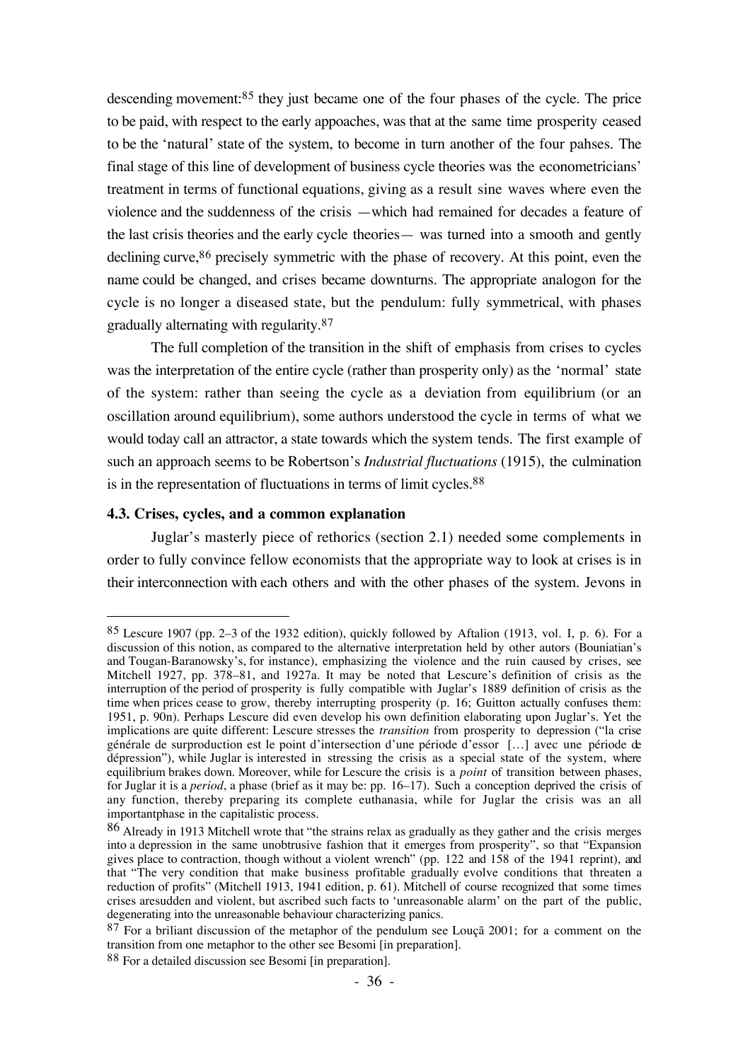descending movement:[85] they just became one of the four phases of the cycle. The price to be paid, with respect to the early appoaches, was that at the same time prosperity ceased to be the 'natural' state of the system, to become in turn another of the four pahses. The final stage of this line of development of business cycle theories was the econometricians' treatment in terms of functional equations, giving as a result sine waves where even the violence and the suddenness of the crisis —which had remained for decades a feature of the last crisis theories and the early cycle theories— was turned into a smooth and gently declining curve,[86] precisely symmetric with the phase of recovery. At this point, even the name could be changed, and crises became downturns. The appropriate analogon for the cycle is no longer a diseased state, but the pendulum: fully symmetrical, with phases gradually alternating with regularity.[87]

The full completion of the transition in the shift of emphasis from crises to cycles was the interpretation of the entire cycle (rather than prosperity only) as the 'normal' state of the system: rather than seeing the cycle as a deviation from equilibrium (or an oscillation around equilibrium), some authors understood the cycle in terms of what we would today call an attractor, a state towards which the system tends. The first example of such an approach seems to be Robertson's *Industrial fluctuations* (1915), the culmination is in the representation of fluctuations in terms of limit cycles.[88]

### 4.3. Crises, cycles, and a common explanation

Juglar's masterly piece of rethorics (section 2.1) needed some complements in order to fully convince fellow economists that the appropriate way to look at crises is in their interconnection with each others and with the other phases of the system. Jevons in

---

[85] Lescure 1907 (pp. 2–3 of the 1932 edition), quickly followed by Aftalion (1913, vol. I, p. 6). For a discussion of this notion, as compared to the alternative interpretation held by other autors (Bouniatian's and Tougan-Baranowsky's, for instance), emphasizing the violence and the ruin caused by crises, see Mitchell 1927, pp. 378–81, and 1927a. It may be noted that Lescure's definition of crisis as the interruption of the period of prosperity is fully compatible with Juglar's 1889 definition of crisis as the time when prices cease to grow, thereby interrupting prosperity (p. 16; Guitton actually confuses them: 1951, p. 90n). Perhaps Lescure did even develop his own definition elaborating upon Juglar's. Yet the implications are quite different: Lescure stresses the *transition* from prosperity to depression ("la crise générale de surproduction est le point d'intersection d'une période d'essor […] avec une période de dépression"), while Juglar is interested in stressing the crisis as a special state of the system, where equilibrium brakes down. Moreover, while for Lescure the crisis is a *point* of transition between phases, for Juglar it is a *period*, a phase (brief as it may be: pp. 16–17). Such a conception deprived the crisis of any function, thereby preparing its complete euthanasia, while for Juglar the crisis was an all importantphase in the capitalistic process.

[86] Already in 1913 Mitchell wrote that "the strains relax as gradually as they gather and the crisis merges into a depression in the same unobtrusive fashion that it emerges from prosperity", so that "Expansion gives place to contraction, though without a violent wrench" (pp. 122 and 158 of the 1941 reprint), and that "The very condition that make business profitable gradually evolve conditions that threaten a reduction of profits" (Mitchell 1913, 1941 edition, p. 61). Mitchell of course recognized that some times crises aresudden and violent, but ascribed such facts to 'unreasonable alarm' on the part of the public, degenerating into the unreasonable behaviour characterizing panics.

[87] For a briliant discussion of the metaphor of the pendulum see Louçã 2001; for a comment on the transition from one metaphor to the other see Besomi [in preparation].

[88] For a detailed discussion see Besomi [in preparation].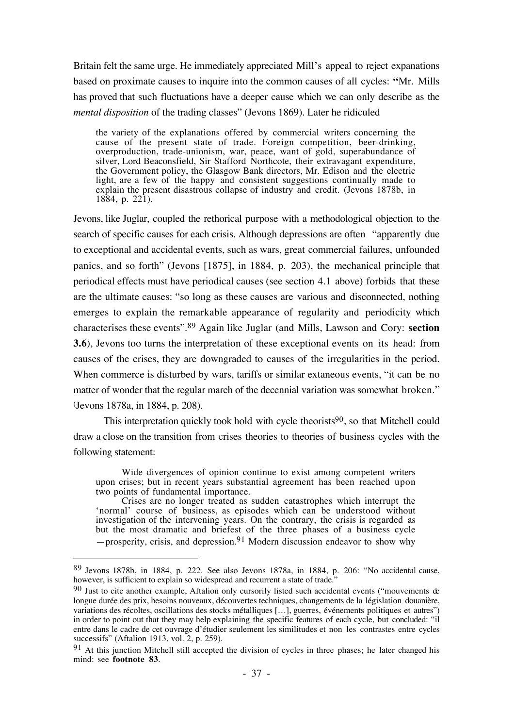Britain felt the same urge. He immediately appreciated Mill's appeal to reject expanations based on proximate causes to inquire into the common causes of all cycles: **"**Mr. Mills has proved that such fluctuations have a deeper cause which we can only describe as the *mental disposition* of the trading classes" (Jevons 1869). Later he ridiculed

> the variety of the explanations offered by commercial writers concerning the cause of the present state of trade. Foreign competition, beer-drinking, overproduction, trade-unionism, war, peace, want of gold, superabundance of silver, Lord Beaconsfield, Sir Stafford Northcote, their extravagant expenditure, the Government policy, the Glasgow Bank directors, Mr. Edison and the electric light, are a few of the happy and consistent suggestions continually made to explain the present disastrous collapse of industry and credit. (Jevons 1878b, in 1884, p. 221).

Jevons, like Juglar, coupled the rethorical purpose with a methodological objection to the search of specific causes for each crisis. Although depressions are often "apparently due to exceptional and accidental events, such as wars, great commercial failures, unfounded panics, and so forth" (Jevons [1875], in 1884, p. 203), the mechanical principle that periodical effects must have periodical causes (see section 4.1 above) forbids that these are the ultimate causes: "so long as these causes are various and disconnected, nothing emerges to explain the remarkable appearance of regularity and periodicity which characterises these events".[89] Again like Juglar (and Mills, Lawson and Cory: **section 3.6**), Jevons too turns the interpretation of these exceptional events on its head: from causes of the crises, they are downgraded to causes of the irregularities in the period. When commerce is disturbed by wars, tariffs or similar extaneous events, "it can be no matter of wonder that the regular march of the decennial variation was somewhat broken." (Jevons 1878a, in 1884, p. 208).

This interpretation quickly took hold with cycle theorists[90], so that Mitchell could draw a close on the transition from crises theories to theories of business cycles with the following statement:

> Wide divergences of opinion continue to exist among competent writers upon crises; but in recent years substantial agreement has been reached upon two points of fundamental importance.
>
> Crises are no longer treated as sudden catastrophes which interrupt the 'normal' course of business, as episodes which can be understood without investigation of the intervening years. On the contrary, the crisis is regarded as but the most dramatic and briefest of the three phases of a business cycle —prosperity, crisis, and depression.[91] Modern discussion endeavor to show why

[89] Jevons 1878b, in 1884, p. 222. See also Jevons 1878a, in 1884, p. 206: "No accidental cause, however, is sufficient to explain so widespread and recurrent a state of trade."

[90] Just to cite another example, Aftalion only cursorily listed such accidental events ("mouvements de longue durée des prix, besoins nouveaux, découvertes techniques, changements de la législation douanière, variations des récoltes, oscillations des stocks métalliques […], guerres, événements politiques et autres") in order to point out that they may help explaining the specific features of each cycle, but concluded: "il entre dans le cadre de cet ouvrage d'étudier seulement les similitudes et non les contrastes entre cycles successifs" (Aftalion 1913, vol. 2, p. 259).

[91] At this junction Mitchell still accepted the division of cycles in three phases; he later changed his mind: see **footnote 83**.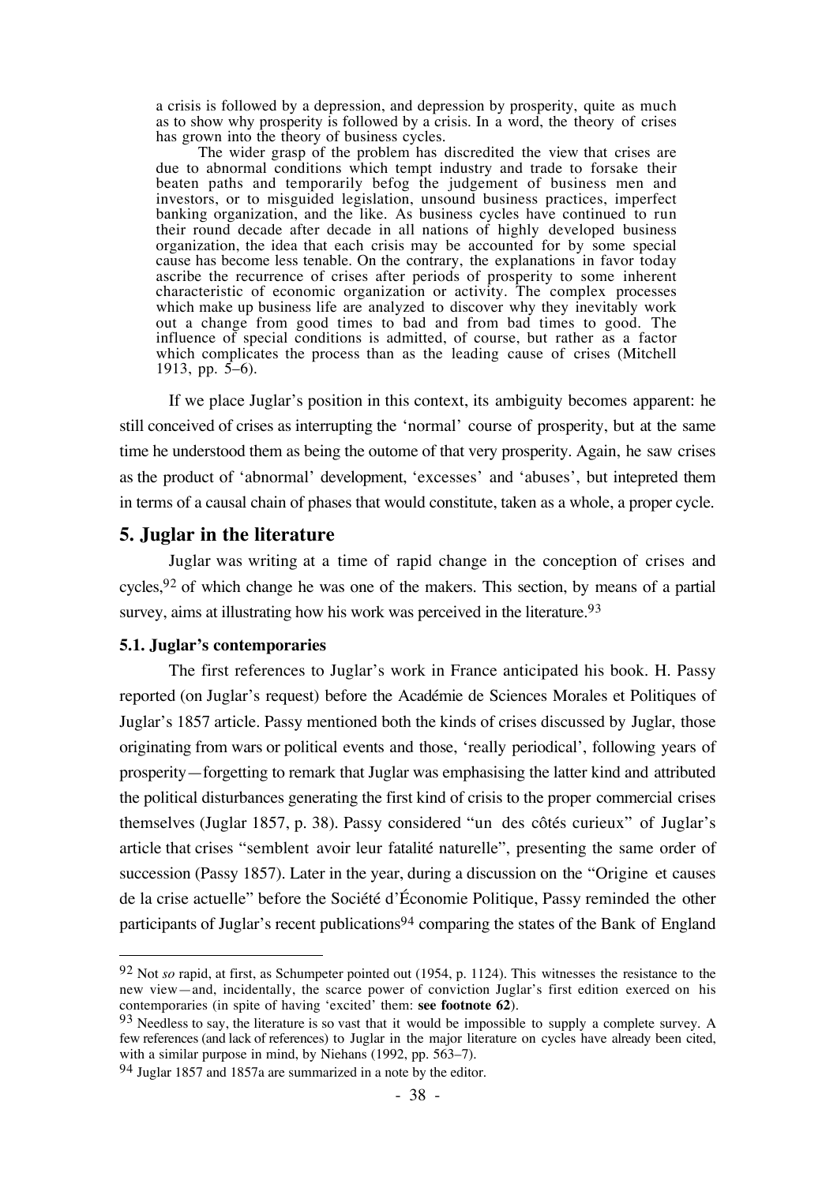a crisis is followed by a depression, and depression by prosperity, quite as much as to show why prosperity is followed by a crisis. In a word, the theory of crises has grown into the theory of business cycles.

> The wider grasp of the problem has discredited the view that crises are due to abnormal conditions which tempt industry and trade to forsake their beaten paths and temporarily befog the judgement of business men and investors, or to misguided legislation, unsound business practices, imperfect banking organization, and the like. As business cycles have continued to run their round decade after decade in all nations of highly developed business organization, the idea that each crisis may be accounted for by some special cause has become less tenable. On the contrary, the explanations in favor today ascribe the recurrence of crises after periods of prosperity to some inherent characteristic of economic organization or activity. The complex processes which make up business life are analyzed to discover why they inevitably work out a change from good times to bad and from bad times to good. The influence of special conditions is admitted, of course, but rather as a factor which complicates the process than as the leading cause of crises (Mitchell 1913, pp. 5–6).

If we place Juglar's position in this context, its ambiguity becomes apparent: he still conceived of crises as interrupting the 'normal' course of prosperity, but at the same time he understood them as being the outome of that very prosperity. Again, he saw crises as the product of 'abnormal' development, 'excesses' and 'abuses', but intepreted them in terms of a causal chain of phases that would constitute, taken as a whole, a proper cycle.

## 5. Juglar in the literature

Juglar was writing at a time of rapid change in the conception of crises and cycles,[92] of which change he was one of the makers. This section, by means of a partial survey, aims at illustrating how his work was perceived in the literature.[93]

### 5.1. Juglar's contemporaries

The first references to Juglar's work in France anticipated his book. H. Passy reported (on Juglar's request) before the Académie de Sciences Morales et Politiques of Juglar's 1857 article. Passy mentioned both the kinds of crises discussed by Juglar, those originating from wars or political events and those, 'really periodical', following years of prosperity—forgetting to remark that Juglar was emphasising the latter kind and attributed the political disturbances generating the first kind of crisis to the proper commercial crises themselves (Juglar 1857, p. 38). Passy considered "un des côtés curieux" of Juglar's article that crises "semblent avoir leur fatalité naturelle", presenting the same order of succession (Passy 1857). Later in the year, during a discussion on the "Origine et causes de la crise actuelle" before the Société d'Économie Politique, Passy reminded the other participants of Juglar's recent publications[94] comparing the states of the Bank of England

---

[92] Not *so* rapid, at first, as Schumpeter pointed out (1954, p. 1124). This witnesses the resistance to the new view—and, incidentally, the scarce power of conviction Juglar's first edition exerced on his contemporaries (in spite of having 'excited' them: **see footnote 62**).

[93] Needless to say, the literature is so vast that it would be impossible to supply a complete survey. A few references (and lack of references) to Juglar in the major literature on cycles have already been cited, with a similar purpose in mind, by Niehans (1992, pp. 563–7).

[94] Juglar 1857 and 1857a are summarized in a note by the editor.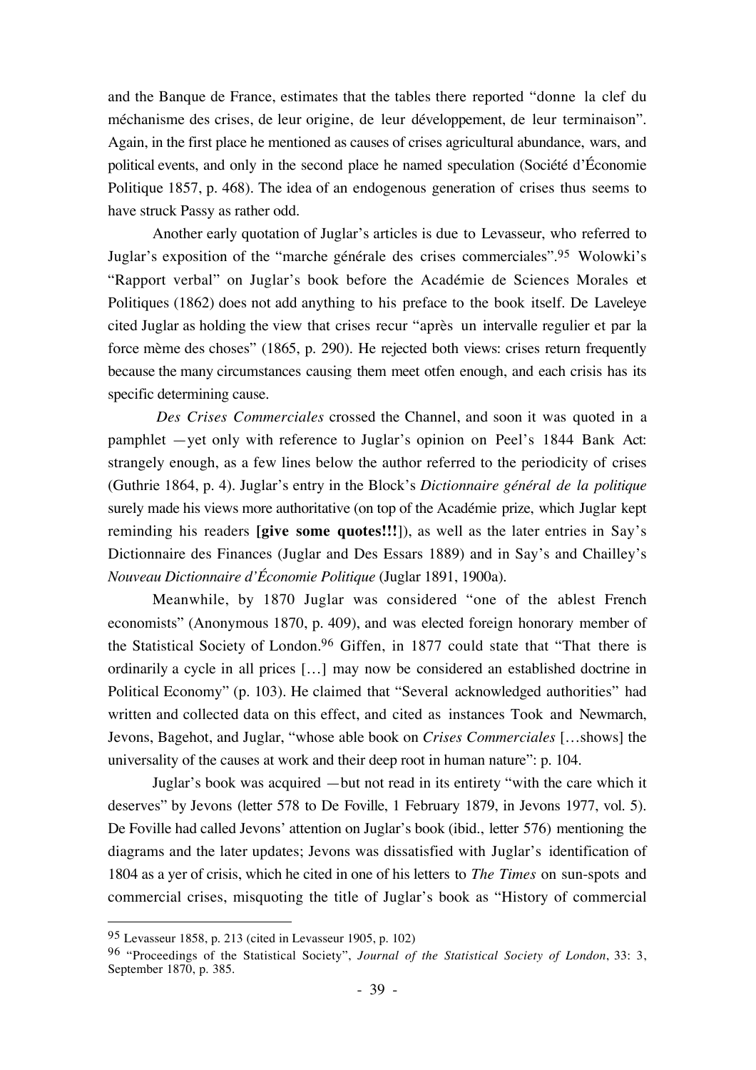and the Banque de France, estimates that the tables there reported "donne la clef du méchanisme des crises, de leur origine, de leur développement, de leur terminaison". Again, in the first place he mentioned as causes of crises agricultural abundance, wars, and political events, and only in the second place he named speculation (Société d'Économie Politique 1857, p. 468). The idea of an endogenous generation of crises thus seems to have struck Passy as rather odd.

Another early quotation of Juglar's articles is due to Levasseur, who referred to Juglar's exposition of the "marche générale des crises commerciales".[95] Wolowki's "Rapport verbal" on Juglar's book before the Académie de Sciences Morales et Politiques (1862) does not add anything to his preface to the book itself. De Laveleye cited Juglar as holding the view that crises recur "après un intervalle regulier et par la force mème des choses" (1865, p. 290). He rejected both views: crises return frequently because the many circumstances causing them meet otfen enough, and each crisis has its specific determining cause.

*Des Crises Commerciales* crossed the Channel, and soon it was quoted in a pamphlet —yet only with reference to Juglar's opinion on Peel's 1844 Bank Act: strangely enough, as a few lines below the author referred to the periodicity of crises (Guthrie 1864, p. 4). Juglar's entry in the Block's *Dictionnaire général de la politique* surely made his views more authoritative (on top of the Académie prize, which Juglar kept reminding his readers **[give some quotes!!!]**), as well as the later entries in Say's Dictionnaire des Finances (Juglar and Des Essars 1889) and in Say's and Chailley's *Nouveau Dictionnaire d'Économie Politique* (Juglar 1891, 1900a).

Meanwhile, by 1870 Juglar was considered "one of the ablest French economists" (Anonymous 1870, p. 409), and was elected foreign honorary member of the Statistical Society of London.[96] Giffen, in 1877 could state that "That there is ordinarily a cycle in all prices […] may now be considered an established doctrine in Political Economy" (p. 103). He claimed that "Several acknowledged authorities" had written and collected data on this effect, and cited as instances Took and Newmarch, Jevons, Bagehot, and Juglar, "whose able book on *Crises Commerciales* […shows] the universality of the causes at work and their deep root in human nature": p. 104.

Juglar's book was acquired —but not read in its entirety "with the care which it deserves" by Jevons (letter 578 to De Foville, 1 February 1879, in Jevons 1977, vol. 5). De Foville had called Jevons' attention on Juglar's book (ibid., letter 576) mentioning the diagrams and the later updates; Jevons was dissatisfied with Juglar's identification of 1804 as a yer of crisis, which he cited in one of his letters to *The Times* on sun-spots and commercial crises, misquoting the title of Juglar's book as "History of commercial

---

[95] Levasseur 1858, p. 213 (cited in Levasseur 1905, p. 102)

[96] "Proceedings of the Statistical Society", *Journal of the Statistical Society of London*, 33: 3, September 1870, p. 385.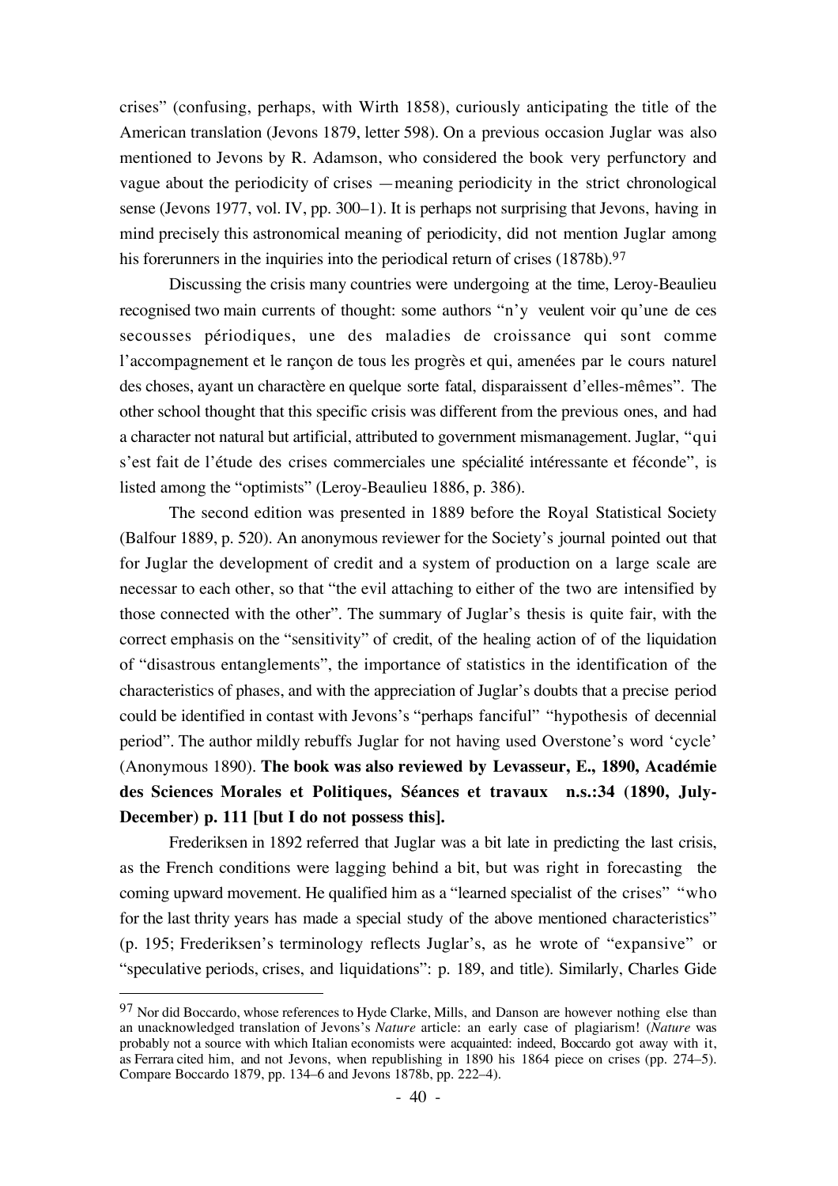crises" (confusing, perhaps, with Wirth 1858), curiously anticipating the title of the American translation (Jevons 1879, letter 598). On a previous occasion Juglar was also mentioned to Jevons by R. Adamson, who considered the book very perfunctory and vague about the periodicity of crises —meaning periodicity in the strict chronological sense (Jevons 1977, vol. IV, pp. 300–1). It is perhaps not surprising that Jevons, having in mind precisely this astronomical meaning of periodicity, did not mention Juglar among his forerunners in the inquiries into the periodical return of crises (1878b).[97]

Discussing the crisis many countries were undergoing at the time, Leroy-Beaulieu recognised two main currents of thought: some authors "n'y veulent voir qu'une de ces secousses périodiques, une des maladies de croissance qui sont comme l'accompagnement et le rançon de tous les progrès et qui, amenées par le cours naturel des choses, ayant un charactère en quelque sorte fatal, disparaissent d'elles-mêmes". The other school thought that this specific crisis was different from the previous ones, and had a character not natural but artificial, attributed to government mismanagement. Juglar, "qui s'est fait de l'étude des crises commerciales une spécialité intéressante et féconde", is listed among the "optimists" (Leroy-Beaulieu 1886, p. 386).

The second edition was presented in 1889 before the Royal Statistical Society (Balfour 1889, p. 520). An anonymous reviewer for the Society's journal pointed out that for Juglar the development of credit and a system of production on a large scale are necessar to each other, so that "the evil attaching to either of the two are intensified by those connected with the other". The summary of Juglar's thesis is quite fair, with the correct emphasis on the "sensitivity" of credit, of the healing action of of the liquidation of "disastrous entanglements", the importance of statistics in the identification of the characteristics of phases, and with the appreciation of Juglar's doubts that a precise period could be identified in contast with Jevons's "perhaps fanciful" "hypothesis of decennial period". The author mildly rebuffs Juglar for not having used Overstone's word 'cycle' (Anonymous 1890). **The book was also reviewed by Levasseur, E., 1890, Académie des Sciences Morales et Politiques, Séances et travaux n.s.:34 (1890, July-December) p. 111 [but I do not possess this].**

Frederiksen in 1892 referred that Juglar was a bit late in predicting the last crisis, as the French conditions were lagging behind a bit, but was right in forecasting the coming upward movement. He qualified him as a "learned specialist of the crises" "who for the last thrity years has made a special study of the above mentioned characteristics" (p. 195; Frederiksen's terminology reflects Juglar's, as he wrote of "expansive" or "speculative periods, crises, and liquidations": p. 189, and title). Similarly, Charles Gide

---

[97] Nor did Boccardo, whose references to Hyde Clarke, Mills, and Danson are however nothing else than an unacknowledged translation of Jevons's *Nature* article: an early case of plagiarism! (*Nature* was probably not a source with which Italian economists were acquainted: indeed, Boccardo got away with it, as Ferrara cited him, and not Jevons, when republishing in 1890 his 1864 piece on crises (pp. 274–5). Compare Boccardo 1879, pp. 134–6 and Jevons 1878b, pp. 222–4).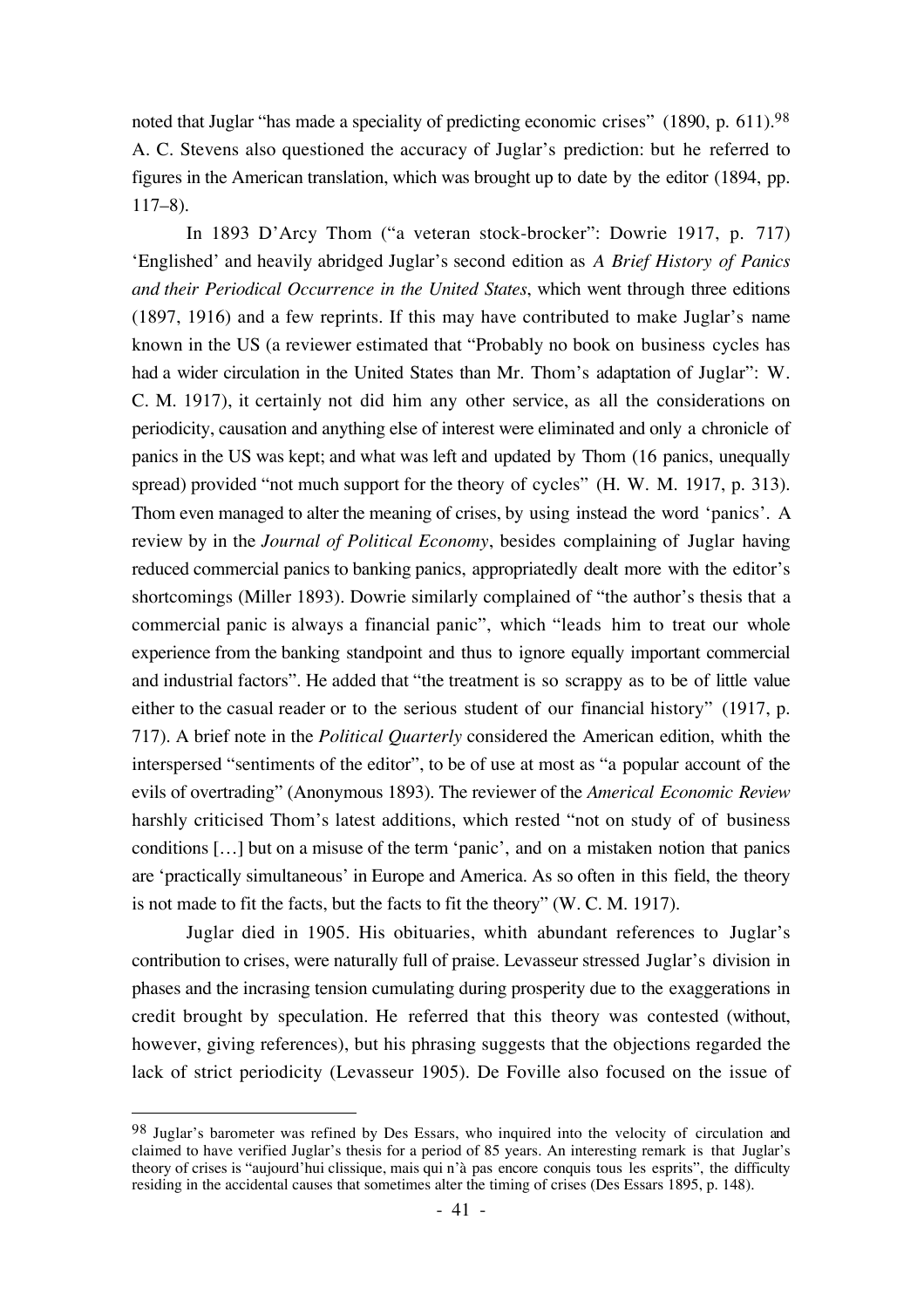noted that Juglar "has made a speciality of predicting economic crises" (1890, p. 611).[98] A. C. Stevens also questioned the accuracy of Juglar's prediction: but he referred to figures in the American translation, which was brought up to date by the editor (1894, pp. 117–8).

In 1893 D'Arcy Thom ("a veteran stock-brocker": Dowrie 1917, p. 717) 'Englished' and heavily abridged Juglar's second edition as *A Brief History of Panics and their Periodical Occurrence in the United States*, which went through three editions (1897, 1916) and a few reprints. If this may have contributed to make Juglar's name known in the US (a reviewer estimated that "Probably no book on business cycles has had a wider circulation in the United States than Mr. Thom's adaptation of Juglar": W. C. M. 1917), it certainly not did him any other service, as all the considerations on periodicity, causation and anything else of interest were eliminated and only a chronicle of panics in the US was kept; and what was left and updated by Thom (16 panics, unequally spread) provided "not much support for the theory of cycles" (H. W. M. 1917, p. 313). Thom even managed to alter the meaning of crises, by using instead the word 'panics'. A review by in the *Journal of Political Economy*, besides complaining of Juglar having reduced commercial panics to banking panics, appropriatedly dealt more with the editor's shortcomings (Miller 1893). Dowrie similarly complained of "the author's thesis that a commercial panic is always a financial panic", which "leads him to treat our whole experience from the banking standpoint and thus to ignore equally important commercial and industrial factors". He added that "the treatment is so scrappy as to be of little value either to the casual reader or to the serious student of our financial history" (1917, p. 717). A brief note in the *Political Quarterly* considered the American edition, whith the interspersed "sentiments of the editor", to be of use at most as "a popular account of the evils of overtrading" (Anonymous 1893). The reviewer of the *Americal Economic Review* harshly criticised Thom's latest additions, which rested "not on study of of business conditions […] but on a misuse of the term 'panic', and on a mistaken notion that panics are 'practically simultaneous' in Europe and America. As so often in this field, the theory is not made to fit the facts, but the facts to fit the theory" (W. C. M. 1917).

Juglar died in 1905. His obituaries, whith abundant references to Juglar's contribution to crises, were naturally full of praise. Levasseur stressed Juglar's division in phases and the incrasing tension cumulating during prosperity due to the exaggerations in credit brought by speculation. He referred that this theory was contested (without, however, giving references), but his phrasing suggests that the objections regarded the lack of strict periodicity (Levasseur 1905). De Foville also focused on the issue of

[98] Juglar's barometer was refined by Des Essars, who inquired into the velocity of circulation and claimed to have verified Juglar's thesis for a period of 85 years. An interesting remark is that Juglar's theory of crises is "aujourd'hui clissique, mais qui n'à pas encore conquis tous les esprits", the difficulty residing in the accidental causes that sometimes alter the timing of crises (Des Essars 1895, p. 148).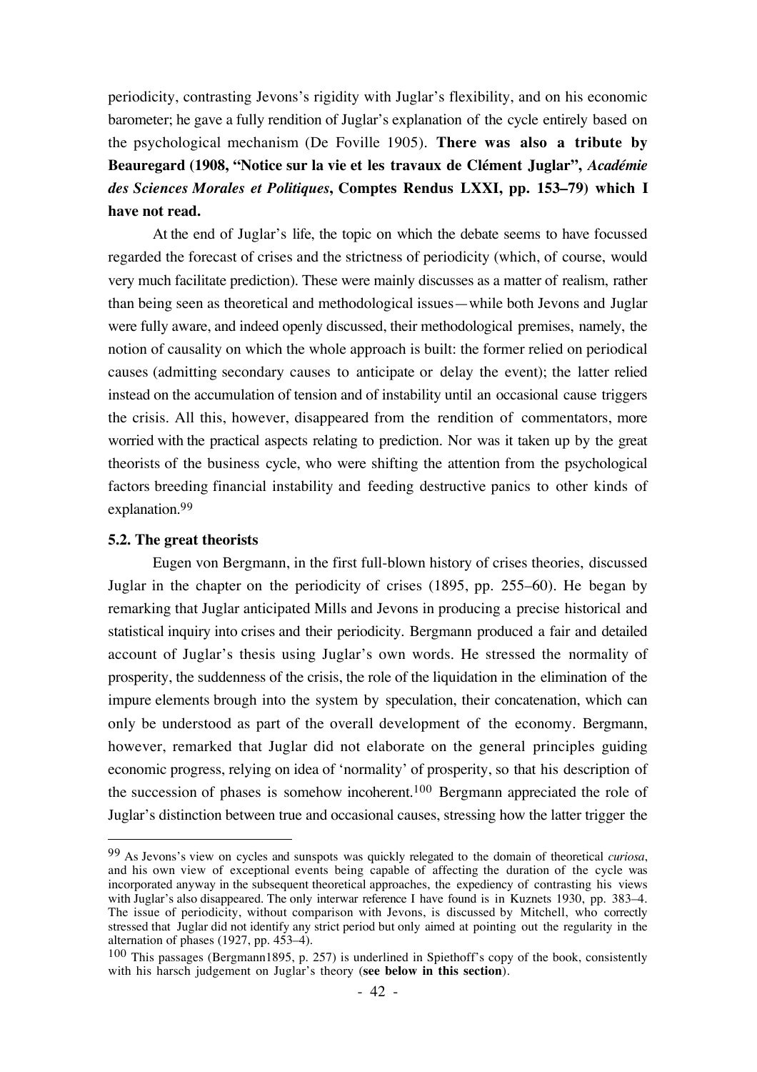periodicity, contrasting Jevons's rigidity with Juglar's flexibility, and on his economic barometer; he gave a fully rendition of Juglar's explanation of the cycle entirely based on the psychological mechanism (De Foville 1905). **There was also a tribute by Beauregard (1908, "Notice sur la vie et les travaux de Clément Juglar",** ***Académie des Sciences Morales et Politiques*****, Comptes Rendus LXXI, pp. 153–79) which I have not read.**

At the end of Juglar's life, the topic on which the debate seems to have focussed regarded the forecast of crises and the strictness of periodicity (which, of course, would very much facilitate prediction). These were mainly discusses as a matter of realism, rather than being seen as theoretical and methodological issues—while both Jevons and Juglar were fully aware, and indeed openly discussed, their methodological premises, namely, the notion of causality on which the whole approach is built: the former relied on periodical causes (admitting secondary causes to anticipate or delay the event); the latter relied instead on the accumulation of tension and of instability until an occasional cause triggers the crisis. All this, however, disappeared from the rendition of commentators, more worried with the practical aspects relating to prediction. Nor was it taken up by the great theorists of the business cycle, who were shifting the attention from the psychological factors breeding financial instability and feeding destructive panics to other kinds of explanation.[99]

### 5.2. The great theorists

Eugen von Bergmann, in the first full-blown history of crises theories, discussed Juglar in the chapter on the periodicity of crises (1895, pp. 255–60). He began by remarking that Juglar anticipated Mills and Jevons in producing a precise historical and statistical inquiry into crises and their periodicity. Bergmann produced a fair and detailed account of Juglar's thesis using Juglar's own words. He stressed the normality of prosperity, the suddenness of the crisis, the role of the liquidation in the elimination of the impure elements brough into the system by speculation, their concatenation, which can only be understood as part of the overall development of the economy. Bergmann, however, remarked that Juglar did not elaborate on the general principles guiding economic progress, relying on idea of 'normality' of prosperity, so that his description of the succession of phases is somehow incoherent.[100] Bergmann appreciated the role of Juglar's distinction between true and occasional causes, stressing how the latter trigger the

---

[99] As Jevons's view on cycles and sunspots was quickly relegated to the domain of theoretical *curiosa*, and his own view of exceptional events being capable of affecting the duration of the cycle was incorporated anyway in the subsequent theoretical approaches, the expediency of contrasting his views with Juglar's also disappeared. The only interwar reference I have found is in Kuznets 1930, pp. 383–4. The issue of periodicity, without comparison with Jevons, is discussed by Mitchell, who correctly stressed that Juglar did not identify any strict period but only aimed at pointing out the regularity in the alternation of phases (1927, pp. 453–4).

[100] This passages (Bergmann1895, p. 257) is underlined in Spiethoff's copy of the book, consistently with his harsch judgement on Juglar's theory (**see below in this section**).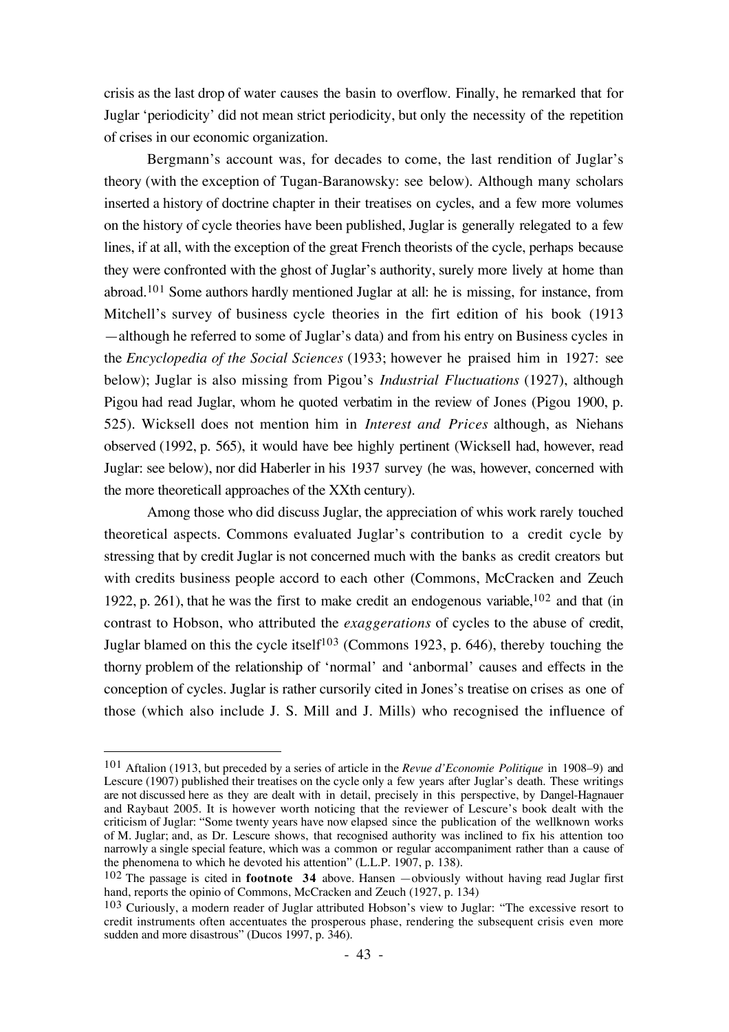crisis as the last drop of water causes the basin to overflow. Finally, he remarked that for Juglar 'periodicity' did not mean strict periodicity, but only the necessity of the repetition of crises in our economic organization.

Bergmann's account was, for decades to come, the last rendition of Juglar's theory (with the exception of Tugan-Baranowsky: see below). Although many scholars inserted a history of doctrine chapter in their treatises on cycles, and a few more volumes on the history of cycle theories have been published, Juglar is generally relegated to a few lines, if at all, with the exception of the great French theorists of the cycle, perhaps because they were confronted with the ghost of Juglar's authority, surely more lively at home than abroad.[101] Some authors hardly mentioned Juglar at all: he is missing, for instance, from Mitchell's survey of business cycle theories in the firt edition of his book (1913 —although he referred to some of Juglar's data) and from his entry on Business cycles in the *Encyclopedia of the Social Sciences* (1933; however he praised him in 1927: see below); Juglar is also missing from Pigou's *Industrial Fluctuations* (1927), although Pigou had read Juglar, whom he quoted verbatim in the review of Jones (Pigou 1900, p. 525). Wicksell does not mention him in *Interest and Prices* although, as Niehans observed (1992, p. 565), it would have bee highly pertinent (Wicksell had, however, read Juglar: see below), nor did Haberler in his 1937 survey (he was, however, concerned with the more theoreticall approaches of the XXth century).

Among those who did discuss Juglar, the appreciation of whis work rarely touched theoretical aspects. Commons evaluated Juglar's contribution to a credit cycle by stressing that by credit Juglar is not concerned much with the banks as credit creators but with credits business people accord to each other (Commons, McCracken and Zeuch 1922, p. 261), that he was the first to make credit an endogenous variable,[102] and that (in contrast to Hobson, who attributed the *exaggerations* of cycles to the abuse of credit, Juglar blamed on this the cycle itself[103] (Commons 1923, p. 646), thereby touching the thorny problem of the relationship of 'normal' and 'anbormal' causes and effects in the conception of cycles. Juglar is rather cursorily cited in Jones's treatise on crises as one of those (which also include J. S. Mill and J. Mills) who recognised the influence of

---

[101] Aftalion (1913, but preceded by a series of article in the *Revue d'Economie Politique* in 1908–9) and Lescure (1907) published their treatises on the cycle only a few years after Juglar's death. These writings are not discussed here as they are dealt with in detail, precisely in this perspective, by Dangel-Hagnauer and Raybaut 2005. It is however worth noticing that the reviewer of Lescure's book dealt with the criticism of Juglar: "Some twenty years have now elapsed since the publication of the wellknown works of M. Juglar; and, as Dr. Lescure shows, that recognised authority was inclined to fix his attention too narrowly a single special feature, which was a common or regular accompaniment rather than a cause of the phenomena to which he devoted his attention" (L.L.P. 1907, p. 138).

[102] The passage is cited in **footnote 34** above. Hansen —obviously without having read Juglar first hand, reports the opinio of Commons, McCracken and Zeuch (1927, p. 134)

[103] Curiously, a modern reader of Juglar attributed Hobson's view to Juglar: "The excessive resort to credit instruments often accentuates the prosperous phase, rendering the subsequent crisis even more sudden and more disastrous" (Ducos 1997, p. 346).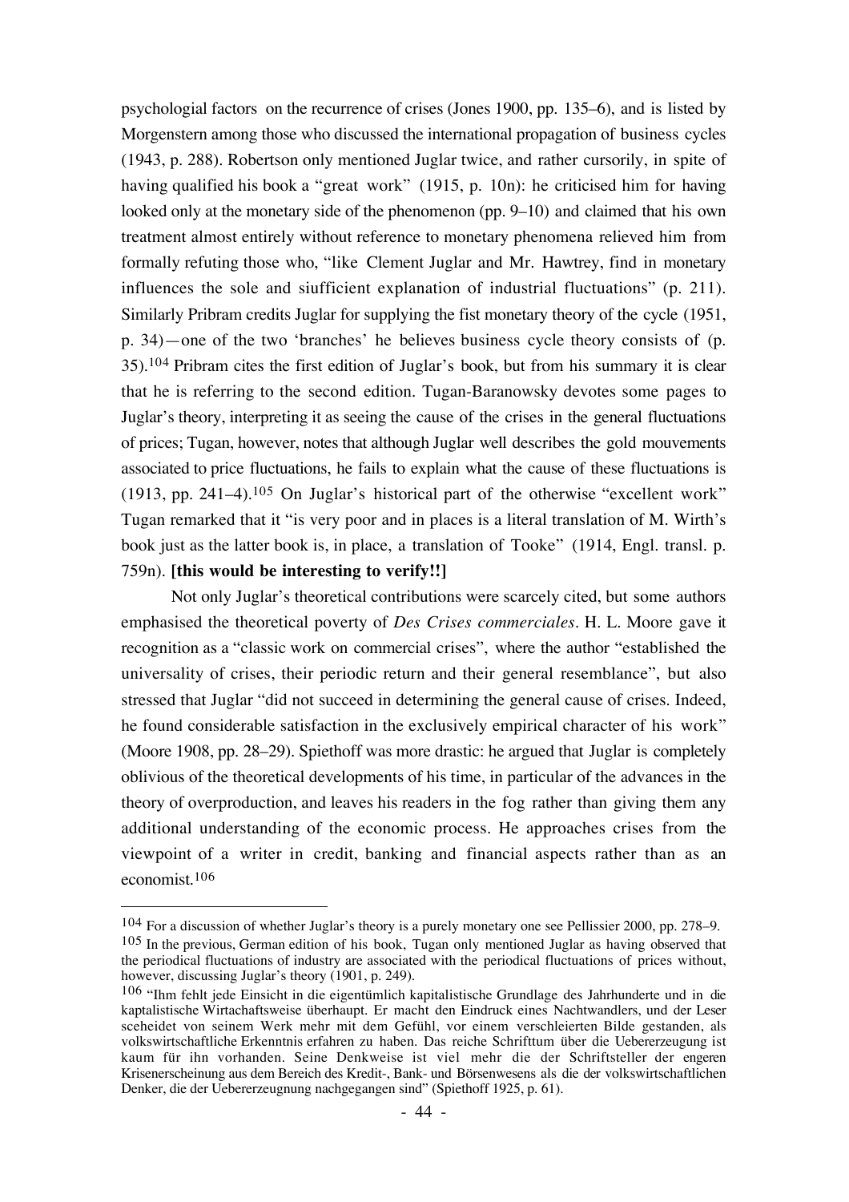psychologial factors on the recurrence of crises (Jones 1900, pp. 135–6), and is listed by Morgenstern among those who discussed the international propagation of business cycles (1943, p. 288). Robertson only mentioned Juglar twice, and rather cursorily, in spite of having qualified his book a "great work" (1915, p. 10n): he criticised him for having looked only at the monetary side of the phenomenon (pp. 9–10) and claimed that his own treatment almost entirely without reference to monetary phenomena relieved him from formally refuting those who, "like Clement Juglar and Mr. Hawtrey, find in monetary influences the sole and siufficient explanation of industrial fluctuations" (p. 211). Similarly Pribram credits Juglar for supplying the fist monetary theory of the cycle (1951, p. 34)—one of the two 'branches' he believes business cycle theory consists of (p. 35).[104] Pribram cites the first edition of Juglar's book, but from his summary it is clear that he is referring to the second edition. Tugan-Baranowsky devotes some pages to Juglar's theory, interpreting it as seeing the cause of the crises in the general fluctuations of prices; Tugan, however, notes that although Juglar well describes the gold mouvements associated to price fluctuations, he fails to explain what the cause of these fluctuations is (1913, pp. 241–4).[105] On Juglar's historical part of the otherwise "excellent work" Tugan remarked that it "is very poor and in places is a literal translation of M. Wirth's book just as the latter book is, in place, a translation of Tooke" (1914, Engl. transl. p. 759n). **[this would be interesting to verify!!]**

Not only Juglar's theoretical contributions were scarcely cited, but some authors emphasised the theoretical poverty of *Des Crises commerciales*. H. L. Moore gave it recognition as a "classic work on commercial crises", where the author "established the universality of crises, their periodic return and their general resemblance", but also stressed that Juglar "did not succeed in determining the general cause of crises. Indeed, he found considerable satisfaction in the exclusively empirical character of his work" (Moore 1908, pp. 28–29). Spiethoff was more drastic: he argued that Juglar is completely oblivious of the theoretical developments of his time, in particular of the advances in the theory of overproduction, and leaves his readers in the fog rather than giving them any additional understanding of the economic process. He approaches crises from the viewpoint of a writer in credit, banking and financial aspects rather than as an economist.[106]

---

[104] For a discussion of whether Juglar's theory is a purely monetary one see Pellissier 2000, pp. 278–9.

[105] In the previous, German edition of his book, Tugan only mentioned Juglar as having observed that the periodical fluctuations of industry are associated with the periodical fluctuations of prices without, however, discussing Juglar's theory (1901, p. 249).

[106] "Ihm fehlt jede Einsicht in die eigentümlich kapitalistische Grundlage des Jahrhunderte und in die kaptalistische Wirtachaftsweise überhaupt. Er macht den Eindruck eines Nachtwandlers, und der Leser sceheidet von seinem Werk mehr mit dem Gefühl, vor einem verschleierten Bilde gestanden, als volkswirtschaftliche Erkenntnis erfahren zu haben. Das reiche Schrifttum über die Uebererzeugung ist kaum für ihn vorhanden. Seine Denkweise ist viel mehr die der Schriftsteller der engeren Krisenerscheinung aus dem Bereich des Kredit-, Bank- und Börsenwesens als die der volkswirtschaftlichen Denker, die der Uebererzeugnung nachgegangen sind" (Spiethoff 1925, p. 61).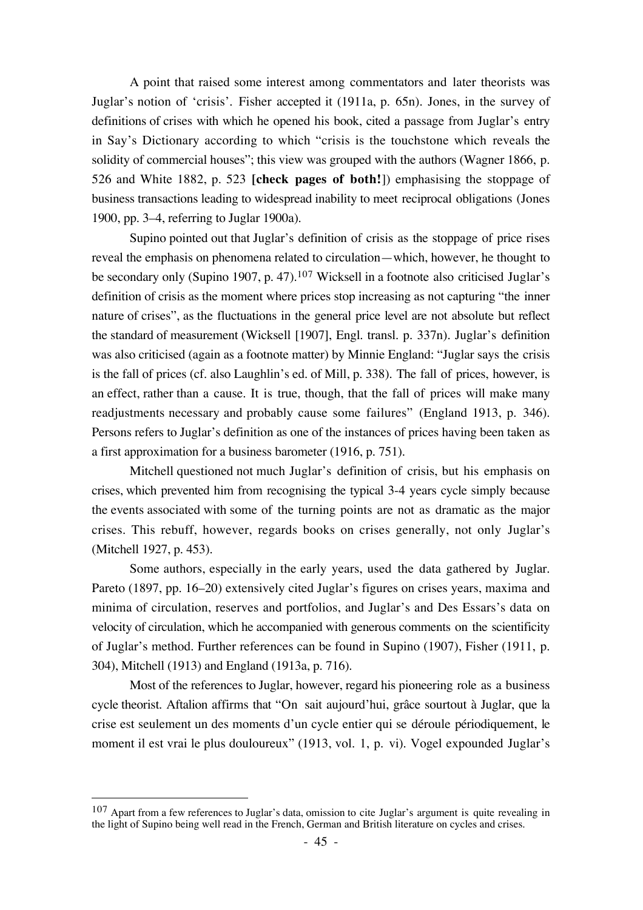A point that raised some interest among commentators and later theorists was Juglar's notion of 'crisis'. Fisher accepted it (1911a, p. 65n). Jones, in the survey of definitions of crises with which he opened his book, cited a passage from Juglar's entry in Say's Dictionary according to which "crisis is the touchstone which reveals the solidity of commercial houses"; this view was grouped with the authors (Wagner 1866, p. 526 and White 1882, p. 523 **[check pages of both!]**) emphasising the stoppage of business transactions leading to widespread inability to meet reciprocal obligations (Jones 1900, pp. 3–4, referring to Juglar 1900a).

Supino pointed out that Juglar's definition of crisis as the stoppage of price rises reveal the emphasis on phenomena related to circulation—which, however, he thought to be secondary only (Supino 1907, p. 47).[107] Wicksell in a footnote also criticised Juglar's definition of crisis as the moment where prices stop increasing as not capturing "the inner nature of crises", as the fluctuations in the general price level are not absolute but reflect the standard of measurement (Wicksell [1907], Engl. transl. p. 337n). Juglar's definition was also criticised (again as a footnote matter) by Minnie England: "Juglar says the crisis is the fall of prices (cf. also Laughlin's ed. of Mill, p. 338). The fall of prices, however, is an effect, rather than a cause. It is true, though, that the fall of prices will make many readjustments necessary and probably cause some failures" (England 1913, p. 346). Persons refers to Juglar's definition as one of the instances of prices having been taken as a first approximation for a business barometer (1916, p. 751).

Mitchell questioned not much Juglar's definition of crisis, but his emphasis on crises, which prevented him from recognising the typical 3-4 years cycle simply because the events associated with some of the turning points are not as dramatic as the major crises. This rebuff, however, regards books on crises generally, not only Juglar's (Mitchell 1927, p. 453).

Some authors, especially in the early years, used the data gathered by Juglar. Pareto (1897, pp. 16–20) extensively cited Juglar's figures on crises years, maxima and minima of circulation, reserves and portfolios, and Juglar's and Des Essars's data on velocity of circulation, which he accompanied with generous comments on the scientificity of Juglar's method. Further references can be found in Supino (1907), Fisher (1911, p. 304), Mitchell (1913) and England (1913a, p. 716).

Most of the references to Juglar, however, regard his pioneering role as a business cycle theorist. Aftalion affirms that "On sait aujourd'hui, grâce sourtout à Juglar, que la crise est seulement un des moments d'un cycle entier qui se déroule périodiquement, le moment il est vrai le plus douloureux" (1913, vol. 1, p. vi). Vogel expounded Juglar's

[107] Apart from a few references to Juglar's data, omission to cite Juglar's argument is quite revealing in the light of Supino being well read in the French, German and British literature on cycles and crises.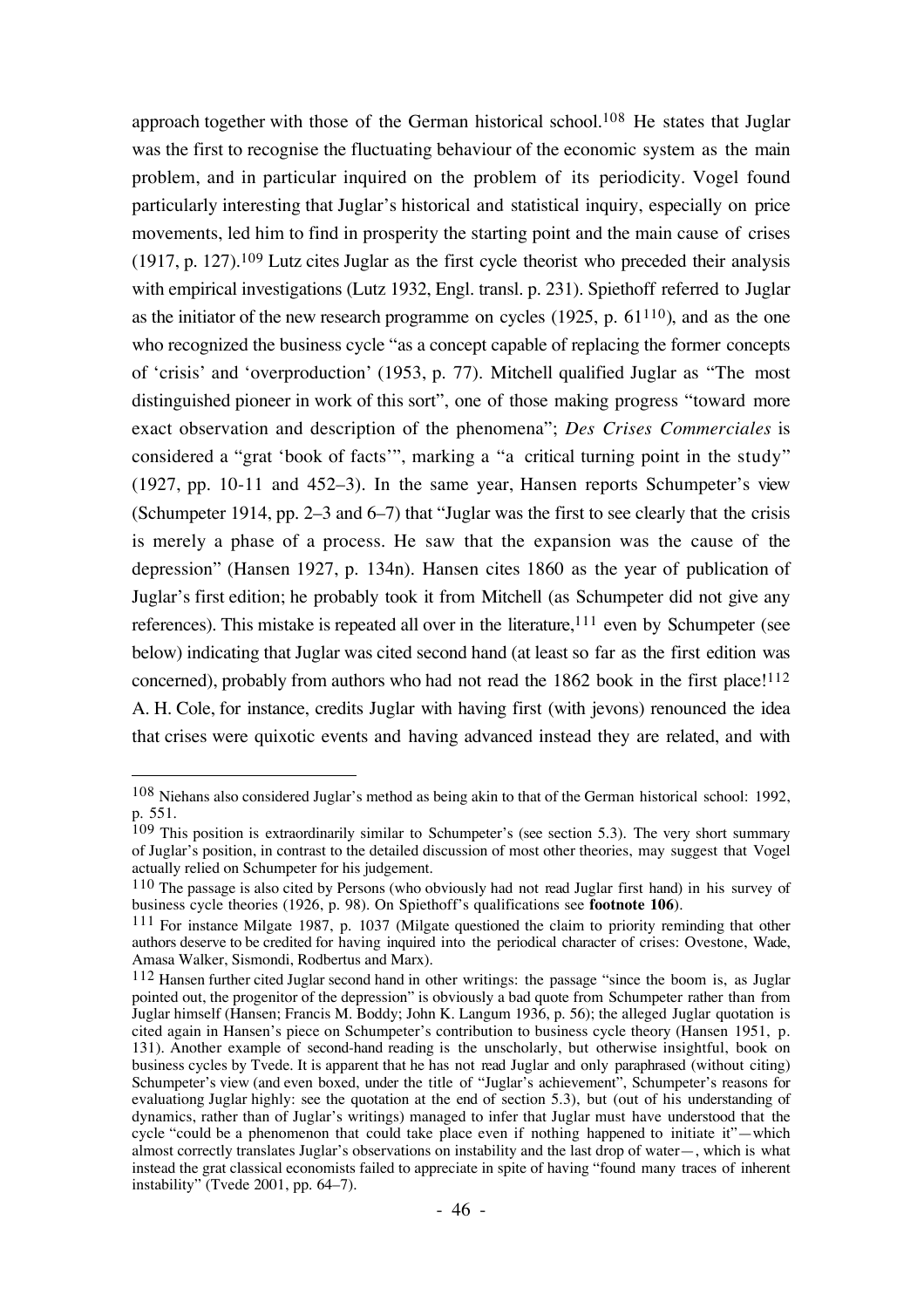approach together with those of the German historical school.[108] He states that Juglar was the first to recognise the fluctuating behaviour of the economic system as the main problem, and in particular inquired on the problem of its periodicity. Vogel found particularly interesting that Juglar's historical and statistical inquiry, especially on price movements, led him to find in prosperity the starting point and the main cause of crises (1917, p. 127).[109] Lutz cites Juglar as the first cycle theorist who preceded their analysis with empirical investigations (Lutz 1932, Engl. transl. p. 231). Spiethoff referred to Juglar as the initiator of the new research programme on cycles (1925, p. 61[110]), and as the one who recognized the business cycle "as a concept capable of replacing the former concepts of 'crisis' and 'overproduction' (1953, p. 77). Mitchell qualified Juglar as "The most distinguished pioneer in work of this sort", one of those making progress "toward more exact observation and description of the phenomena"; *Des Crises Commerciales* is considered a "grat 'book of facts'", marking a "a critical turning point in the study" (1927, pp. 10-11 and 452–3). In the same year, Hansen reports Schumpeter's view (Schumpeter 1914, pp. 2–3 and 6–7) that "Juglar was the first to see clearly that the crisis is merely a phase of a process. He saw that the expansion was the cause of the depression" (Hansen 1927, p. 134n). Hansen cites 1860 as the year of publication of Juglar's first edition; he probably took it from Mitchell (as Schumpeter did not give any references). This mistake is repeated all over in the literature,[111] even by Schumpeter (see below) indicating that Juglar was cited second hand (at least so far as the first edition was concerned), probably from authors who had not read the 1862 book in the first place![112] A. H. Cole, for instance, credits Juglar with having first (with jevons) renounced the idea that crises were quixotic events and having advanced instead they are related, and with

---

[108] Niehans also considered Juglar's method as being akin to that of the German historical school: 1992, p. 551.

[109] This position is extraordinarily similar to Schumpeter's (see section 5.3). The very short summary of Juglar's position, in contrast to the detailed discussion of most other theories, may suggest that Vogel actually relied on Schumpeter for his judgement.

[110] The passage is also cited by Persons (who obviously had not read Juglar first hand) in his survey of business cycle theories (1926, p. 98). On Spiethoff's qualifications see **footnote 106**).

[111] For instance Milgate 1987, p. 1037 (Milgate questioned the claim to priority reminding that other authors deserve to be credited for having inquired into the periodical character of crises: Ovestone, Wade, Amasa Walker, Sismondi, Rodbertus and Marx).

[112] Hansen further cited Juglar second hand in other writings: the passage "since the boom is, as Juglar pointed out, the progenitor of the depression" is obviously a bad quote from Schumpeter rather than from Juglar himself (Hansen; Francis M. Boddy; John K. Langum 1936, p. 56); the alleged Juglar quotation is cited again in Hansen's piece on Schumpeter's contribution to business cycle theory (Hansen 1951, p. 131). Another example of second-hand reading is the unscholarly, but otherwise insightful, book on business cycles by Tvede. It is apparent that he has not read Juglar and only paraphrased (without citing) Schumpeter's view (and even boxed, under the title of "Juglar's achievement", Schumpeter's reasons for evaluationg Juglar highly: see the quotation at the end of section 5.3), but (out of his understanding of dynamics, rather than of Juglar's writings) managed to infer that Juglar must have understood that the cycle "could be a phenomenon that could take place even if nothing happened to initiate it"—which almost correctly translates Juglar's observations on instability and the last drop of water—, which is what instead the grat classical economists failed to appreciate in spite of having "found many traces of inherent instability" (Tvede 2001, pp. 64–7).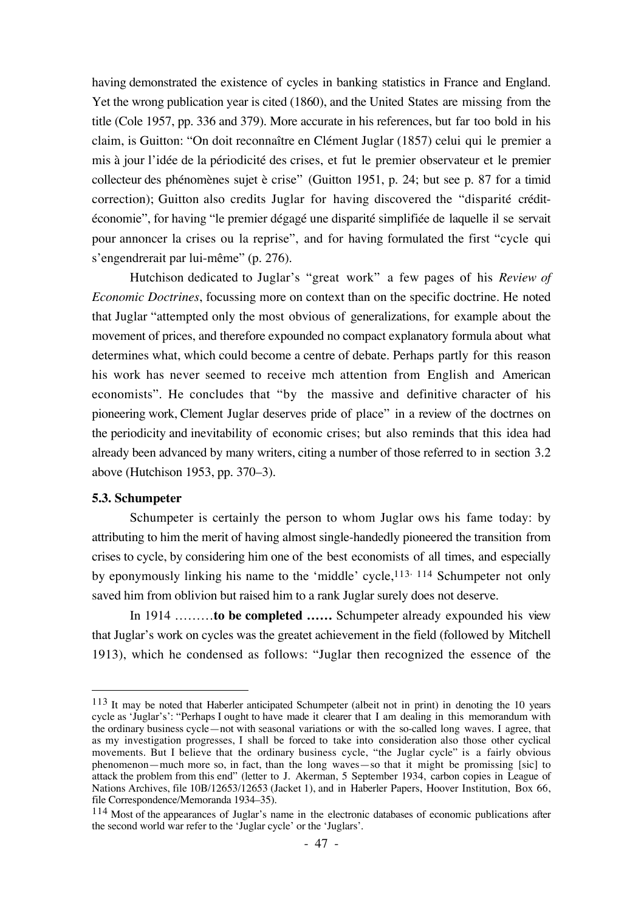having demonstrated the existence of cycles in banking statistics in France and England. Yet the wrong publication year is cited (1860), and the United States are missing from the title (Cole 1957, pp. 336 and 379). More accurate in his references, but far too bold in his claim, is Guitton: "On doit reconnaître en Clément Juglar (1857) celui qui le premier a mis à jour l'idée de la périodicité des crises, et fut le premier observateur et le premier collecteur des phénomènes sujet è crise" (Guitton 1951, p. 24; but see p. 87 for a timid correction); Guitton also credits Juglar for having discovered the "disparité crédit-économie", for having "le premier dégagé une disparité simplifiée de laquelle il se servait pour annoncer la crises ou la reprise", and for having formulated the first "cycle qui s'engendrerait par lui-même" (p. 276).

Hutchison dedicated to Juglar's "great work" a few pages of his *Review of Economic Doctrines*, focussing more on context than on the specific doctrine. He noted that Juglar "attempted only the most obvious of generalizations, for example about the movement of prices, and therefore expounded no compact explanatory formula about what determines what, which could become a centre of debate. Perhaps partly for this reason his work has never seemed to receive mch attention from English and American economists". He concludes that "by the massive and definitive character of his pioneering work, Clement Juglar deserves pride of place" in a review of the doctrnes on the periodicity and inevitability of economic crises; but also reminds that this idea had already been advanced by many writers, citing a number of those referred to in section 3.2 above (Hutchison 1953, pp. 370–3).

### 5.3. Schumpeter

Schumpeter is certainly the person to whom Juglar ows his fame today: by attributing to him the merit of having almost single-handedly pioneered the transition from crises to cycle, by considering him one of the best economists of all times, and especially by eponymously linking his name to the 'middle' cycle,[113, 114] Schumpeter not only saved him from oblivion but raised him to a rank Juglar surely does not deserve.

In 1914 ………**to be completed ……** Schumpeter already expounded his view that Juglar's work on cycles was the greatet achievement in the field (followed by Mitchell 1913), which he condensed as follows: "Juglar then recognized the essence of the

---

[113] It may be noted that Haberler anticipated Schumpeter (albeit not in print) in denoting the 10 years cycle as 'Juglar's': "Perhaps I ought to have made it clearer that I am dealing in this memorandum with the ordinary business cycle—not with seasonal variations or with the so-called long waves. I agree, that as my investigation progresses, I shall be forced to take into consideration also those other cyclical movements. But I believe that the ordinary business cycle, "the Juglar cycle" is a fairly obvious phenomenon—much more so, in fact, than the long waves—so that it might be promissing [sic] to attack the problem from this end" (letter to J. Akerman, 5 September 1934, carbon copies in League of Nations Archives, file 10B/12653/12653 (Jacket 1), and in Haberler Papers, Hoover Institution, Box 66, file Correspondence/Memoranda 1934–35).

[114] Most of the appearances of Juglar's name in the electronic databases of economic publications after the second world war refer to the 'Juglar cycle' or the 'Juglars'.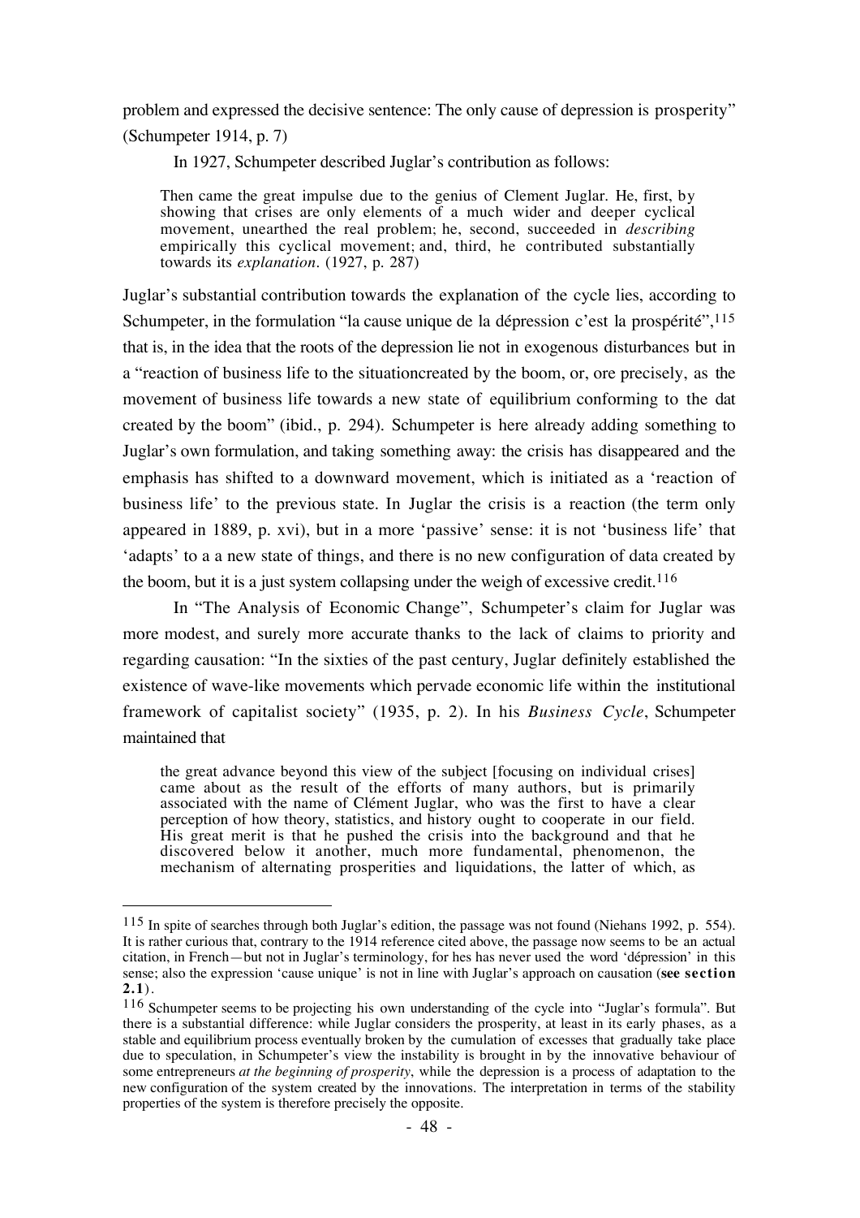problem and expressed the decisive sentence: The only cause of depression is prosperity" (Schumpeter 1914, p. 7)

In 1927, Schumpeter described Juglar's contribution as follows:

> Then came the great impulse due to the genius of Clement Juglar. He, first, by showing that crises are only elements of a much wider and deeper cyclical movement, unearthed the real problem; he, second, succeeded in *describing* empirically this cyclical movement; and, third, he contributed substantially towards its *explanation*. (1927, p. 287)

Juglar's substantial contribution towards the explanation of the cycle lies, according to Schumpeter, in the formulation "la cause unique de la dépression c'est la prospérité",[115] that is, in the idea that the roots of the depression lie not in exogenous disturbances but in a "reaction of business life to the situationcreated by the boom, or, ore precisely, as the movement of business life towards a new state of equilibrium conforming to the dat created by the boom" (ibid., p. 294). Schumpeter is here already adding something to Juglar's own formulation, and taking something away: the crisis has disappeared and the emphasis has shifted to a downward movement, which is initiated as a 'reaction of business life' to the previous state. In Juglar the crisis is a reaction (the term only appeared in 1889, p. xvi), but in a more 'passive' sense: it is not 'business life' that 'adapts' to a a new state of things, and there is no new configuration of data created by the boom, but it is a just system collapsing under the weigh of excessive credit.[116]

In "The Analysis of Economic Change", Schumpeter's claim for Juglar was more modest, and surely more accurate thanks to the lack of claims to priority and regarding causation: "In the sixties of the past century, Juglar definitely established the existence of wave-like movements which pervade economic life within the institutional framework of capitalist society" (1935, p. 2). In his *Business Cycle*, Schumpeter maintained that

> the great advance beyond this view of the subject [focusing on individual crises] came about as the result of the efforts of many authors, but is primarily associated with the name of Clément Juglar, who was the first to have a clear perception of how theory, statistics, and history ought to cooperate in our field. His great merit is that he pushed the crisis into the background and that he discovered below it another, much more fundamental, phenomenon, the mechanism of alternating prosperities and liquidations, the latter of which, as

---

[115] In spite of searches through both Juglar's edition, the passage was not found (Niehans 1992, p. 554). It is rather curious that, contrary to the 1914 reference cited above, the passage now seems to be an actual citation, in French—but not in Juglar's terminology, for hes has never used the word 'dépression' in this sense; also the expression 'cause unique' is not in line with Juglar's approach on causation (**see section 2.1**).

[116] Schumpeter seems to be projecting his own understanding of the cycle into "Juglar's formula". But there is a substantial difference: while Juglar considers the prosperity, at least in its early phases, as a stable and equilibrium process eventually broken by the cumulation of excesses that gradually take place due to speculation, in Schumpeter's view the instability is brought in by the innovative behaviour of some entrepreneurs *at the beginning of prosperity*, while the depression is a process of adaptation to the new configuration of the system created by the innovations. The interpretation in terms of the stability properties of the system is therefore precisely the opposite.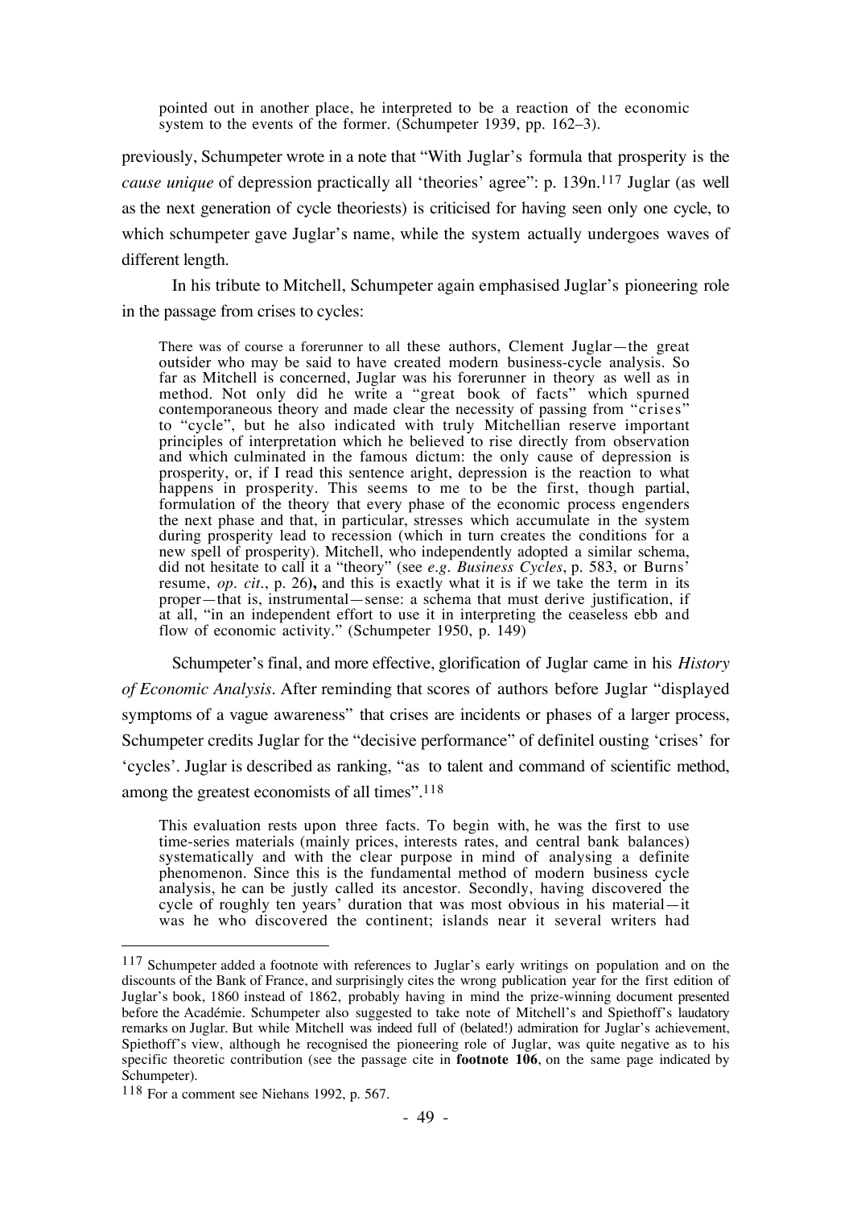> pointed out in another place, he interpreted to be a reaction of the economic system to the events of the former. (Schumpeter 1939, pp. 162–3).

previously, Schumpeter wrote in a note that "With Juglar's formula that prosperity is the *cause unique* of depression practically all 'theories' agree": p. 139n.[117] Juglar (as well as the next generation of cycle theoriests) is criticised for having seen only one cycle, to which schumpeter gave Juglar's name, while the system actually undergoes waves of different length.

In his tribute to Mitchell, Schumpeter again emphasised Juglar's pioneering role in the passage from crises to cycles:

> There was of course a forerunner to all these authors, Clement Juglar—the great outsider who may be said to have created modern business-cycle analysis. So far as Mitchell is concerned, Juglar was his forerunner in theory as well as in method. Not only did he write a "great book of facts" which spurned contemporaneous theory and made clear the necessity of passing from "crises" to "cycle", but he also indicated with truly Mitchellian reserve important principles of interpretation which he believed to rise directly from observation and which culminated in the famous dictum: the only cause of depression is prosperity, or, if I read this sentence aright, depression is the reaction to what happens in prosperity. This seems to me to be the first, though partial, formulation of the theory that every phase of the economic process engenders the next phase and that, in particular, stresses which accumulate in the system during prosperity lead to recession (which in turn creates the conditions for a new spell of prosperity). Mitchell, who independently adopted a similar schema, did not hesitate to call it a "theory" (see *e.g. Business Cycles*, p. 583, or Burns' resume, *op. cit.*, p. 26**),** and this is exactly what it is if we take the term in its proper—that is, instrumental—sense: a schema that must derive justification, if at all, "in an independent effort to use it in interpreting the ceaseless ebb and flow of economic activity." (Schumpeter 1950, p. 149)

Schumpeter's final, and more effective, glorification of Juglar came in his *History of Economic Analysis*. After reminding that scores of authors before Juglar "displayed symptoms of a vague awareness" that crises are incidents or phases of a larger process, Schumpeter credits Juglar for the "decisive performance" of definitel ousting 'crises' for 'cycles'. Juglar is described as ranking, "as to talent and command of scientific method, among the greatest economists of all times".[118]

> This evaluation rests upon three facts. To begin with, he was the first to use time-series materials (mainly prices, interests rates, and central bank balances) systematically and with the clear purpose in mind of analysing a definite phenomenon. Since this is the fundamental method of modern business cycle analysis, he can be justly called its ancestor. Secondly, having discovered the cycle of roughly ten years' duration that was most obvious in his material—it was he who discovered the continent; islands near it several writers had

---

[117] Schumpeter added a footnote with references to Juglar's early writings on population and on the discounts of the Bank of France, and surprisingly cites the wrong publication year for the first edition of Juglar's book, 1860 instead of 1862, probably having in mind the prize-winning document presented before the Académie. Schumpeter also suggested to take note of Mitchell's and Spiethoff's laudatory remarks on Juglar. But while Mitchell was indeed full of (belated!) admiration for Juglar's achievement, Spiethoff's view, although he recognised the pioneering role of Juglar, was quite negative as to his specific theoretic contribution (see the passage cite in **footnote 106**, on the same page indicated by Schumpeter).

[118] For a comment see Niehans 1992, p. 567.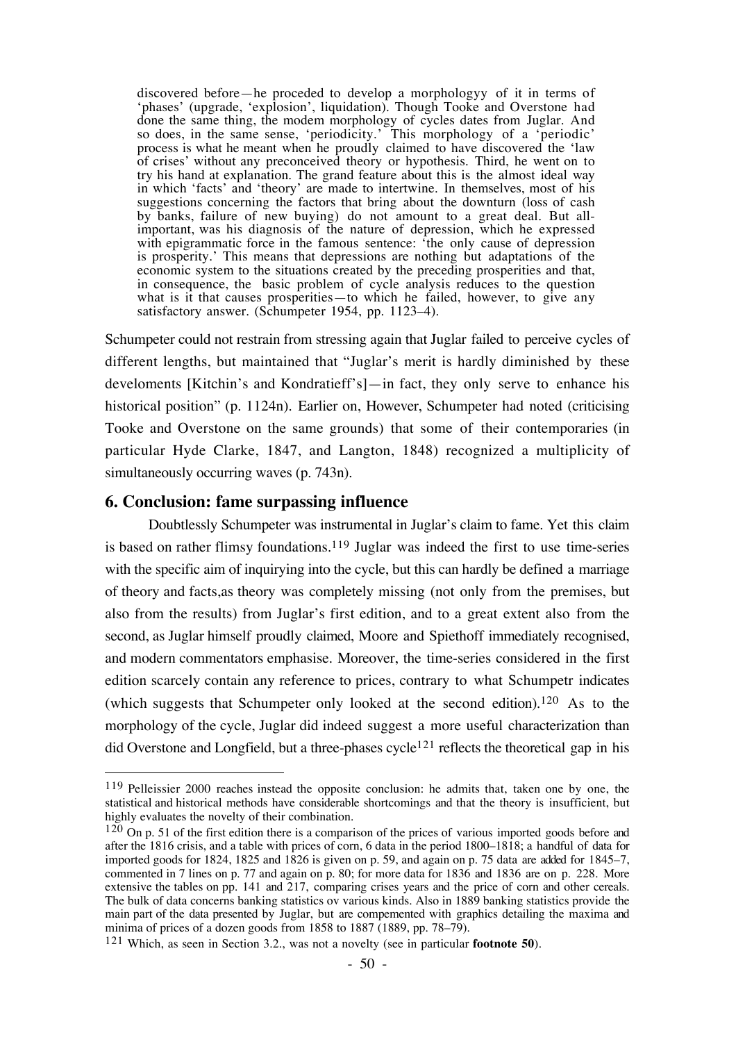> discovered before—he proceeded to develop a morphologyy of it in terms of 'phases' (upgrade, 'explosion', liquidation). Though Tooke and Overstone had done the same thing, the modem morphology of cycles dates from Juglar. And so does, in the same sense, 'periodicity.' This morphology of a 'periodic' process is what he meant when he proudly claimed to have discovered the 'law of crises' without any preconceived theory or hypothesis. Third, he went on to try his hand at explanation. The grand feature about this is the almost ideal way in which 'facts' and 'theory' are made to intertwine. In themselves, most of his suggestions concerning the factors that bring about the downturn (loss of cash by banks, failure of new buying) do not amount to a great deal. But all-important, was his diagnosis of the nature of depression, which he expressed with epigrammatic force in the famous sentence: 'the only cause of depression is prosperity.' This means that depressions are nothing but adaptations of the economic system to the situations created by the preceding prosperities and that, in consequence, the basic problem of cycle analysis reduces to the question what is it that causes prosperities—to which he failed, however, to give any satisfactory answer. (Schumpeter 1954, pp. 1123–4).

Schumpeter could not restrain from stressing again that Juglar failed to perceive cycles of different lengths, but maintained that "Juglar's merit is hardly diminished by these develoments [Kitchin's and Kondratieff's]—in fact, they only serve to enhance his historical position" (p. 1124n). Earlier on, However, Schumpeter had noted (criticising Tooke and Overstone on the same grounds) that some of their contemporaries (in particular Hyde Clarke, 1847, and Langton, 1848) recognized a multiplicity of simultaneously occurring waves (p. 743n).

## 6. Conclusion: fame surpassing influence

Doubtlessly Schumpeter was instrumental in Juglar's claim to fame. Yet this claim is based on rather flimsy foundations.[119] Juglar was indeed the first to use time-series with the specific aim of inquirying into the cycle, but this can hardly be defined a marriage of theory and facts,as theory was completely missing (not only from the premises, but also from the results) from Juglar's first edition, and to a great extent also from the second, as Juglar himself proudly claimed, Moore and Spiethoff immediately recognised, and modern commentators emphasise. Moreover, the time-series considered in the first edition scarcely contain any reference to prices, contrary to what Schumpetr indicates (which suggests that Schumpeter only looked at the second edition).[120] As to the morphology of the cycle, Juglar did indeed suggest a more useful characterization than did Overstone and Longfield, but a three-phases cycle[121] reflects the theoretical gap in his

---

[119] Pelleissier 2000 reaches instead the opposite conclusion: he admits that, taken one by one, the statistical and historical methods have considerable shortcomings and that the theory is insufficient, but highly evaluates the novelty of their combination.

[120] On p. 51 of the first edition there is a comparison of the prices of various imported goods before and after the 1816 crisis, and a table with prices of corn, 6 data in the period 1800–1818; a handful of data for imported goods for 1824, 1825 and 1826 is given on p. 59, and again on p. 75 data are added for 1845–7, commented in 7 lines on p. 77 and again on p. 80; for more data for 1836 and 1836 are on p. 228. More extensive the tables on pp. 141 and 217, comparing crises years and the price of corn and other cereals. The bulk of data concerns banking statistics ov various kinds. Also in 1889 banking statistics provide the main part of the data presented by Juglar, but are compemented with graphics detailing the maxima and minima of prices of a dozen goods from 1858 to 1887 (1889, pp. 78–79).

[121] Which, as seen in Section 3.2., was not a novelty (see in particular **footnote 50**).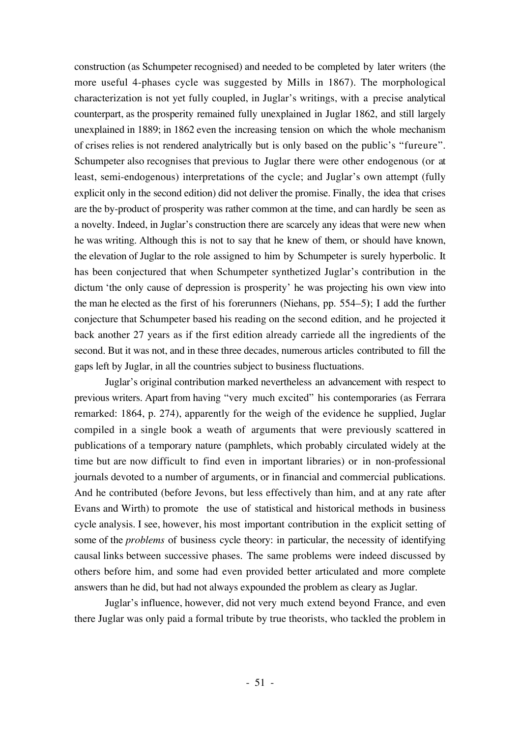construction (as Schumpeter recognised) and needed to be completed by later writers (the more useful 4-phases cycle was suggested by Mills in 1867). The morphological characterization is not yet fully coupled, in Juglar's writings, with a precise analytical counterpart, as the prosperity remained fully unexplained in Juglar 1862, and still largely unexplained in 1889; in 1862 even the increasing tension on which the whole mechanism of crises relies is not rendered analytrically but is only based on the public's "fureure". Schumpeter also recognises that previous to Juglar there were other endogenous (or at least, semi-endogenous) interpretations of the cycle; and Juglar's own attempt (fully explicit only in the second edition) did not deliver the promise. Finally, the idea that crises are the by-product of prosperity was rather common at the time, and can hardly be seen as a novelty. Indeed, in Juglar's construction there are scarcely any ideas that were new when he was writing. Although this is not to say that he knew of them, or should have known, the elevation of Juglar to the role assigned to him by Schumpeter is surely hyperbolic. It has been conjectured that when Schumpeter synthetized Juglar's contribution in the dictum 'the only cause of depression is prosperity' he was projecting his own view into the man he elected as the first of his forerunners (Niehans, pp. 554–5); I add the further conjecture that Schumpeter based his reading on the second edition, and he projected it back another 27 years as if the first edition already carriede all the ingredients of the second. But it was not, and in these three decades, numerous articles contributed to fill the gaps left by Juglar, in all the countries subject to business fluctuations.

Juglar's original contribution marked nevertheless an advancement with respect to previous writers. Apart from having "very much excited" his contemporaries (as Ferrara remarked: 1864, p. 274), apparently for the weigh of the evidence he supplied, Juglar compiled in a single book a weath of arguments that were previously scattered in publications of a temporary nature (pamphlets, which probably circulated widely at the time but are now difficult to find even in important libraries) or in non-professional journals devoted to a number of arguments, or in financial and commercial publications. And he contributed (before Jevons, but less effectively than him, and at any rate after Evans and Wirth) to promote the use of statistical and historical methods in business cycle analysis. I see, however, his most important contribution in the explicit setting of some of the *problems* of business cycle theory: in particular, the necessity of identifying causal links between successive phases. The same problems were indeed discussed by others before him, and some had even provided better articulated and more complete answers than he did, but had not always expounded the problem as cleary as Juglar.

Juglar's influence, however, did not very much extend beyond France, and even there Juglar was only paid a formal tribute by true theorists, who tackled the problem in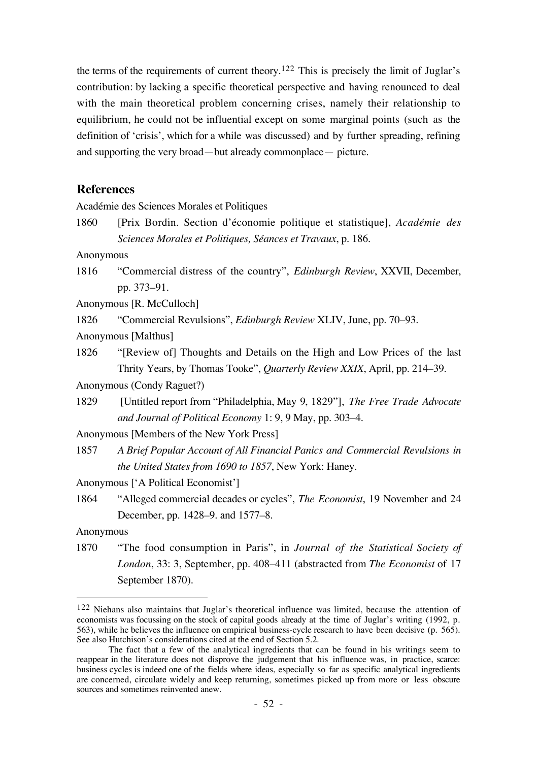the terms of the requirements of current theory.[122] This is precisely the limit of Juglar's contribution: by lacking a specific theoretical perspective and having renounced to deal with the main theoretical problem concerning crises, namely their relationship to equilibrium, he could not be influential except on some marginal points (such as the definition of 'crisis', which for a while was discussed) and by further spreading, refining and supporting the very broad—but already commonplace— picture.

## References

Académie des Sciences Morales et Politiques

1860 [Prix Bordin. Section d'économie politique et statistique], *Académie des Sciences Morales et Politiques, Séances et Travaux*, p. 186.

Anonymous

1816 "Commercial distress of the country", *Edinburgh Review*, XXVII, December, pp. 373–91.

Anonymous [R. McCulloch]

1826 "Commercial Revulsions", *Edinburgh Review* XLIV, June, pp. 70–93.

Anonymous [Malthus]

1826 "[Review of] Thoughts and Details on the High and Low Prices of the last Thrity Years, by Thomas Tooke", *Quarterly Review XXIX*, April, pp. 214–39.

Anonymous (Condy Raguet?)

1829 [Untitled report from "Philadelphia, May 9, 1829"], *The Free Trade Advocate and Journal of Political Economy* 1: 9, 9 May, pp. 303–4.

Anonymous [Members of the New York Press]

1857 *A Brief Popular Account of All Financial Panics and Commercial Revulsions in the United States from 1690 to 1857*, New York: Haney.

Anonymous ['A Political Economist']

1864 "Alleged commercial decades or cycles", *The Economist*, 19 November and 24 December, pp. 1428–9. and 1577–8.

Anonymous

1870 "The food consumption in Paris", in *Journal of the Statistical Society of London*, 33: 3, September, pp. 408–411 (abstracted from *The Economist* of 17 September 1870).

---

[122] Niehans also maintains that Juglar's theoretical influence was limited, because the attention of economists was focussing on the stock of capital goods already at the time of Juglar's writing (1992, p. 563), while he believes the influence on empirical business-cycle research to have been decisive (p. 565). See also Hutchison's considerations cited at the end of Section 5.2.

The fact that a few of the analytical ingredients that can be found in his writings seem to reappear in the literature does not disprove the judgement that his influence was, in practice, scarce: business cycles is indeed one of the fields where ideas, especially so far as specific analytical ingredients are concerned, circulate widely and keep returning, sometimes picked up from more or less obscure sources and sometimes reinvented anew.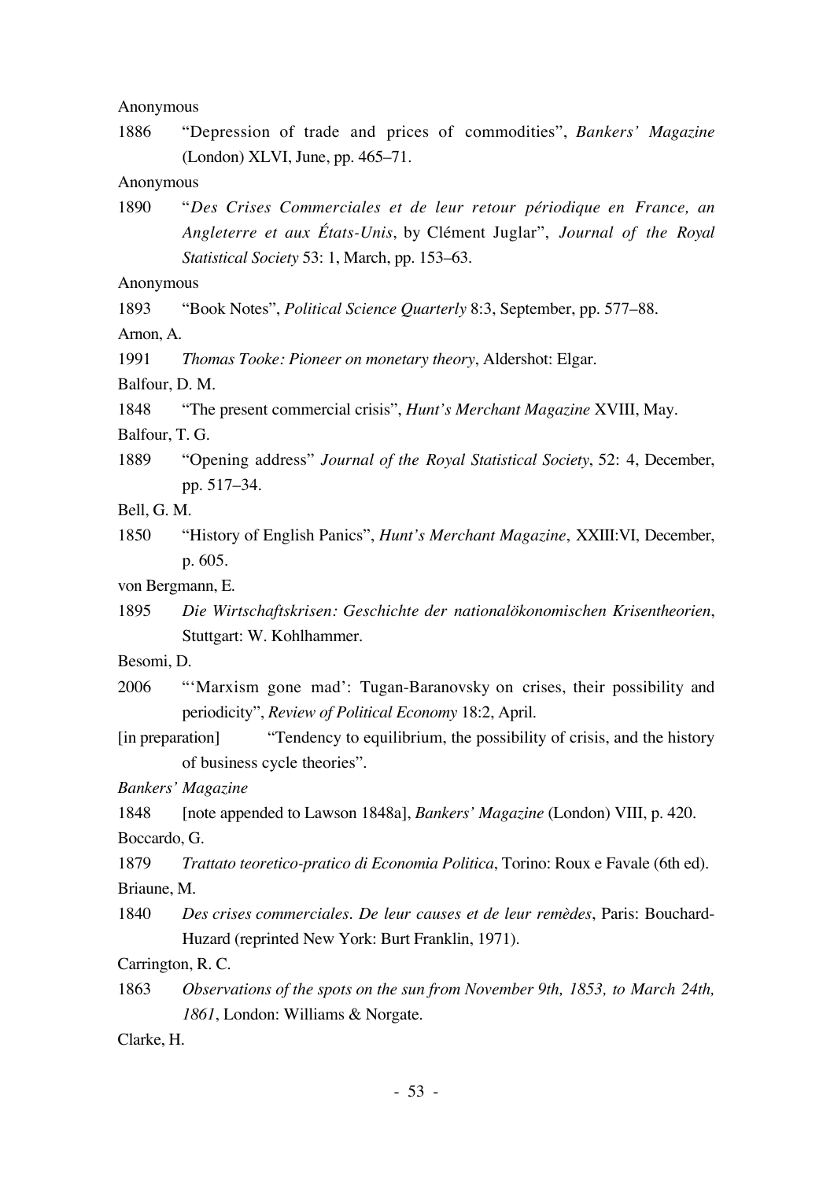Anonymous

1886 "Depression of trade and prices of commodities", *Bankers' Magazine* (London) XLVI, June, pp. 465–71.

Anonymous

1890 "*Des Crises Commerciales et de leur retour périodique en France, an Angleterre et aux États-Unis*, by Clément Juglar", *Journal of the Royal Statistical Society* 53: 1, March, pp. 153–63.

Anonymous

1893 "Book Notes", *Political Science Quarterly* 8:3, September, pp. 577–88.

Arnon, A.

1991 *Thomas Tooke: Pioneer on monetary theory*, Aldershot: Elgar.

Balfour, D. M.

1848 "The present commercial crisis", *Hunt's Merchant Magazine* XVIII, May.

Balfour, T. G.

1889 "Opening address" *Journal of the Royal Statistical Society*, 52: 4, December, pp. 517–34.

Bell, G. M.

1850 "History of English Panics", *Hunt's Merchant Magazine*, XXIII:VI, December, p. 605.

von Bergmann, E.

1895 *Die Wirtschaftskrisen: Geschichte der nationalökonomischen Krisentheorien*, Stuttgart: W. Kohlhammer.

Besomi, D.

2006 "'Marxism gone mad': Tugan-Baranovsky on crises, their possibility and periodicity", *Review of Political Economy* 18:2, April.

[in preparation] "Tendency to equilibrium, the possibility of crisis, and the history of business cycle theories".

*Bankers' Magazine*

1848 [note appended to Lawson 1848a], *Bankers' Magazine* (London) VIII, p. 420.

Boccardo, G.

1879 *Trattato teoretico-pratico di Economia Politica*, Torino: Roux e Favale (6th ed).

Briaune, M.

1840 *Des crises commerciales. De leur causes et de leur remèdes*, Paris: Bouchard-Huzard (reprinted New York: Burt Franklin, 1971).

Carrington, R. C.

1863 *Observations of the spots on the sun from November 9th, 1853, to March 24th, 1861*, London: Williams & Norgate.

Clarke, H.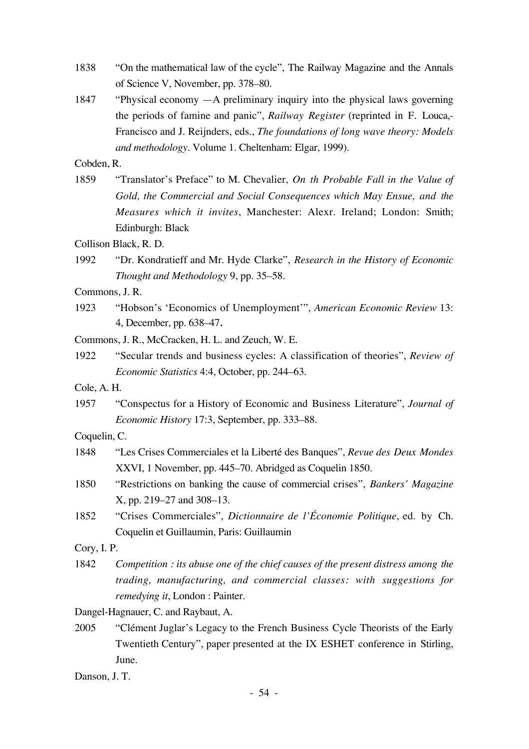1838 "On the mathematical law of the cycle", The Railway Magazine and the Annals of Science V, November, pp. 378–80.

1847 "Physical economy —A preliminary inquiry into the physical laws governing the periods of famine and panic", *Railway Register* (reprinted in F. Louca,-Francisco and J. Reijnders, eds., *The foundations of long wave theory: Models and methodology*. Volume 1. Cheltenham: Elgar, 1999).

Cobden, R.

1859 "Translator's Preface" to M. Chevalier, *On th Probable Fall in the Value of Gold, the Commercial and Social Consequences which May Ensue, and the Measures which it invites*, Manchester: Alexr. Ireland; London: Smith; Edinburgh: Black

Collison Black, R. D.

1992 "Dr. Kondratieff and Mr. Hyde Clarke", *Research in the History of Economic Thought and Methodology* 9, pp. 35–58.

Commons, J. R.

1923 "Hobson's 'Economics of Unemployment'", *American Economic Review* 13: 4, December, pp. 638–47.

Commons, J. R., McCracken, H. L. and Zeuch, W. E.

1922 "Secular trends and business cycles: A classification of theories", *Review of Economic Statistics* 4:4, October, pp. 244–63.

Cole, A. H.

1957 "Conspectus for a History of Economic and Business Literature", *Journal of Economic History* 17:3, September, pp. 333–88.

Coquelin, C.

1848 "Les Crises Commerciales et la Liberté des Banques", *Revue des Deux Mondes* XXVI, 1 November, pp. 445–70. Abridged as Coquelin 1850.

1850 "Restrictions on banking the cause of commercial crises", *Bankers' Magazine* X, pp. 219–27 and 308–13.

1852 "Crises Commerciales", *Dictionnaire de l'Économie Politique*, ed. by Ch. Coquelin et Guillaumin, Paris: Guillaumin

Cory, I. P.

1842 *Competition : its abuse one of the chief causes of the present distress among the trading, manufacturing, and commercial classes: with suggestions for remedying it*, London : Painter.

Dangel-Hagnauer, C. and Raybaut, A.

2005 "Clément Juglar's Legacy to the French Business Cycle Theorists of the Early Twentieth Century", paper presented at the IX ESHET conference in Stirling, June.

Danson, J. T.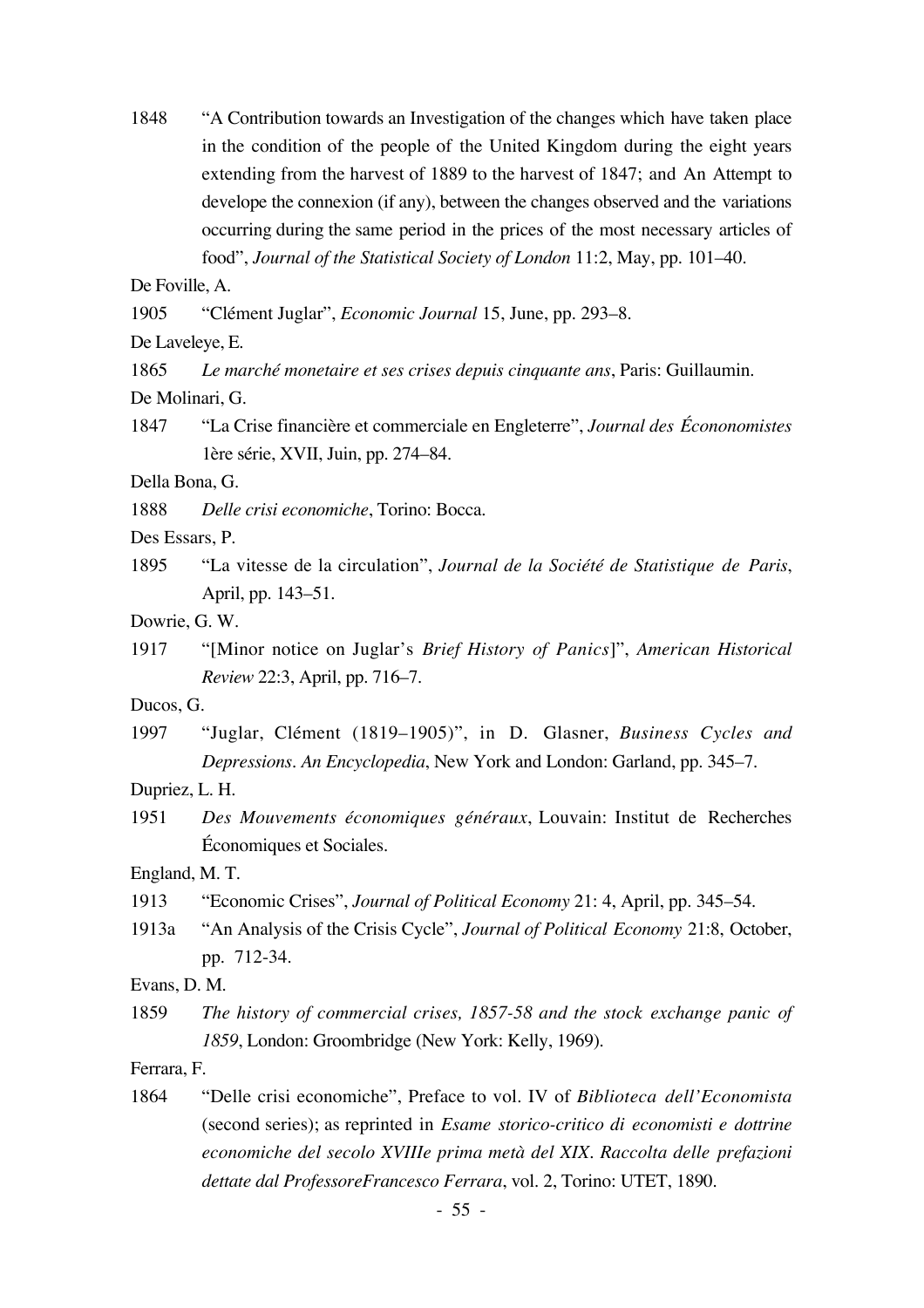1848 "A Contribution towards an Investigation of the changes which have taken place in the condition of the people of the United Kingdom during the eight years extending from the harvest of 1889 to the harvest of 1847; and An Attempt to develope the connexion (if any), between the changes observed and the variations occurring during the same period in the prices of the most necessary articles of food", *Journal of the Statistical Society of London* 11:2, May, pp. 101–40.

De Foville, A.

1905 "Clément Juglar", *Economic Journal* 15, June, pp. 293–8.

De Laveleye, E.

1865 *Le marché monetaire et ses crises depuis cinquante ans*, Paris: Guillaumin.

De Molinari, G.

1847 "La Crise financière et commerciale en Engleterre", *Journal des Écononomistes* 1ère série, XVII, Juin, pp. 274–84.

Della Bona, G.

1888 *Delle crisi economiche*, Torino: Bocca.

Des Essars, P.

1895 "La vitesse de la circulation", *Journal de la Société de Statistique de Paris*, April, pp. 143–51.

Dowrie, G. W.

1917 "[Minor notice on Juglar's *Brief History of Panics*]", *American Historical Review* 22:3, April, pp. 716–7.

Ducos, G.

1997 "Juglar, Clément (1819–1905)", in D. Glasner, *Business Cycles and Depressions. An Encyclopedia*, New York and London: Garland, pp. 345–7.

Dupriez, L. H.

1951 *Des Mouvements économiques généraux*, Louvain: Institut de Recherches Économiques et Sociales.

England, M. T.

1913 "Economic Crises", *Journal of Political Economy* 21: 4, April, pp. 345–54.

1913a "An Analysis of the Crisis Cycle", *Journal of Political Economy* 21:8, October, pp. 712-34.

Evans, D. M.

1859 *The history of commercial crises, 1857-58 and the stock exchange panic of 1859*, London: Groombridge (New York: Kelly, 1969).

Ferrara, F.

1864 "Delle crisi economiche", Preface to vol. IV of *Biblioteca dell'Economista* (second series); as reprinted in *Esame storico-critico di economisti e dottrine economiche del secolo XVIIIe prima metà del XIX. Raccolta delle prefazioni dettate dal ProfessoreFrancesco Ferrara*, vol. 2, Torino: UTET, 1890.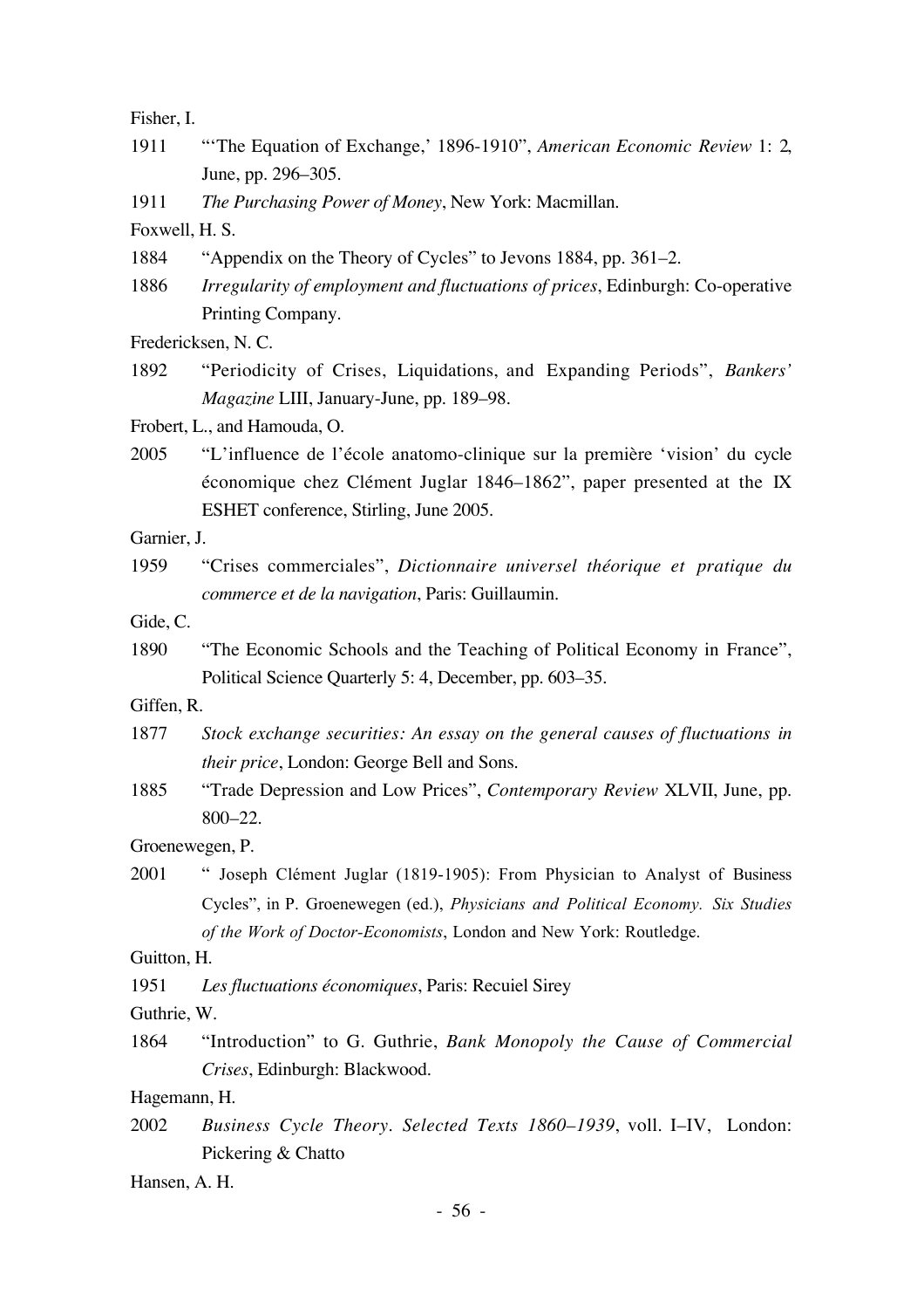Fisher, I.

1911 "'The Equation of Exchange,' 1896-1910", *American Economic Review* 1: 2, June, pp. 296–305.

1911 *The Purchasing Power of Money*, New York: Macmillan.

Foxwell, H. S.

1884 "Appendix on the Theory of Cycles" to Jevons 1884, pp. 361–2.

1886 *Irregularity of employment and fluctuations of prices*, Edinburgh: Co-operative Printing Company.

Fredericksen, N. C.

1892 "Periodicity of Crises, Liquidations, and Expanding Periods", *Bankers' Magazine* LIII, January-June, pp. 189–98.

Frobert, L., and Hamouda, O.

2005 "L'influence de l'école anatomo-clinique sur la première 'vision' du cycle économique chez Clément Juglar 1846–1862", paper presented at the IX ESHET conference, Stirling, June 2005.

Garnier, J.

1959 "Crises commerciales", *Dictionnaire universel théorique et pratique du commerce et de la navigation*, Paris: Guillaumin.

Gide, C.

1890 "The Economic Schools and the Teaching of Political Economy in France", Political Science Quarterly 5: 4, December, pp. 603–35.

Giffen, R.

1877 *Stock exchange securities: An essay on the general causes of fluctuations in their price*, London: George Bell and Sons.

1885 "Trade Depression and Low Prices", *Contemporary Review* XLVII, June, pp. 800–22.

Groenewegen, P.

2001 " Joseph Clément Juglar (1819-1905): From Physician to Analyst of Business Cycles", in P. Groenewegen (ed.), *Physicians and Political Economy. Six Studies of the Work of Doctor-Economists*, London and New York: Routledge.

Guitton, H.

1951 *Les fluctuations économiques*, Paris: Recuiel Sirey

Guthrie, W.

1864 "Introduction" to G. Guthrie, *Bank Monopoly the Cause of Commercial Crises*, Edinburgh: Blackwood.

Hagemann, H.

2002 *Business Cycle Theory. Selected Texts 1860–1939*, voll. I–IV, London: Pickering & Chatto

Hansen, A. H.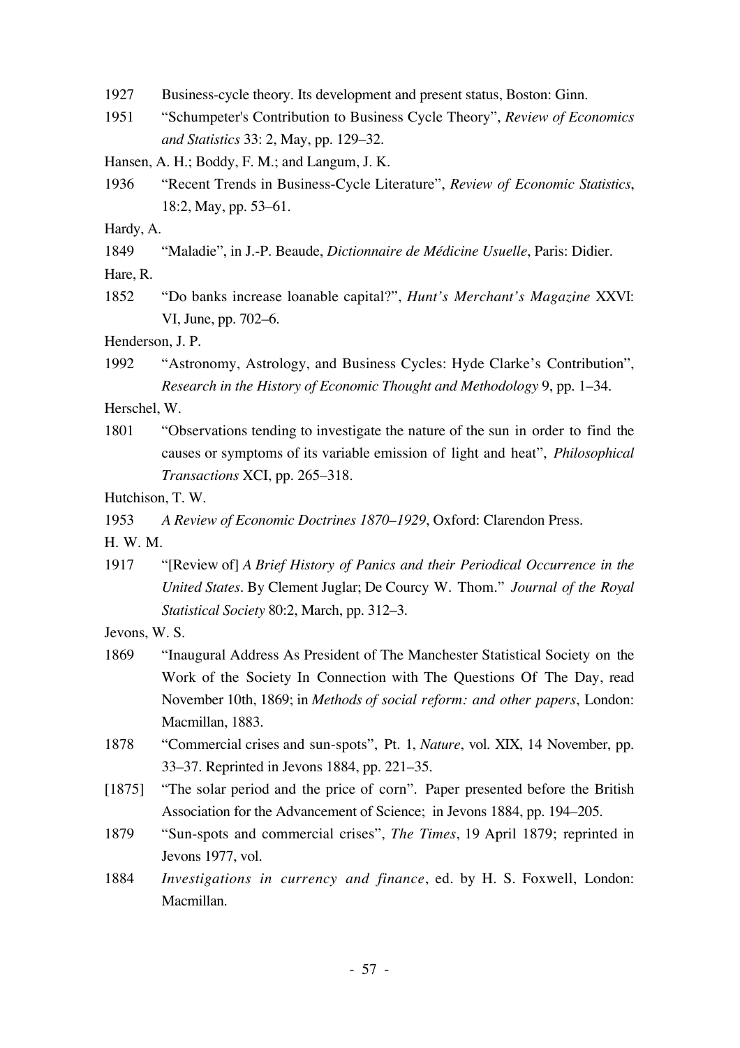1927 Business-cycle theory. Its development and present status, Boston: Ginn.

1951 "Schumpeter's Contribution to Business Cycle Theory", *Review of Economics and Statistics* 33: 2, May, pp. 129–32.

Hansen, A. H.; Boddy, F. M.; and Langum, J. K.

1936 "Recent Trends in Business-Cycle Literature", *Review of Economic Statistics*, 18:2, May, pp. 53–61.

Hardy, A.

1849 "Maladie", in J.-P. Beaude, *Dictionnaire de Médicine Usuelle*, Paris: Didier.

Hare, R.

1852 "Do banks increase loanable capital?", *Hunt's Merchant's Magazine* XXVI: VI, June, pp. 702–6.

Henderson, J. P.

1992 "Astronomy, Astrology, and Business Cycles: Hyde Clarke's Contribution", *Research in the History of Economic Thought and Methodology* 9, pp. 1–34.

Herschel, W.

1801 "Observations tending to investigate the nature of the sun in order to find the causes or symptoms of its variable emission of light and heat", *Philosophical Transactions* XCI, pp. 265–318.

Hutchison, T. W.

1953 *A Review of Economic Doctrines 1870–1929*, Oxford: Clarendon Press.

H. W. M.

1917 "[Review of] *A Brief History of Panics and their Periodical Occurrence in the United States*. By Clement Juglar; De Courcy W. Thom." *Journal of the Royal Statistical Society* 80:2, March, pp. 312–3.

Jevons, W. S.

1869 "Inaugural Address As President of The Manchester Statistical Society on the Work of the Society In Connection with The Questions Of The Day, read November 10th, 1869; in *Methods of social reform: and other papers*, London: Macmillan, 1883.

1878 "Commercial crises and sun-spots", Pt. 1, *Nature*, vol. XIX, 14 November, pp. 33–37. Reprinted in Jevons 1884, pp. 221–35.

[1875] "The solar period and the price of corn". Paper presented before the British Association for the Advancement of Science; in Jevons 1884, pp. 194–205.

1879 "Sun-spots and commercial crises", *The Times*, 19 April 1879; reprinted in Jevons 1977, vol.

1884 *Investigations in currency and finance*, ed. by H. S. Foxwell, London: Macmillan.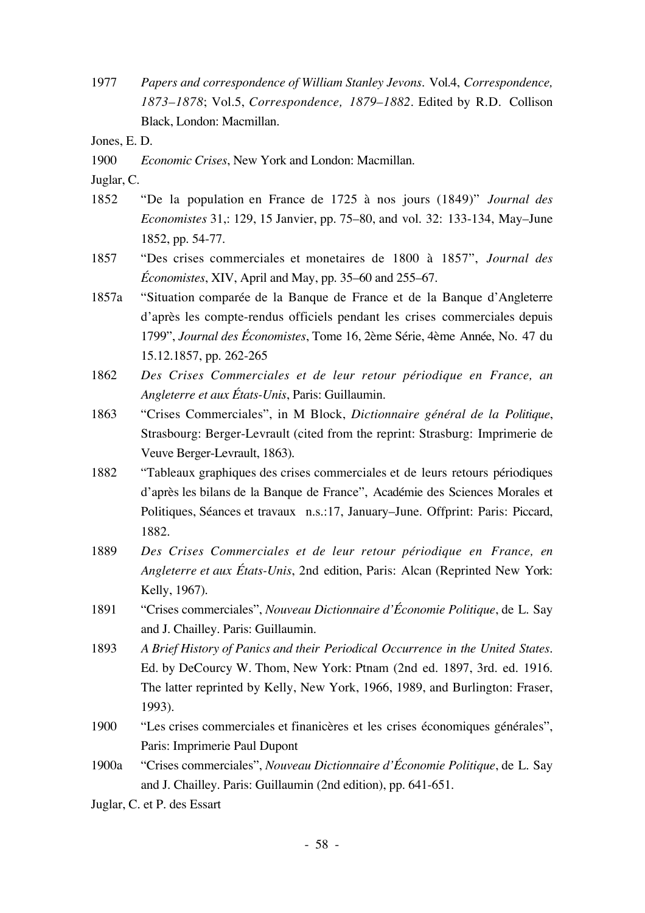1977 *Papers and correspondence of William Stanley Jevons*. Vol.4, *Correspondence, 1873–1878*; Vol.5, *Correspondence, 1879–1882*. Edited by R.D. Collison Black, London: Macmillan.

Jones, E. D.

1900 *Economic Crises*, New York and London: Macmillan.

Juglar, C.

1852 "De la population en France de 1725 à nos jours (1849)" *Journal des Economistes* 31,: 129, 15 Janvier, pp. 75–80, and vol. 32: 133-134, May–June 1852, pp. 54-77.

1857 "Des crises commerciales et monetaires de 1800 à 1857", *Journal des Économistes*, XIV, April and May, pp. 35–60 and 255–67.

1857a "Situation comparée de la Banque de France et de la Banque d'Angleterre d'après les compte-rendus officiels pendant les crises commerciales depuis 1799", *Journal des Économistes*, Tome 16, 2ème Série, 4ème Année, No. 47 du 15.12.1857, pp. 262-265

1862 *Des Crises Commerciales et de leur retour périodique en France, an Angleterre et aux États-Unis*, Paris: Guillaumin.

1863 "Crises Commerciales", in M Block, *Dictionnaire général de la Politique*, Strasbourg: Berger-Levrault (cited from the reprint: Strasburg: Imprimerie de Veuve Berger-Levrault, 1863).

1882 "Tableaux graphiques des crises commerciales et de leurs retours périodiques d'après les bilans de la Banque de France", Académie des Sciences Morales et Politiques, Séances et travaux n.s.:17, January–June. Offprint: Paris: Piccard, 1882.

1889 *Des Crises Commerciales et de leur retour périodique en France, en Angleterre et aux États-Unis*, 2nd edition, Paris: Alcan (Reprinted New York: Kelly, 1967).

1891 "Crises commerciales", *Nouveau Dictionnaire d'Économie Politique*, de L. Say and J. Chailley. Paris: Guillaumin.

1893 *A Brief History of Panics and their Periodical Occurrence in the United States*. Ed. by DeCourcy W. Thom, New York: Ptnam (2nd ed. 1897, 3rd. ed. 1916. The latter reprinted by Kelly, New York, 1966, 1989, and Burlington: Fraser, 1993).

1900 "Les crises commerciales et finanicères et les crises économiques générales", Paris: Imprimerie Paul Dupont

1900a "Crises commerciales", *Nouveau Dictionnaire d'Économie Politique*, de L. Say and J. Chailley. Paris: Guillaumin (2nd edition), pp. 641-651.

Juglar, C. et P. des Essart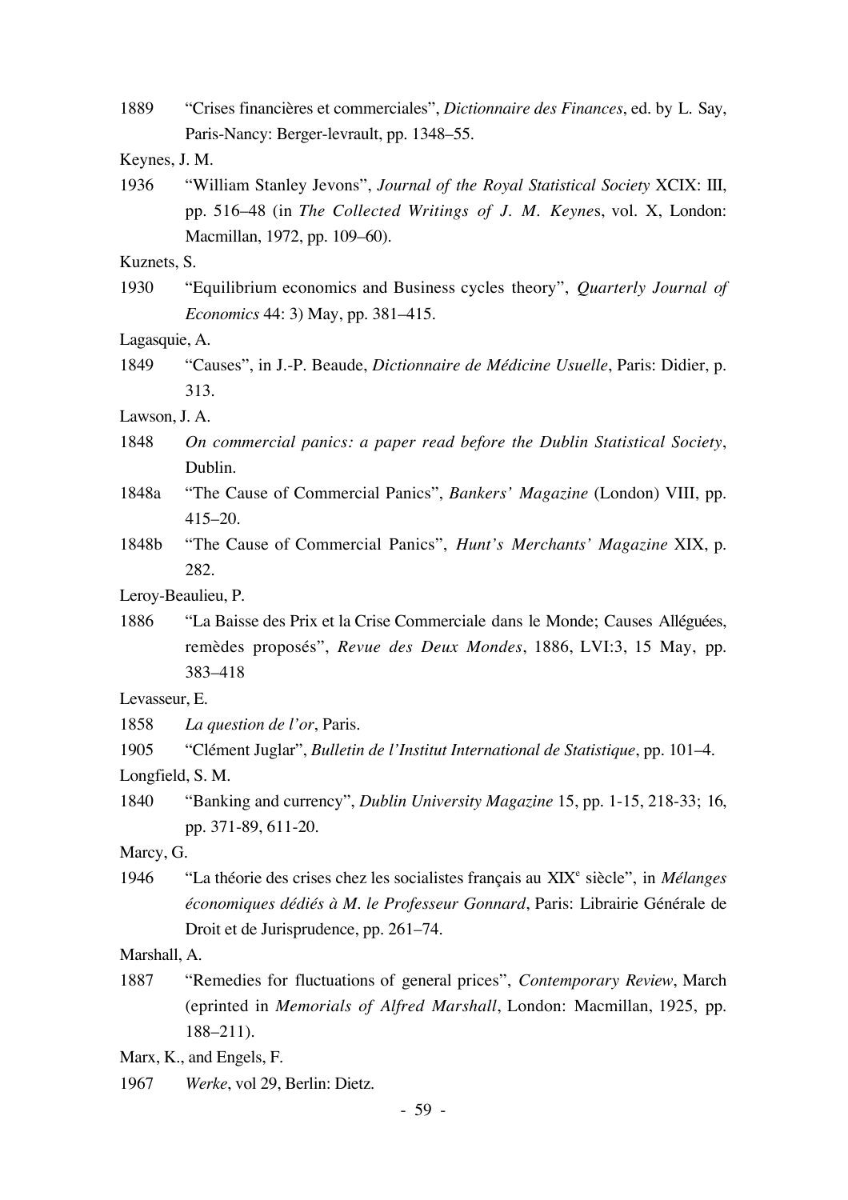1889 "Crises financières et commerciales", *Dictionnaire des Finances*, ed. by L. Say, Paris-Nancy: Berger-levrault, pp. 1348–55.

Keynes, J. M.

1936 "William Stanley Jevons", *Journal of the Royal Statistical Society* XCIX: III, pp. 516–48 (in *The Collected Writings of J. M. Keynes*, vol. X, London: Macmillan, 1972, pp. 109–60).

Kuznets, S.

1930 "Equilibrium economics and Business cycles theory", *Quarterly Journal of Economics* 44: 3) May, pp. 381–415.

Lagasquie, A.

1849 "Causes", in J.-P. Beaude, *Dictionnaire de Médicine Usuelle*, Paris: Didier, p. 313.

Lawson, J. A.

1848 *On commercial panics: a paper read before the Dublin Statistical Society*, Dublin.

1848a "The Cause of Commercial Panics", *Bankers' Magazine* (London) VIII, pp. 415–20.

1848b "The Cause of Commercial Panics", *Hunt's Merchants' Magazine* XIX, p. 282.

Leroy-Beaulieu, P.

1886 "La Baisse des Prix et la Crise Commerciale dans le Monde; Causes Alléguées, remèdes proposés", *Revue des Deux Mondes*, 1886, LVI:3, 15 May, pp. 383–418

Levasseur, E.

1858 *La question de l'or*, Paris.

1905 "Clément Juglar", *Bulletin de l'Institut International de Statistique*, pp. 101–4.

Longfield, S. M.

1840 "Banking and currency", *Dublin University Magazine* 15, pp. 1-15, 218-33; 16, pp. 371-89, 611-20.

Marcy, G.

1946 "La théorie des crises chez les socialistes français au XIX^e^ siècle", in *Mélanges économiques dédiés à M. le Professeur Gonnard*, Paris: Librairie Générale de Droit et de Jurisprudence, pp. 261–74.

Marshall, A.

1887 "Remedies for fluctuations of general prices", *Contemporary Review*, March (eprinted in *Memorials of Alfred Marshall*, London: Macmillan, 1925, pp. 188–211).

Marx, K., and Engels, F.

1967 *Werke*, vol 29, Berlin: Dietz.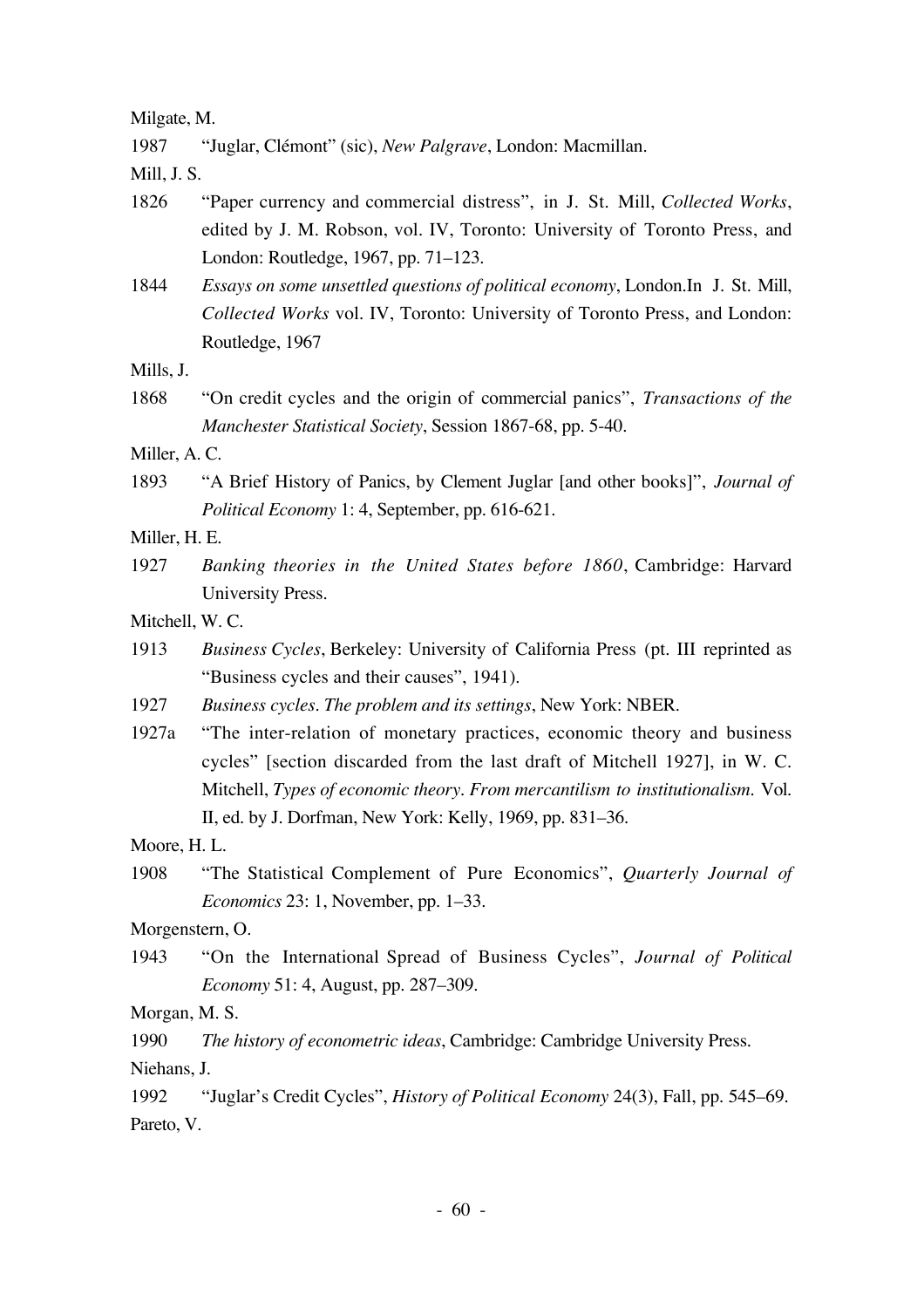Milgate, M.

1987 "Juglar, Clémont" (sic), *New Palgrave*, London: Macmillan.

Mill, J. S.

1826 "Paper currency and commercial distress", in J. St. Mill, *Collected Works*, edited by J. M. Robson, vol. IV, Toronto: University of Toronto Press, and London: Routledge, 1967, pp. 71–123.

1844 *Essays on some unsettled questions of political economy*, London.In J. St. Mill, *Collected Works* vol. IV, Toronto: University of Toronto Press, and London: Routledge, 1967

Mills, J.

1868 "On credit cycles and the origin of commercial panics", *Transactions of the Manchester Statistical Society*, Session 1867-68, pp. 5-40.

Miller, A. C.

1893 "A Brief History of Panics, by Clement Juglar [and other books]", *Journal of Political Economy* 1: 4, September, pp. 616-621.

Miller, H. E.

1927 *Banking theories in the United States before 1860*, Cambridge: Harvard University Press.

Mitchell, W. C.

1913 *Business Cycles*, Berkeley: University of California Press (pt. III reprinted as "Business cycles and their causes", 1941).

1927 *Business cycles. The problem and its settings*, New York: NBER.

1927a "The inter-relation of monetary practices, economic theory and business cycles" [section discarded from the last draft of Mitchell 1927], in W. C. Mitchell, *Types of economic theory. From mercantilism to institutionalism.* Vol. II, ed. by J. Dorfman, New York: Kelly, 1969, pp. 831–36.

Moore, H. L.

1908 "The Statistical Complement of Pure Economics", *Quarterly Journal of Economics* 23: 1, November, pp. 1–33.

Morgenstern, O.

1943 "On the International Spread of Business Cycles", *Journal of Political Economy* 51: 4, August, pp. 287–309.

Morgan, M. S.

1990 *The history of econometric ideas*, Cambridge: Cambridge University Press.

Niehans, J.

1992 "Juglar's Credit Cycles", *History of Political Economy* 24(3), Fall, pp. 545–69.

Pareto, V.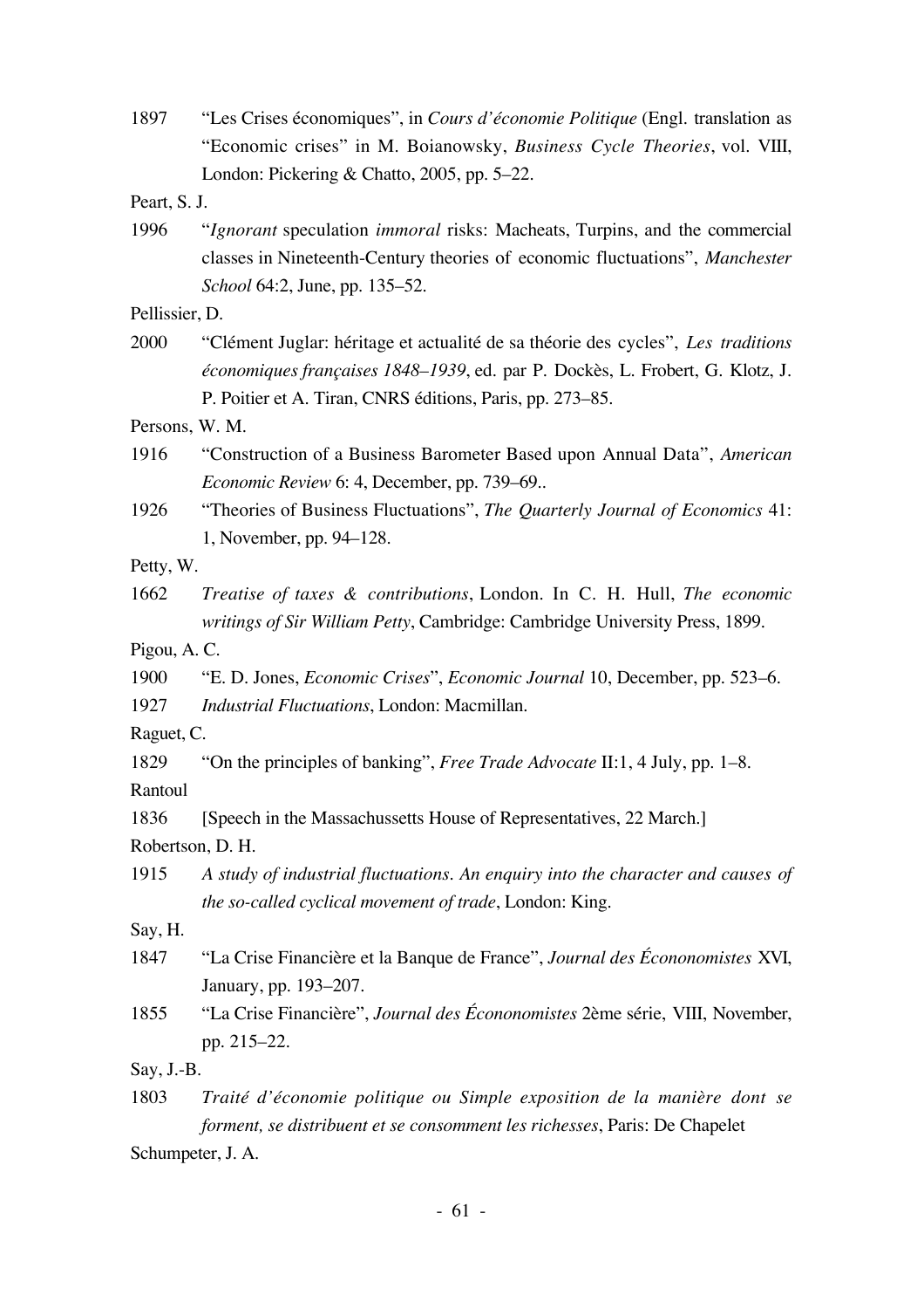1897 "Les Crises économiques", in *Cours d'économie Politique* (Engl. translation as "Economic crises" in M. Boianowsky, *Business Cycle Theories*, vol. VIII, London: Pickering & Chatto, 2005, pp. 5–22.

Peart, S. J.

1996 "*Ignorant* speculation *immoral* risks: Macheats, Turpins, and the commercial classes in Nineteenth-Century theories of economic fluctuations", *Manchester School* 64:2, June, pp. 135–52.

Pellissier, D.

2000 "Clément Juglar: héritage et actualité de sa théorie des cycles", *Les traditions économiques françaises 1848–1939*, ed. par P. Dockès, L. Frobert, G. Klotz, J. P. Poitier et A. Tiran, CNRS éditions, Paris, pp. 273–85.

Persons, W. M.

1916 "Construction of a Business Barometer Based upon Annual Data", *American Economic Review* 6: 4, December, pp. 739–69..

1926 "Theories of Business Fluctuations", *The Quarterly Journal of Economics* 41: 1, November, pp. 94–128.

Petty, W.

1662 *Treatise of taxes & contributions*, London. In C. H. Hull, *The economic writings of Sir William Petty*, Cambridge: Cambridge University Press, 1899.

Pigou, A. C.

1900 "E. D. Jones, *Economic Crises*", *Economic Journal* 10, December, pp. 523–6.

1927 *Industrial Fluctuations*, London: Macmillan.

Raguet, C.

1829 "On the principles of banking", *Free Trade Advocate* II:1, 4 July, pp. 1–8.

Rantoul

1836 [Speech in the Massachussetts House of Representatives, 22 March.]

Robertson, D. H.

1915 *A study of industrial fluctuations. An enquiry into the character and causes of the so-called cyclical movement of trade*, London: King.

Say, H.

1847 "La Crise Financière et la Banque de France", *Journal des Écononomistes* XVI, January, pp. 193–207.

1855 "La Crise Financière", *Journal des Écononomistes* 2ème série, VIII, November, pp. 215–22.

Say, J.-B.

1803 *Traité d'économie politique ou Simple exposition de la manière dont se forment, se distribuent et se consomment les richesses*, Paris: De Chapelet

Schumpeter, J. A.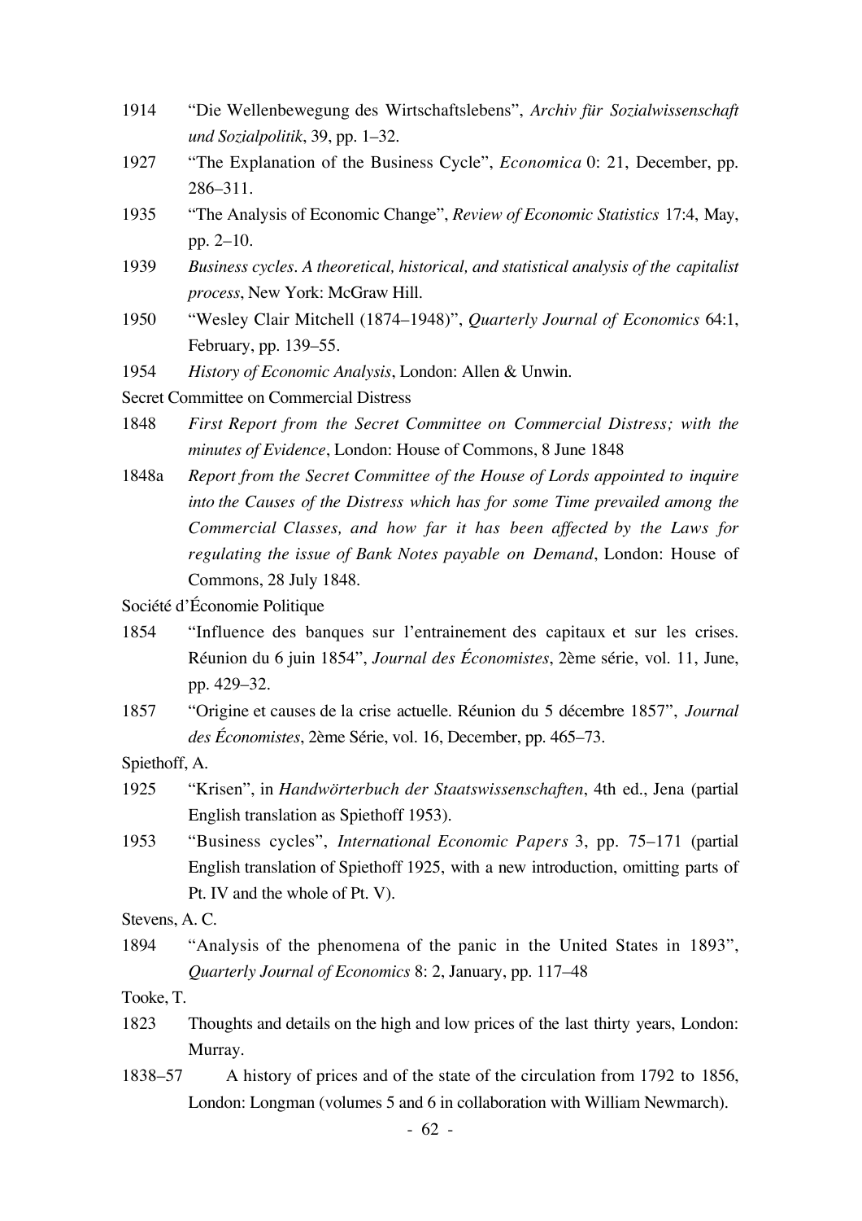1914 "Die Wellenbewegung des Wirtschaftslebens", *Archiv für Sozialwissenschaft und Sozialpolitik*, 39, pp. 1–32.

1927 "The Explanation of the Business Cycle", *Economica* 0: 21, December, pp. 286–311.

1935 "The Analysis of Economic Change", *Review of Economic Statistics* 17:4, May, pp. 2–10.

1939 *Business cycles. A theoretical, historical, and statistical analysis of the capitalist process*, New York: McGraw Hill.

1950 "Wesley Clair Mitchell (1874–1948)", *Quarterly Journal of Economics* 64:1, February, pp. 139–55.

1954 *History of Economic Analysis*, London: Allen & Unwin.

Secret Committee on Commercial Distress

1848 *First Report from the Secret Committee on Commercial Distress; with the minutes of Evidence*, London: House of Commons, 8 June 1848

1848a *Report from the Secret Committee of the House of Lords appointed to inquire into the Causes of the Distress which has for some Time prevailed among the Commercial Classes, and how far it has been affected by the Laws for regulating the issue of Bank Notes payable on Demand*, London: House of Commons, 28 July 1848.

Société d'Économie Politique

1854 "Influence des banques sur l'entrainement des capitaux et sur les crises. Réunion du 6 juin 1854", *Journal des Économistes*, 2ème série, vol. 11, June, pp. 429–32.

1857 "Origine et causes de la crise actuelle. Réunion du 5 décembre 1857", *Journal des Économistes*, 2ème Série, vol. 16, December, pp. 465–73.

Spiethoff, A.

1925 "Krisen", in *Handwörterbuch der Staatswissenschaften*, 4th ed., Jena (partial English translation as Spiethoff 1953).

1953 "Business cycles", *International Economic Papers* 3, pp. 75–171 (partial English translation of Spiethoff 1925, with a new introduction, omitting parts of Pt. IV and the whole of Pt. V).

Stevens, A. C.

1894 "Analysis of the phenomena of the panic in the United States in 1893", *Quarterly Journal of Economics* 8: 2, January, pp. 117–48

Tooke, T.

1823 Thoughts and details on the high and low prices of the last thirty years, London: Murray.

1838–57 A history of prices and of the state of the circulation from 1792 to 1856, London: Longman (volumes 5 and 6 in collaboration with William Newmarch).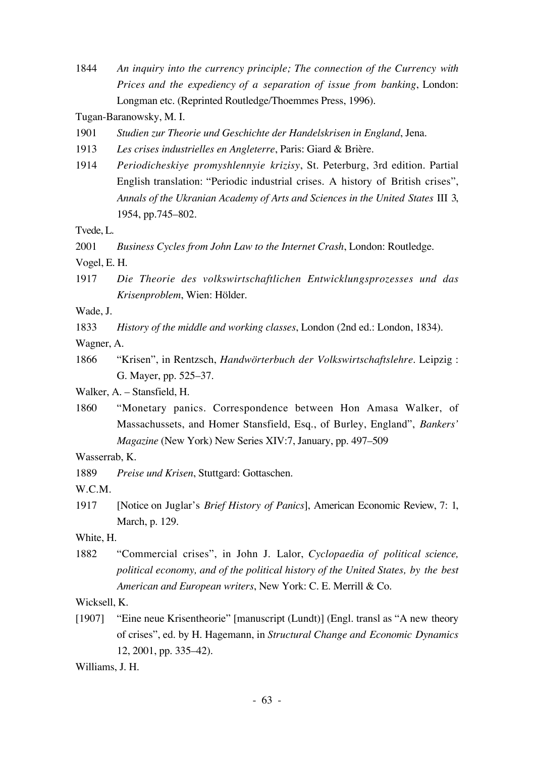1844 *An inquiry into the currency principle; The connection of the Currency with Prices and the expediency of a separation of issue from banking*, London: Longman etc. (Reprinted Routledge/Thoemmes Press, 1996).

Tugan-Baranowsky, M. I.

1901 *Studien zur Theorie und Geschichte der Handelskrisen in England*, Jena.

1913 *Les crises industrielles en Angleterre*, Paris: Giard & Brière.

1914 *Periodicheskiye promyshlennyie krizisy*, St. Peterburg, 3rd edition. Partial English translation: "Periodic industrial crises. A history of British crises", *Annals of the Ukranian Academy of Arts and Sciences in the United States* III 3, 1954, pp.745–802.

Tvede, L.

2001 *Business Cycles from John Law to the Internet Crash*, London: Routledge.

Vogel, E. H.

1917 *Die Theorie des volkswirtschaftlichen Entwicklungsprozesses und das Krisenproblem*, Wien: Hölder.

Wade, J.

1833 *History of the middle and working classes*, London (2nd ed.: London, 1834).

Wagner, A.

1866 "Krisen", in Rentzsch, *Handwörterbuch der Volkswirtschaftslehre*. Leipzig : G. Mayer, pp. 525–37.

Walker, A. – Stansfield, H.

1860 "Monetary panics. Correspondence between Hon Amasa Walker, of Massachussets, and Homer Stansfield, Esq., of Burley, England", *Bankers' Magazine* (New York) New Series XIV:7, January, pp. 497–509

Wasserrab, K.

1889 *Preise und Krisen*, Stuttgard: Gottaschen.

W.C.M.

1917 [Notice on Juglar's *Brief History of Panics*], American Economic Review, 7: 1, March, p. 129.

White, H.

1882 "Commercial crises", in John J. Lalor, *Cyclopaedia of political science, political economy, and of the political history of the United States, by the best American and European writers*, New York: C. E. Merrill & Co.

Wicksell, K.

[1907] "Eine neue Krisentheorie" [manuscript (Lundt)] (Engl. transl as "A new theory of crises", ed. by H. Hagemann, in *Structural Change and Economic Dynamics* 12, 2001, pp. 335–42).

Williams, J. H.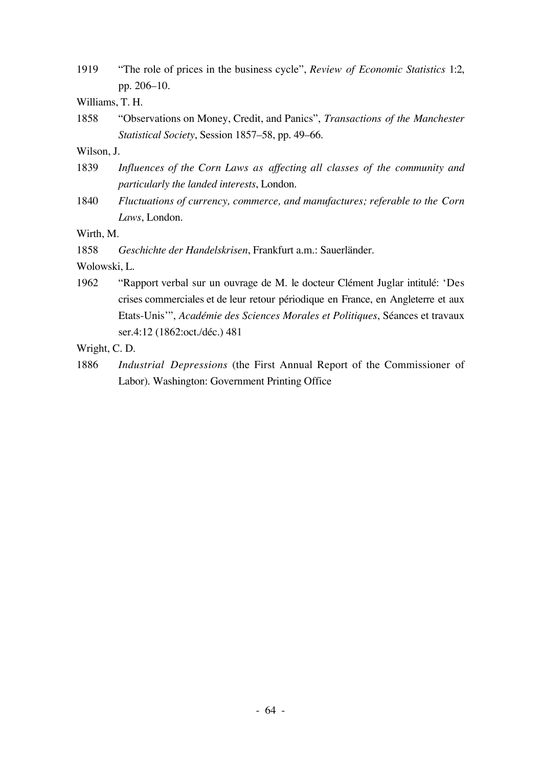1919 "The role of prices in the business cycle", *Review of Economic Statistics* 1:2, pp. 206–10.

Williams, T. H.

1858 "Observations on Money, Credit, and Panics", *Transactions of the Manchester Statistical Society*, Session 1857–58, pp. 49–66.

Wilson, J.

1839 *Influences of the Corn Laws as affecting all classes of the community and particularly the landed interests*, London.

1840 *Fluctuations of currency, commerce, and manufactures; referable to the Corn Laws*, London.

Wirth, M.

1858 *Geschichte der Handelskrisen*, Frankfurt a.m.: Sauerländer.

Wolowski, L.

1962 "Rapport verbal sur un ouvrage de M. le docteur Clément Juglar intitulé: 'Des crises commerciales et de leur retour périodique en France, en Angleterre et aux Etats-Unis'", *Académie des Sciences Morales et Politiques*, Séances et travaux ser.4:12 (1862:oct./déc.) 481

Wright, C. D.

1886 *Industrial Depressions* (the First Annual Report of the Commissioner of Labor). Washington: Government Printing Office